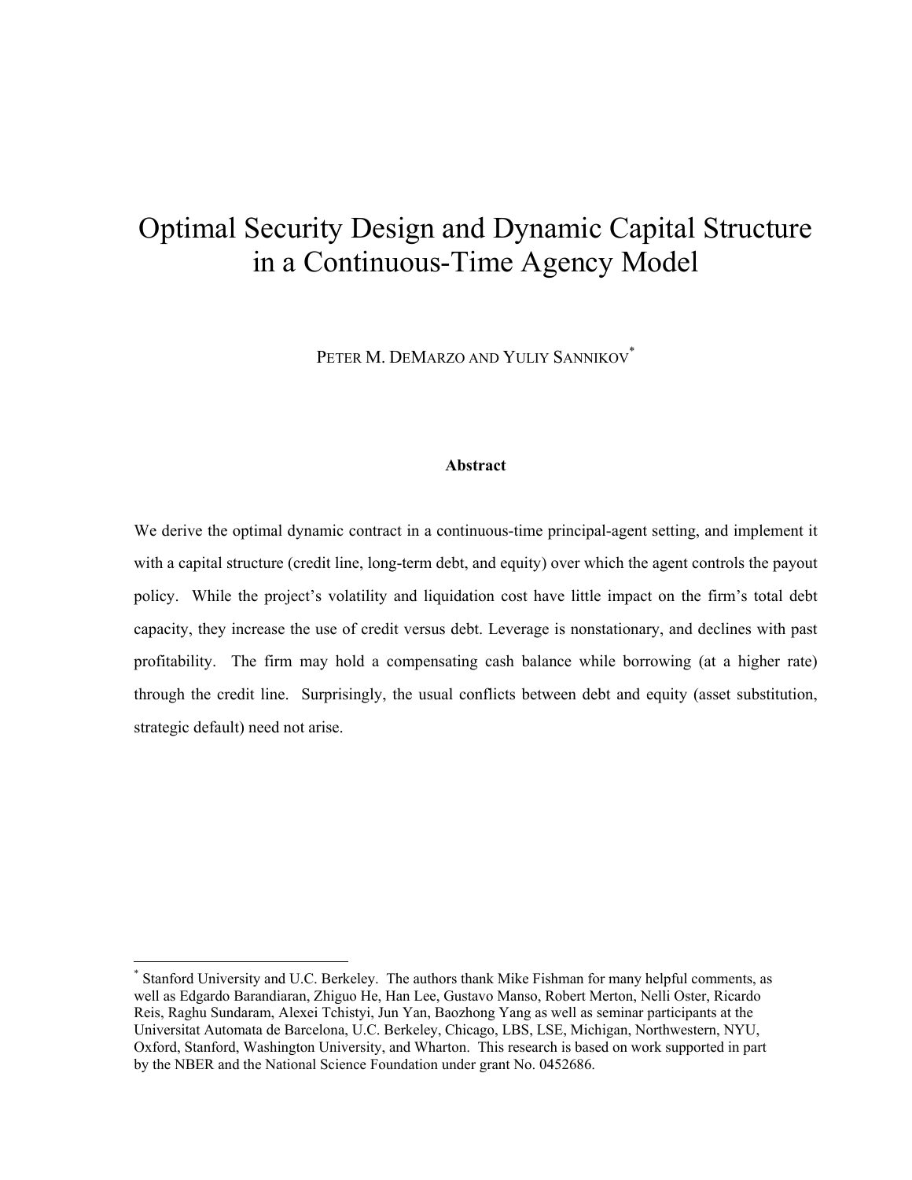# Optimal Security Design and Dynamic Capital Structure in a Continuous-Time Agency Model

PETER M. DEMARZO AND YULIY SANNIKOV[*]

**Abstract**

We derive the optimal dynamic contract in a continuous-time principal-agent setting, and implement it with a capital structure (credit line, long-term debt, and equity) over which the agent controls the payout policy. While the project's volatility and liquidation cost have little impact on the firm's total debt capacity, they increase the use of credit versus debt. Leverage is nonstationary, and declines with past profitability. The firm may hold a compensating cash balance while borrowing (at a higher rate) through the credit line. Surprisingly, the usual conflicts between debt and equity (asset substitution, strategic default) need not arise.

---

[*] Stanford University and U.C. Berkeley. The authors thank Mike Fishman for many helpful comments, as well as Edgardo Barandiaran, Zhiguo He, Han Lee, Gustavo Manso, Robert Merton, Nelli Oster, Ricardo Reis, Raghu Sundaram, Alexei Tchistyi, Jun Yan, Baozhong Yang as well as seminar participants at the Universitat Automata de Barcelona, U.C. Berkeley, Chicago, LBS, LSE, Michigan, Northwestern, NYU, Oxford, Stanford, Washington University, and Wharton. This research is based on work supported in part by the NBER and the National Science Foundation under grant No. 0452686.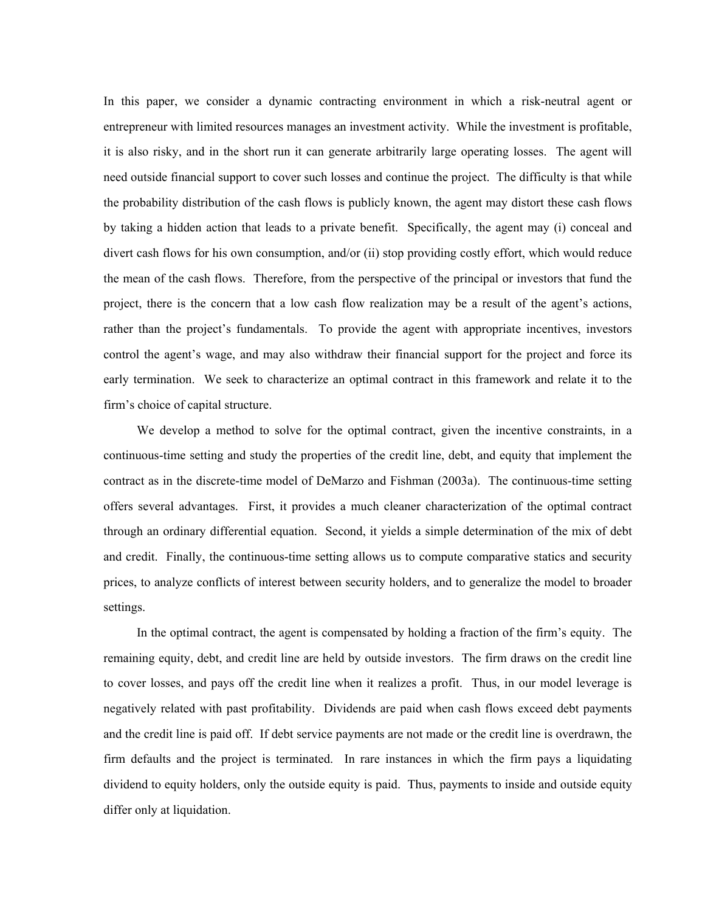In this paper, we consider a dynamic contracting environment in which a risk-neutral agent or entrepreneur with limited resources manages an investment activity. While the investment is profitable, it is also risky, and in the short run it can generate arbitrarily large operating losses. The agent will need outside financial support to cover such losses and continue the project. The difficulty is that while the probability distribution of the cash flows is publicly known, the agent may distort these cash flows by taking a hidden action that leads to a private benefit. Specifically, the agent may (i) conceal and divert cash flows for his own consumption, and/or (ii) stop providing costly effort, which would reduce the mean of the cash flows. Therefore, from the perspective of the principal or investors that fund the project, there is the concern that a low cash flow realization may be a result of the agent's actions, rather than the project's fundamentals. To provide the agent with appropriate incentives, investors control the agent's wage, and may also withdraw their financial support for the project and force its early termination. We seek to characterize an optimal contract in this framework and relate it to the firm's choice of capital structure.

We develop a method to solve for the optimal contract, given the incentive constraints, in a continuous-time setting and study the properties of the credit line, debt, and equity that implement the contract as in the discrete-time model of DeMarzo and Fishman (2003a). The continuous-time setting offers several advantages. First, it provides a much cleaner characterization of the optimal contract through an ordinary differential equation. Second, it yields a simple determination of the mix of debt and credit. Finally, the continuous-time setting allows us to compute comparative statics and security prices, to analyze conflicts of interest between security holders, and to generalize the model to broader settings.

In the optimal contract, the agent is compensated by holding a fraction of the firm's equity. The remaining equity, debt, and credit line are held by outside investors. The firm draws on the credit line to cover losses, and pays off the credit line when it realizes a profit. Thus, in our model leverage is negatively related with past profitability. Dividends are paid when cash flows exceed debt payments and the credit line is paid off. If debt service payments are not made or the credit line is overdrawn, the firm defaults and the project is terminated. In rare instances in which the firm pays a liquidating dividend to equity holders, only the outside equity is paid. Thus, payments to inside and outside equity differ only at liquidation.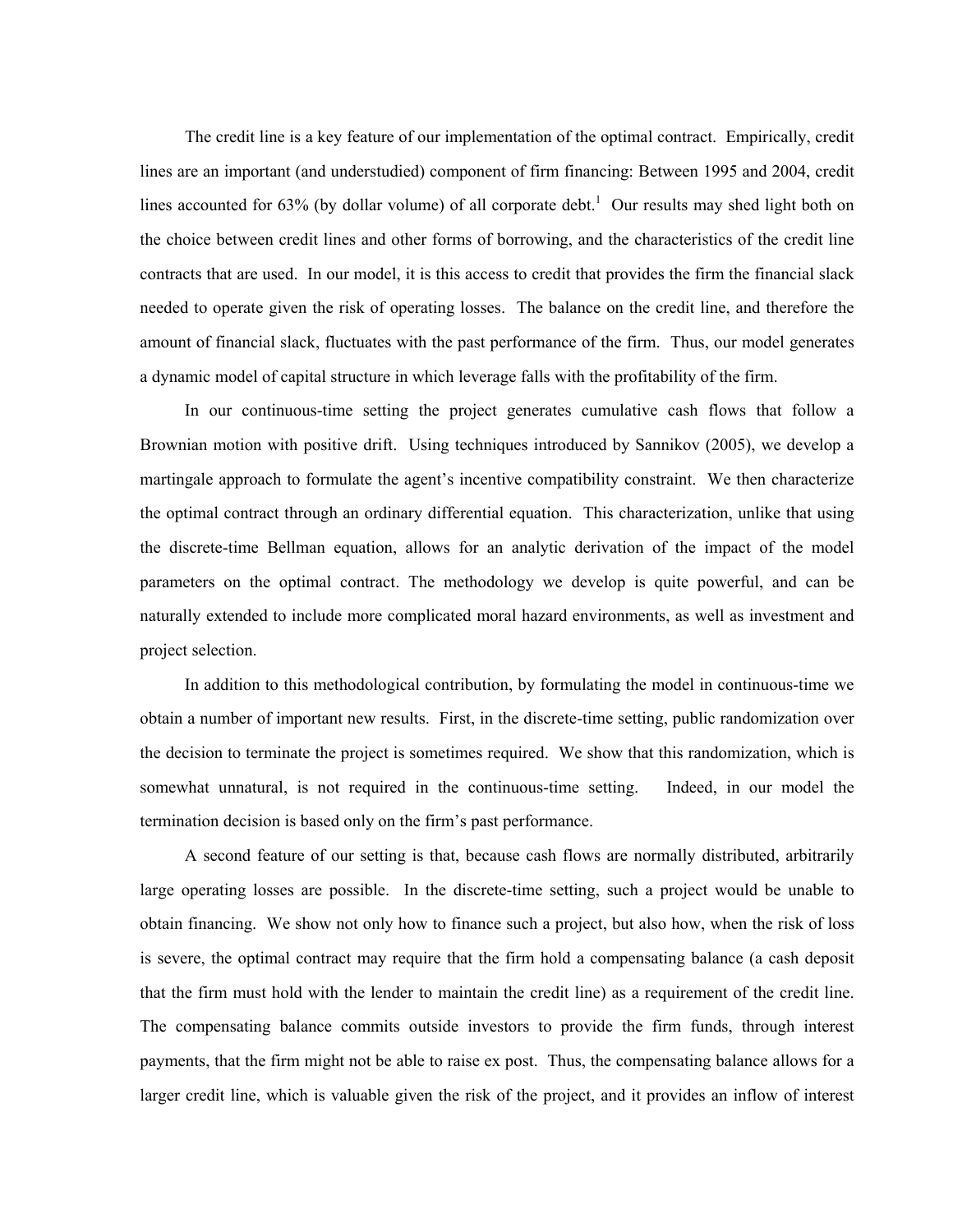The credit line is a key feature of our implementation of the optimal contract. Empirically, credit lines are an important (and understudied) component of firm financing: Between 1995 and 2004, credit lines accounted for 63% (by dollar volume) of all corporate debt.[1] Our results may shed light both on the choice between credit lines and other forms of borrowing, and the characteristics of the credit line contracts that are used. In our model, it is this access to credit that provides the firm the financial slack needed to operate given the risk of operating losses. The balance on the credit line, and therefore the amount of financial slack, fluctuates with the past performance of the firm. Thus, our model generates a dynamic model of capital structure in which leverage falls with the profitability of the firm.

In our continuous-time setting the project generates cumulative cash flows that follow a Brownian motion with positive drift. Using techniques introduced by Sannikov (2005), we develop a martingale approach to formulate the agent's incentive compatibility constraint. We then characterize the optimal contract through an ordinary differential equation. This characterization, unlike that using the discrete-time Bellman equation, allows for an analytic derivation of the impact of the model parameters on the optimal contract. The methodology we develop is quite powerful, and can be naturally extended to include more complicated moral hazard environments, as well as investment and project selection.

In addition to this methodological contribution, by formulating the model in continuous-time we obtain a number of important new results. First, in the discrete-time setting, public randomization over the decision to terminate the project is sometimes required. We show that this randomization, which is somewhat unnatural, is not required in the continuous-time setting. Indeed, in our model the termination decision is based only on the firm's past performance.

A second feature of our setting is that, because cash flows are normally distributed, arbitrarily large operating losses are possible. In the discrete-time setting, such a project would be unable to obtain financing. We show not only how to finance such a project, but also how, when the risk of loss is severe, the optimal contract may require that the firm hold a compensating balance (a cash deposit that the firm must hold with the lender to maintain the credit line) as a requirement of the credit line. The compensating balance commits outside investors to provide the firm funds, through interest payments, that the firm might not be able to raise ex post. Thus, the compensating balance allows for a larger credit line, which is valuable given the risk of the project, and it provides an inflow of interest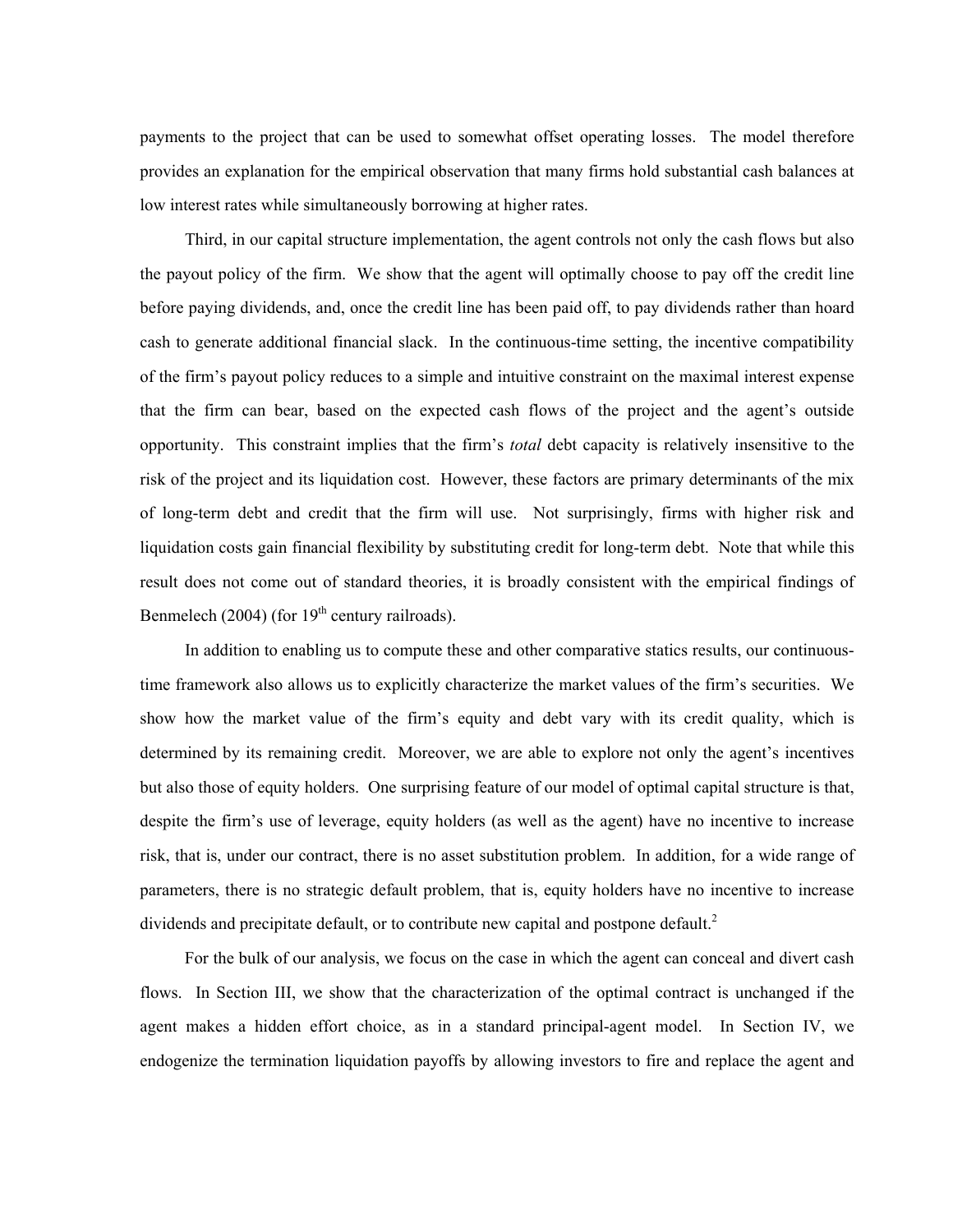payments to the project that can be used to somewhat offset operating losses. The model therefore provides an explanation for the empirical observation that many firms hold substantial cash balances at low interest rates while simultaneously borrowing at higher rates.

Third, in our capital structure implementation, the agent controls not only the cash flows but also the payout policy of the firm. We show that the agent will optimally choose to pay off the credit line before paying dividends, and, once the credit line has been paid off, to pay dividends rather than hoard cash to generate additional financial slack. In the continuous-time setting, the incentive compatibility of the firm's payout policy reduces to a simple and intuitive constraint on the maximal interest expense that the firm can bear, based on the expected cash flows of the project and the agent's outside opportunity. This constraint implies that the firm's *total* debt capacity is relatively insensitive to the risk of the project and its liquidation cost. However, these factors are primary determinants of the mix of long-term debt and credit that the firm will use. Not surprisingly, firms with higher risk and liquidation costs gain financial flexibility by substituting credit for long-term debt. Note that while this result does not come out of standard theories, it is broadly consistent with the empirical findings of Benmelech (2004) (for 19th century railroads).

In addition to enabling us to compute these and other comparative statics results, our continuous-time framework also allows us to explicitly characterize the market values of the firm's securities. We show how the market value of the firm's equity and debt vary with its credit quality, which is determined by its remaining credit. Moreover, we are able to explore not only the agent's incentives but also those of equity holders. One surprising feature of our model of optimal capital structure is that, despite the firm's use of leverage, equity holders (as well as the agent) have no incentive to increase risk, that is, under our contract, there is no asset substitution problem. In addition, for a wide range of parameters, there is no strategic default problem, that is, equity holders have no incentive to increase dividends and precipitate default, or to contribute new capital and postpone default.[2]

For the bulk of our analysis, we focus on the case in which the agent can conceal and divert cash flows. In Section III, we show that the characterization of the optimal contract is unchanged if the agent makes a hidden effort choice, as in a standard principal-agent model. In Section IV, we endogenize the termination liquidation payoffs by allowing investors to fire and replace the agent and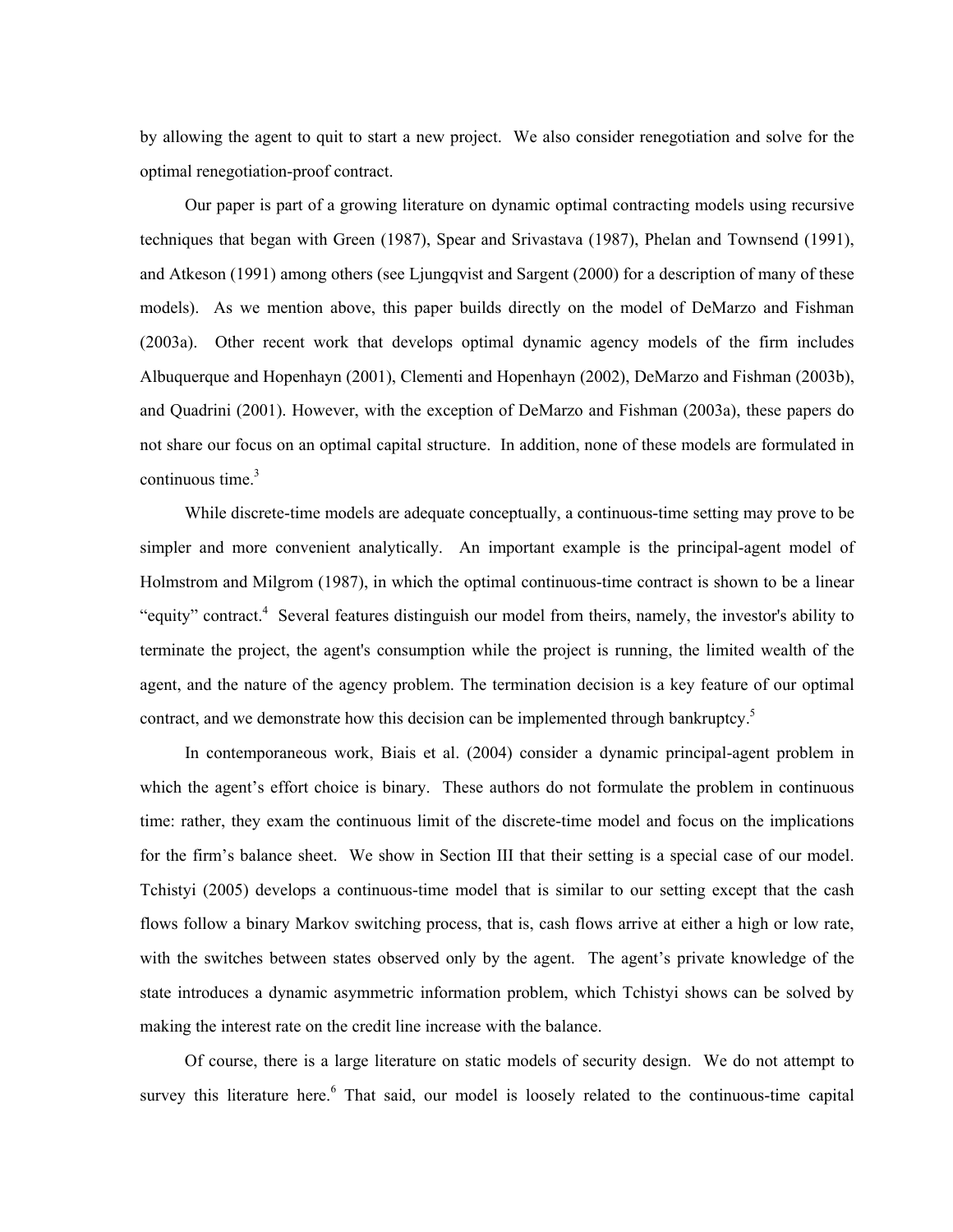by allowing the agent to quit to start a new project. We also consider renegotiation and solve for the optimal renegotiation-proof contract.

Our paper is part of a growing literature on dynamic optimal contracting models using recursive techniques that began with Green (1987), Spear and Srivastava (1987), Phelan and Townsend (1991), and Atkeson (1991) among others (see Ljungqvist and Sargent (2000) for a description of many of these models). As we mention above, this paper builds directly on the model of DeMarzo and Fishman (2003a). Other recent work that develops optimal dynamic agency models of the firm includes Albuquerque and Hopenhayn (2001), Clementi and Hopenhayn (2002), DeMarzo and Fishman (2003b), and Quadrini (2001). However, with the exception of DeMarzo and Fishman (2003a), these papers do not share our focus on an optimal capital structure. In addition, none of these models are formulated in continuous time.[3]

While discrete-time models are adequate conceptually, a continuous-time setting may prove to be simpler and more convenient analytically. An important example is the principal-agent model of Holmstrom and Milgrom (1987), in which the optimal continuous-time contract is shown to be a linear "equity" contract.[4] Several features distinguish our model from theirs, namely, the investor's ability to terminate the project, the agent's consumption while the project is running, the limited wealth of the agent, and the nature of the agency problem. The termination decision is a key feature of our optimal contract, and we demonstrate how this decision can be implemented through bankruptcy.[5]

In contemporaneous work, Biais et al. (2004) consider a dynamic principal-agent problem in which the agent's effort choice is binary. These authors do not formulate the problem in continuous time: rather, they exam the continuous limit of the discrete-time model and focus on the implications for the firm's balance sheet. We show in Section III that their setting is a special case of our model. Tchistyi (2005) develops a continuous-time model that is similar to our setting except that the cash flows follow a binary Markov switching process, that is, cash flows arrive at either a high or low rate, with the switches between states observed only by the agent. The agent's private knowledge of the state introduces a dynamic asymmetric information problem, which Tchistyi shows can be solved by making the interest rate on the credit line increase with the balance.

Of course, there is a large literature on static models of security design. We do not attempt to survey this literature here.[6] That said, our model is loosely related to the continuous-time capital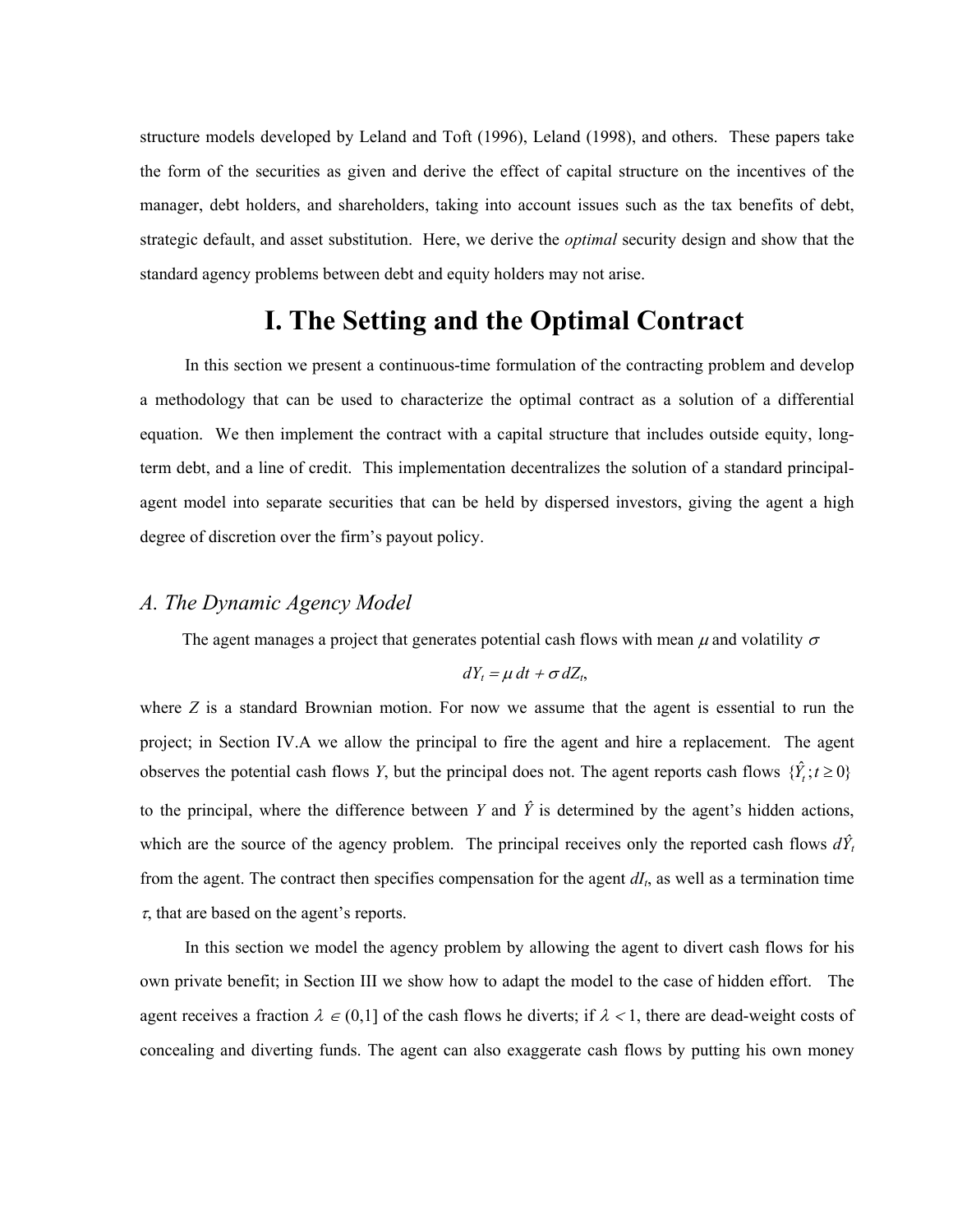structure models developed by Leland and Toft (1996), Leland (1998), and others. These papers take the form of the securities as given and derive the effect of capital structure on the incentives of the manager, debt holders, and shareholders, taking into account issues such as the tax benefits of debt, strategic default, and asset substitution. Here, we derive the *optimal* security design and show that the standard agency problems between debt and equity holders may not arise.

# I. The Setting and the Optimal Contract

In this section we present a continuous-time formulation of the contracting problem and develop a methodology that can be used to characterize the optimal contract as a solution of a differential equation. We then implement the contract with a capital structure that includes outside equity, long-term debt, and a line of credit. This implementation decentralizes the solution of a standard principal-agent model into separate securities that can be held by dispersed investors, giving the agent a high degree of discretion over the firm's payout policy.

## *A. The Dynamic Agency Model*

The agent manages a project that generates potential cash flows with mean $\mu$ and volatility $\sigma$

$$dY_t = \mu \, dt + \sigma \, dZ_t,$$

where $Z$ is a standard Brownian motion. For now we assume that the agent is essential to run the project; in Section IV.A we allow the principal to fire the agent and hire a replacement. The agent observes the potential cash flows $Y$, but the principal does not. The agent reports cash flows $\{\hat{Y}_t; t \geq 0\}$ to the principal, where the difference between $Y$ and $\hat{Y}$ is determined by the agent's hidden actions, which are the source of the agency problem. The principal receives only the reported cash flows $d\hat{Y}_t$ from the agent. The contract then specifies compensation for the agent $dI_t$, as well as a termination time $\tau$, that are based on the agent's reports.

In this section we model the agency problem by allowing the agent to divert cash flows for his own private benefit; in Section III we show how to adapt the model to the case of hidden effort. The agent receives a fraction $\lambda \in (0,1]$ of the cash flows he diverts; if $\lambda < 1$, there are dead-weight costs of concealing and diverting funds. The agent can also exaggerate cash flows by putting his own money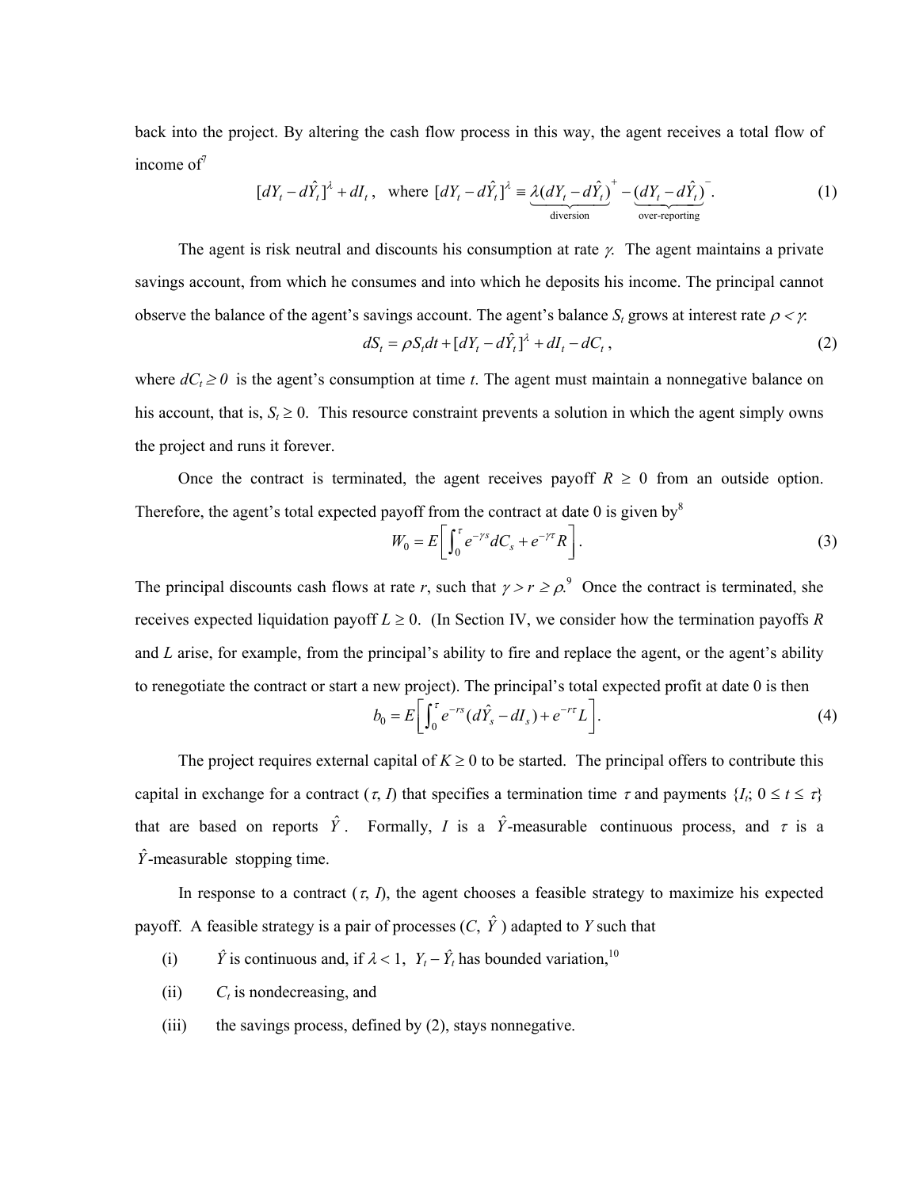back into the project. By altering the cash flow process in this way, the agent receives a total flow of income of[7]

$$[dY_t - d\hat{Y}_t]^{\lambda} + dI_t, \quad \text{where } [dY_t - d\hat{Y}_t]^{\lambda} \equiv \underbrace{\lambda(dY_t - d\hat{Y}_t)^{+}}_{\text{diversion}} - \underbrace{(dY_t - d\hat{Y}_t)^{-}}_{\text{over-reporting}}. \tag{1}$$

The agent is risk neutral and discounts his consumption at rate $\gamma$. The agent maintains a private savings account, from which he consumes and into which he deposits his income. The principal cannot observe the balance of the agent's savings account. The agent's balance $S_t$ grows at interest rate $\rho < \gamma$:

$$dS_t = \rho S_t dt + [dY_t - d\hat{Y}_t]^{\lambda} + dI_t - dC_t, \tag{2}$$

where $dC_t \geq 0$ is the agent's consumption at time $t$. The agent must maintain a nonnegative balance on his account, that is, $S_t \geq 0$. This resource constraint prevents a solution in which the agent simply owns the project and runs it forever.

Once the contract is terminated, the agent receives payoff $R \geq 0$ from an outside option. Therefore, the agent's total expected payoff from the contract at date 0 is given by[8]

$$W_0 = E\left[\int_0^{\tau} e^{-\gamma s} dC_s + e^{-\gamma\tau} R\right]. \tag{3}$$

The principal discounts cash flows at rate $r$, such that $\gamma > r \geq \rho$.[9] Once the contract is terminated, she receives expected liquidation payoff $L \geq 0$. (In Section IV, we consider how the termination payoffs $R$ and $L$ arise, for example, from the principal's ability to fire and replace the agent, or the agent's ability to renegotiate the contract or start a new project). The principal's total expected profit at date 0 is then

$$b_0 = E\left[\int_0^{\tau} e^{-rs}(d\hat{Y}_s - dI_s) + e^{-r\tau} L\right]. \tag{4}$$

The project requires external capital of $K \geq 0$ to be started. The principal offers to contribute this capital in exchange for a contract ($\tau$, $I$) that specifies a termination time $\tau$ and payments $\{I_t;\ 0 \leq t \leq \tau\}$ that are based on reports $\hat{Y}$. Formally, $I$ is a $\hat{Y}$-measurable continuous process, and $\tau$ is a $\hat{Y}$-measurable stopping time.

In response to a contract ($\tau$, $I$), the agent chooses a feasible strategy to maximize his expected payoff. A feasible strategy is a pair of processes ($C$, $\hat{Y}$) adapted to $Y$ such that

(i) $\hat{Y}$ is continuous and, if $\lambda < 1$, $Y_t - \hat{Y}_t$ has bounded variation,[10]

(ii) $C_t$ is nondecreasing, and

(iii) the savings process, defined by (2), stays nonnegative.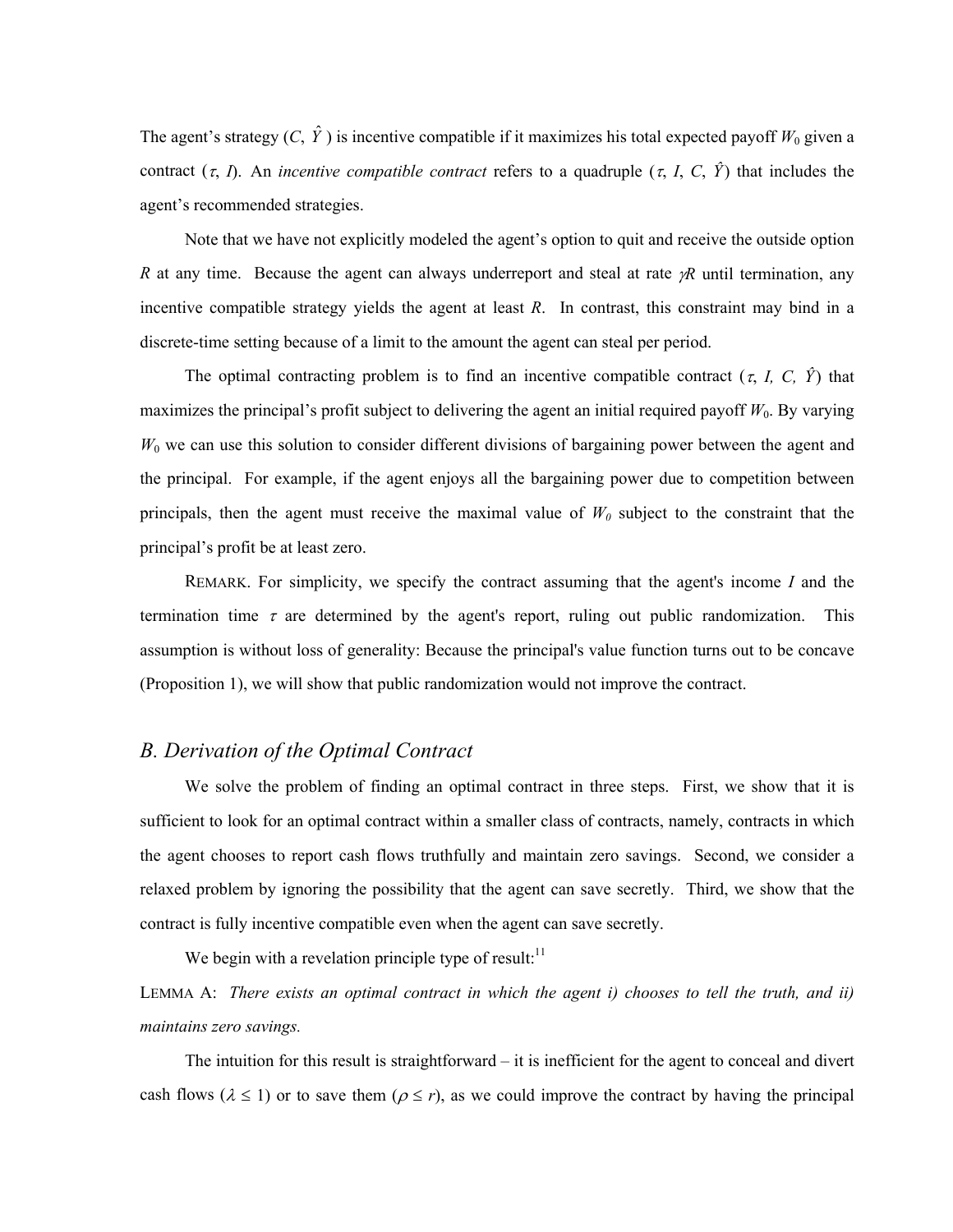The agent's strategy ($C$, $\hat{Y}$) is incentive compatible if it maximizes his total expected payoff $W_0$ given a contract ($\tau$, $I$). An *incentive compatible contract* refers to a quadruple ($\tau$, $I$, $C$, $\hat{Y}$) that includes the agent's recommended strategies.

Note that we have not explicitly modeled the agent's option to quit and receive the outside option $R$ at any time. Because the agent can always underreport and steal at rate $\gamma R$ until termination, any incentive compatible strategy yields the agent at least $R$. In contrast, this constraint may bind in a discrete-time setting because of a limit to the amount the agent can steal per period.

The optimal contracting problem is to find an incentive compatible contract ($\tau$, $I$, $C$, $\hat{Y}$) that maximizes the principal's profit subject to delivering the agent an initial required payoff $W_0$. By varying $W_0$ we can use this solution to consider different divisions of bargaining power between the agent and the principal. For example, if the agent enjoys all the bargaining power due to competition between principals, then the agent must receive the maximal value of $W_0$ subject to the constraint that the principal's profit be at least zero.

REMARK. For simplicity, we specify the contract assuming that the agent's income $I$ and the termination time $\tau$ are determined by the agent's report, ruling out public randomization. This assumption is without loss of generality: Because the principal's value function turns out to be concave (Proposition 1), we will show that public randomization would not improve the contract.

## B. Derivation of the Optimal Contract

We solve the problem of finding an optimal contract in three steps. First, we show that it is sufficient to look for an optimal contract within a smaller class of contracts, namely, contracts in which the agent chooses to report cash flows truthfully and maintain zero savings. Second, we consider a relaxed problem by ignoring the possibility that the agent can save secretly. Third, we show that the contract is fully incentive compatible even when the agent can save secretly.

We begin with a revelation principle type of result:[11]

LEMMA A: *There exists an optimal contract in which the agent i) chooses to tell the truth, and ii) maintains zero savings.*

The intuition for this result is straightforward – it is inefficient for the agent to conceal and divert cash flows ($\lambda \leq 1$) or to save them ($\rho \leq r$), as we could improve the contract by having the principal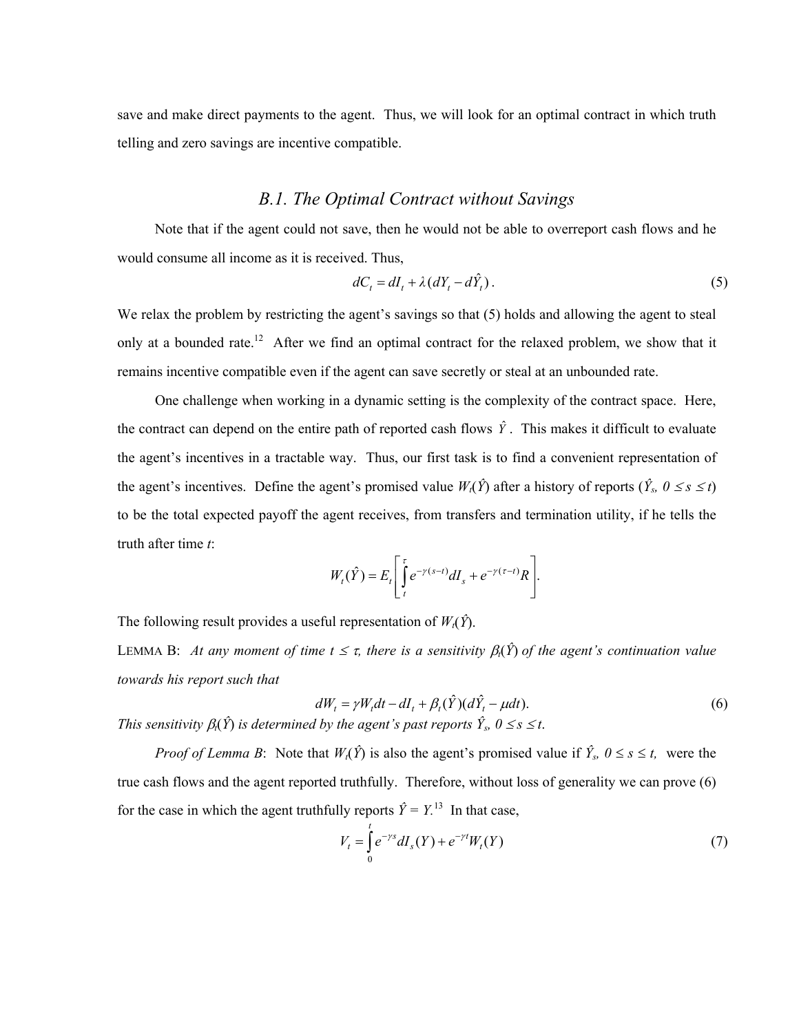save and make direct payments to the agent. Thus, we will look for an optimal contract in which truth telling and zero savings are incentive compatible.

### *B.1. The Optimal Contract without Savings*

Note that if the agent could not save, then he would not be able to overreport cash flows and he would consume all income as it is received. Thus,

$$dC_t = dI_t + \lambda (dY_t - d\hat{Y}_t). \tag{5}$$

We relax the problem by restricting the agent's savings so that (5) holds and allowing the agent to steal only at a bounded rate.[12] After we find an optimal contract for the relaxed problem, we show that it remains incentive compatible even if the agent can save secretly or steal at an unbounded rate.

One challenge when working in a dynamic setting is the complexity of the contract space. Here, the contract can depend on the entire path of reported cash flows $\hat{Y}$. This makes it difficult to evaluate the agent's incentives in a tractable way. Thus, our first task is to find a convenient representation of the agent's incentives. Define the agent's promised value $W_t(\hat{Y})$ after a history of reports ($\hat{Y}_s$, $0 \le s \le t$) to be the total expected payoff the agent receives, from transfers and termination utility, if he tells the truth after time *t*:

$$W_t(\hat{Y}) = E_t\left[\int_t^{\tau} e^{-\gamma(s-t)} dI_s + e^{-\gamma(\tau - t)} R\right].$$

The following result provides a useful representation of $W_t(\hat{Y})$.

LEMMA B: *At any moment of time $t \le \tau$, there is a sensitivity $\beta_t(\hat{Y})$ of the agent's continuation value towards his report such that*

$$dW_t = \gamma W_t dt - dI_t + \beta_t(\hat{Y})(d\hat{Y}_t - \mu dt). \tag{6}$$

*This sensitivity $\beta_t(\hat{Y})$ is determined by the agent's past reports $\hat{Y}_s$, $0 \le s \le t$.*

*Proof of Lemma B*: Note that $W_t(\hat{Y})$ is also the agent's promised value if $\hat{Y}_s$, $0 \le s \le t$, were the true cash flows and the agent reported truthfully. Therefore, without loss of generality we can prove (6) for the case in which the agent truthfully reports $\hat{Y} = Y$.[13] In that case,

$$V_t = \int_0^t e^{-\gamma s} dI_s(Y) + e^{-\gamma t} W_t(Y) \tag{7}$$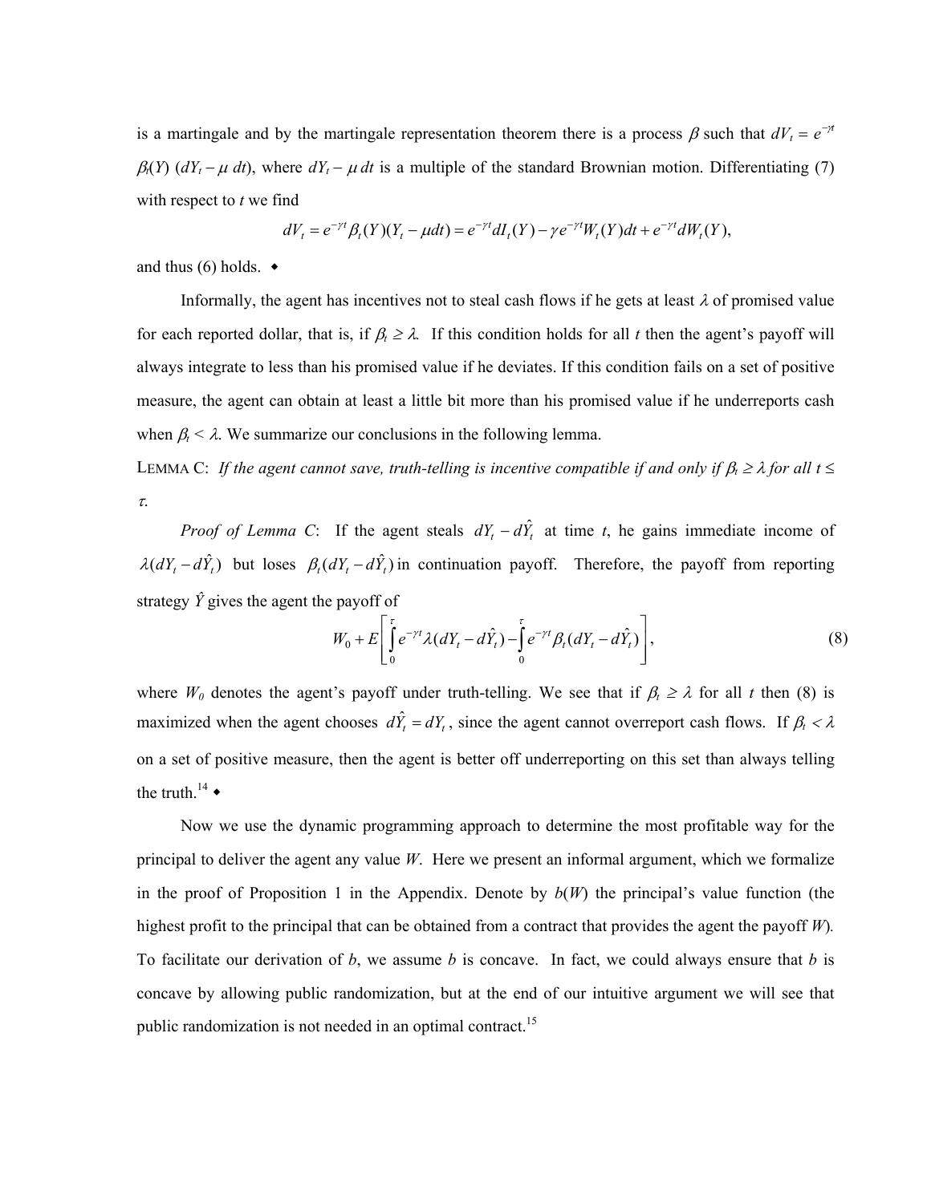is a martingale and by the martingale representation theorem there is a process $\beta$ such that $dV_t = e^{-\gamma t}$ $\beta_t(Y)$ $(dY_t - \mu\, dt)$, where $dY_t - \mu\, dt$ is a multiple of the standard Brownian motion. Differentiating (7) with respect to $t$ we find

$$dV_t = e^{-\gamma t}\beta_t(Y)(Y_t - \mu dt) = e^{-\gamma t}dI_t(Y) - \gamma e^{-\gamma t}W_t(Y)dt + e^{-\gamma t}dW_t(Y),$$

and thus (6) holds. ◆

Informally, the agent has incentives not to steal cash flows if he gets at least $\lambda$ of promised value for each reported dollar, that is, if $\beta_t \geq \lambda$. If this condition holds for all $t$ then the agent's payoff will always integrate to less than his promised value if he deviates. If this condition fails on a set of positive measure, the agent can obtain at least a little bit more than his promised value if he underreports cash when $\beta_t < \lambda$. We summarize our conclusions in the following lemma.

LEMMA C: *If the agent cannot save, truth-telling is incentive compatible if and only if $\beta_t \geq \lambda$ for all $t \leq \tau$.*

*Proof of Lemma C*: If the agent steals $dY_t - d\hat{Y}_t$ at time $t$, he gains immediate income of $\lambda(dY_t - d\hat{Y}_t)$ but loses $\beta_t(dY_t - d\hat{Y}_t)$ in continuation payoff. Therefore, the payoff from reporting strategy $\hat{Y}$ gives the agent the payoff of

$$W_0 + E\left[\int_0^\tau e^{-\gamma t}\lambda(dY_t - d\hat{Y}_t) - \int_0^\tau e^{-\gamma t}\beta_t(dY_t - d\hat{Y}_t)\right], \tag{8}$$

where $W_0$ denotes the agent's payoff under truth-telling. We see that if $\beta_t \geq \lambda$ for all $t$ then (8) is maximized when the agent chooses $d\hat{Y}_t = dY_t$, since the agent cannot overreport cash flows. If $\beta_t < \lambda$ on a set of positive measure, then the agent is better off underreporting on this set than always telling the truth.[14] ◆

Now we use the dynamic programming approach to determine the most profitable way for the principal to deliver the agent any value $W$. Here we present an informal argument, which we formalize in the proof of Proposition 1 in the Appendix. Denote by $b(W)$ the principal's value function (the highest profit to the principal that can be obtained from a contract that provides the agent the payoff $W$). To facilitate our derivation of $b$, we assume $b$ is concave. In fact, we could always ensure that $b$ is concave by allowing public randomization, but at the end of our intuitive argument we will see that public randomization is not needed in an optimal contract.[15]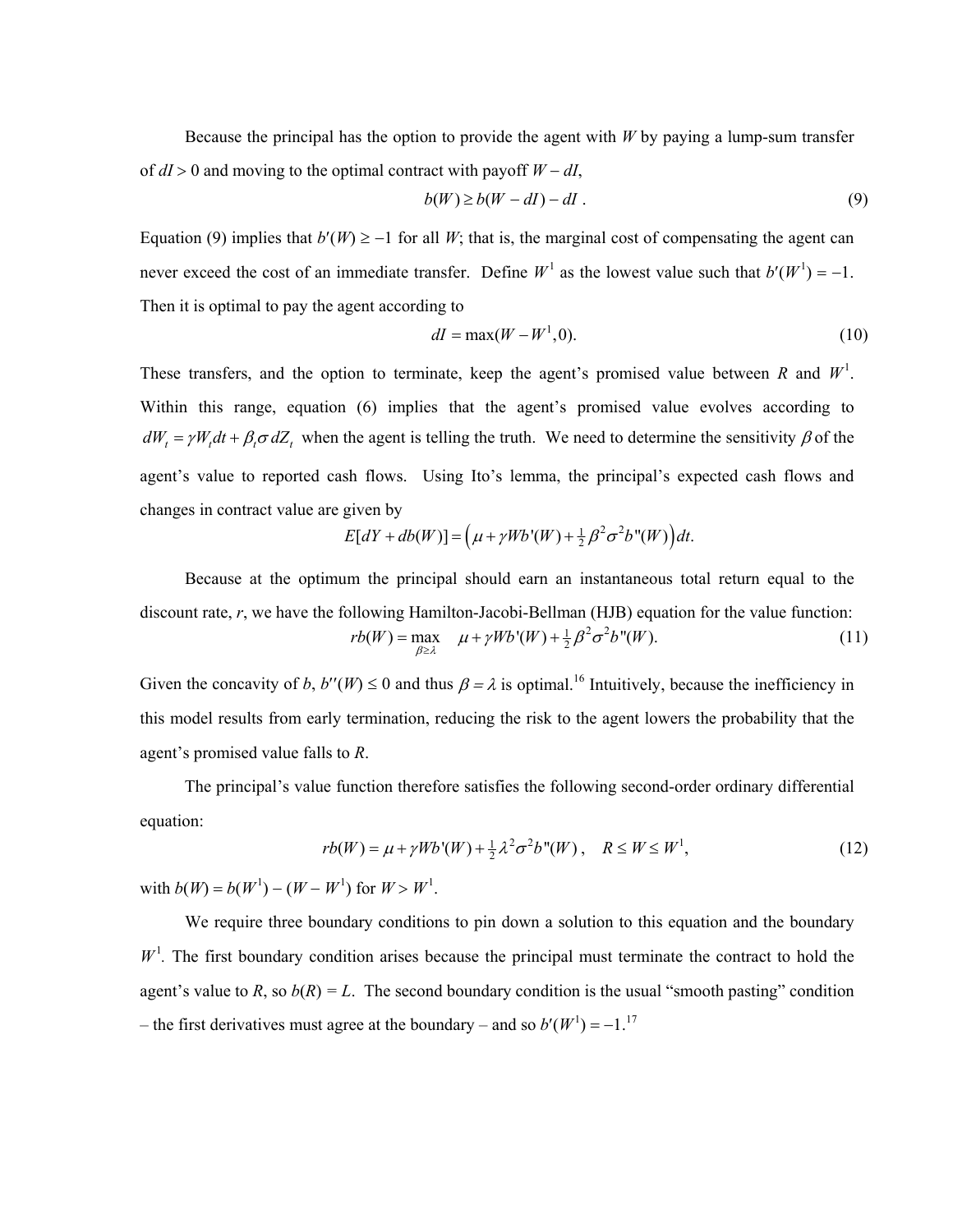Because the principal has the option to provide the agent with $W$ by paying a lump-sum transfer of $dI > 0$ and moving to the optimal contract with payoff $W - dI$,

$$b(W) \geq b(W - dI) - dI \, . \tag{9}$$

Equation (9) implies that $b'(W) \geq -1$ for all $W$; that is, the marginal cost of compensating the agent can never exceed the cost of an immediate transfer. Define $W^1$ as the lowest value such that $b'(W^1) = -1$. Then it is optimal to pay the agent according to

$$dI = \max(W - W^1, 0). \tag{10}$$

These transfers, and the option to terminate, keep the agent's promised value between $R$ and $W^1$. Within this range, equation (6) implies that the agent's promised value evolves according to $dW_t = \gamma W_t dt + \beta_t \sigma \, dZ_t$ when the agent is telling the truth. We need to determine the sensitivity $\beta$ of the agent's value to reported cash flows. Using Ito's lemma, the principal's expected cash flows and changes in contract value are given by

$$E[dY + db(W)] = \left(\mu + \gamma W b'(W) + \tfrac{1}{2}\beta^2\sigma^2 b''(W)\right)dt.$$

Because at the optimum the principal should earn an instantaneous total return equal to the discount rate, $r$, we have the following Hamilton-Jacobi-Bellman (HJB) equation for the value function:

$$rb(W) = \max_{\beta \geq \lambda} \quad \mu + \gamma W b'(W) + \tfrac{1}{2}\beta^2\sigma^2 b''(W). \tag{11}$$

Given the concavity of $b$, $b''(W) \leq 0$ and thus $\beta = \lambda$ is optimal.[16] Intuitively, because the inefficiency in this model results from early termination, reducing the risk to the agent lowers the probability that the agent's promised value falls to $R$.

The principal's value function therefore satisfies the following second-order ordinary differential equation:

$$rb(W) = \mu + \gamma W b'(W) + \tfrac{1}{2}\lambda^2\sigma^2 b''(W) \,, \quad R \leq W \leq W^1, \tag{12}$$

with $b(W) = b(W^1) - (W - W^1)$ for $W > W^1$.

We require three boundary conditions to pin down a solution to this equation and the boundary $W^1$. The first boundary condition arises because the principal must terminate the contract to hold the agent's value to $R$, so $b(R) = L$. The second boundary condition is the usual "smooth pasting" condition – the first derivatives must agree at the boundary – and so $b'(W^1) = -1$.[17]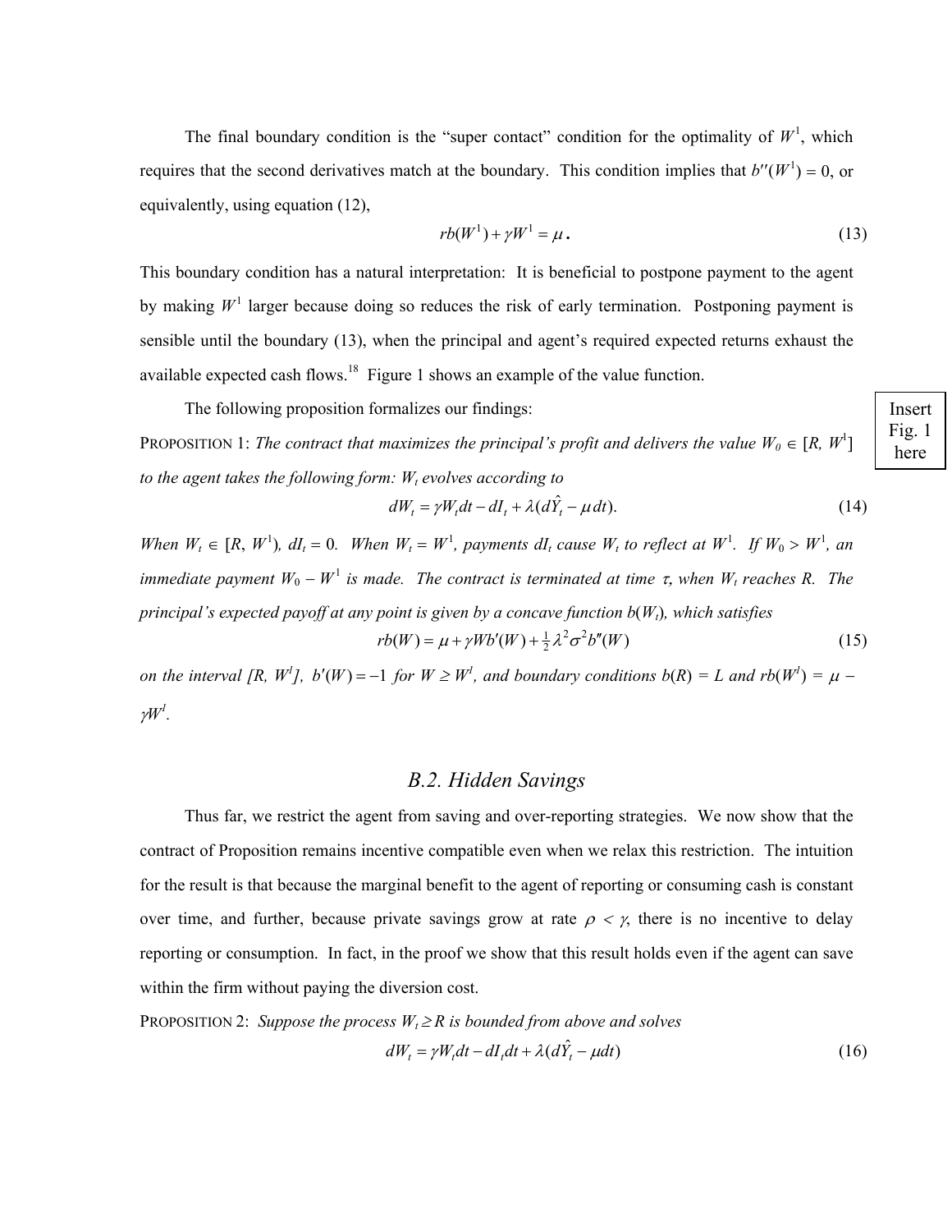The final boundary condition is the "super contact" condition for the optimality of $W^1$, which requires that the second derivatives match at the boundary. This condition implies that $b''(W^1) = 0$, or equivalently, using equation (12),

$$rb(W^1) + \gamma W^1 = \mu. \tag{13}$$

This boundary condition has a natural interpretation: It is beneficial to postpone payment to the agent by making $W^1$ larger because doing so reduces the risk of early termination. Postponing payment is sensible until the boundary (13), when the principal and agent's required expected returns exhaust the available expected cash flows.[18] Figure 1 shows an example of the value function.

Insert Fig. 1 here

The following proposition formalizes our findings:

PROPOSITION 1: *The contract that maximizes the principal's profit and delivers the value $W_0 \in [R, W^1]$ to the agent takes the following form: $W_t$ evolves according to*

$$dW_t = \gamma W_t dt - dI_t + \lambda(d\hat{Y}_t - \mu\, dt). \tag{14}$$

*When $W_t \in [R, W^1)$, $dI_t = 0$. When $W_t = W^1$, payments $dI_t$ cause $W_t$ to reflect at $W^1$. If $W_0 > W^1$, an immediate payment $W_0 - W^1$ is made. The contract is terminated at time $\tau$, when $W_t$ reaches $R$. The principal's expected payoff at any point is given by a concave function $b(W_t)$, which satisfies*

$$rb(W) = \mu + \gamma W b'(W) + \tfrac{1}{2}\lambda^2\sigma^2 b''(W) \tag{15}$$

*on the interval $[R, W^1]$, $b'(W) = -1$ for $W \geq W^1$, and boundary conditions $b(R) = L$ and $rb(W^1) = \mu - \gamma W^1$.*

## B.2. Hidden Savings

Thus far, we restrict the agent from saving and over-reporting strategies. We now show that the contract of Proposition remains incentive compatible even when we relax this restriction. The intuition for the result is that because the marginal benefit to the agent of reporting or consuming cash is constant over time, and further, because private savings grow at rate $\rho < \gamma$, there is no incentive to delay reporting or consumption. In fact, in the proof we show that this result holds even if the agent can save within the firm without paying the diversion cost.

PROPOSITION 2: *Suppose the process $W_t \geq R$ is bounded from above and solves*

$$dW_t = \gamma W_t dt - dI_t dt + \lambda(d\hat{Y}_t - \mu dt) \tag{16}$$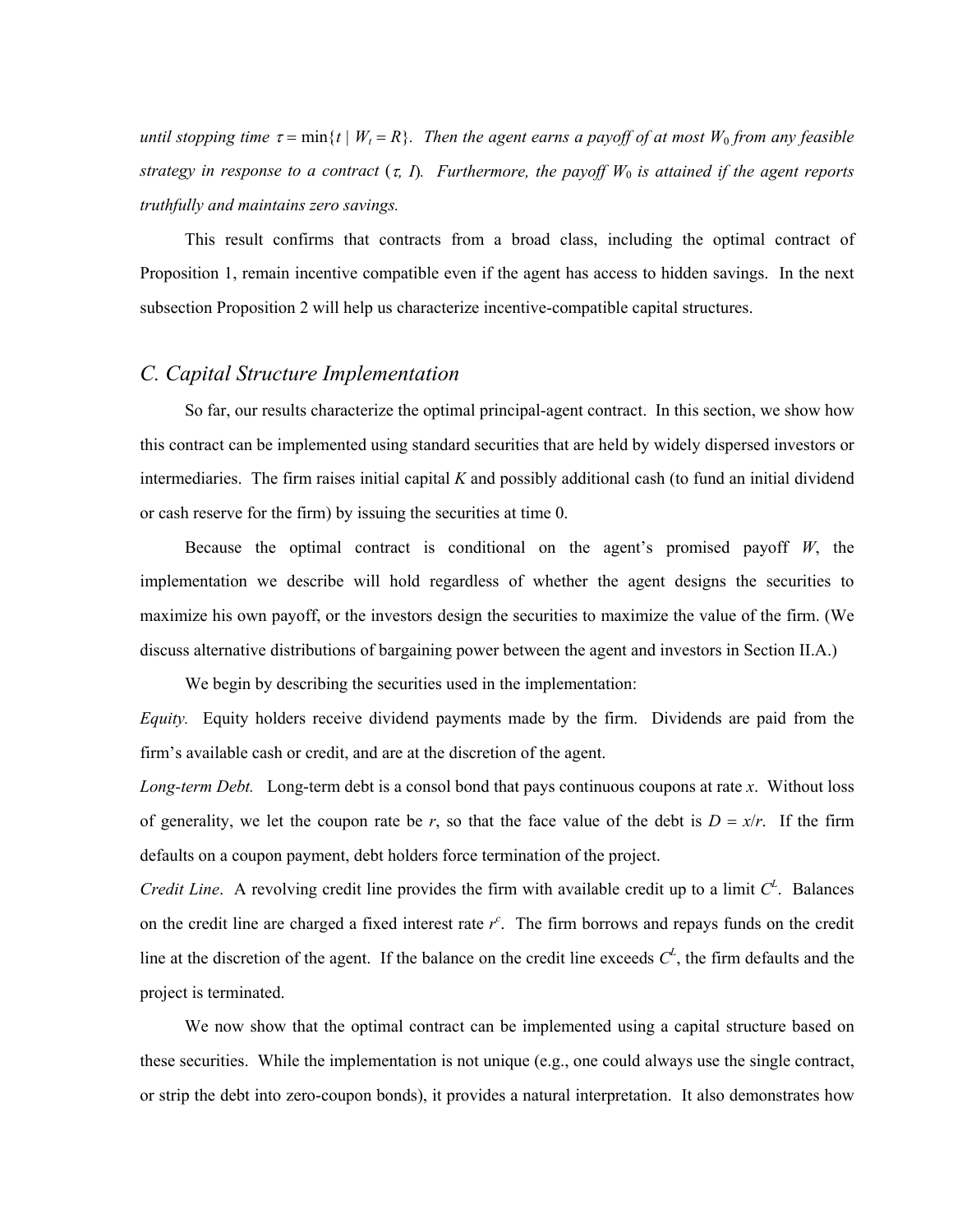*until stopping time $\tau = \min\{t \mid W_t = R\}$. Then the agent earns a payoff of at most $W_0$ from any feasible strategy in response to a contract ($\tau$, $I$). Furthermore, the payoff $W_0$ is attained if the agent reports truthfully and maintains zero savings.*

This result confirms that contracts from a broad class, including the optimal contract of Proposition 1, remain incentive compatible even if the agent has access to hidden savings. In the next subsection Proposition 2 will help us characterize incentive-compatible capital structures.

## *C. Capital Structure Implementation*

So far, our results characterize the optimal principal-agent contract. In this section, we show how this contract can be implemented using standard securities that are held by widely dispersed investors or intermediaries. The firm raises initial capital $K$ and possibly additional cash (to fund an initial dividend or cash reserve for the firm) by issuing the securities at time 0.

Because the optimal contract is conditional on the agent's promised payoff $W$, the implementation we describe will hold regardless of whether the agent designs the securities to maximize his own payoff, or the investors design the securities to maximize the value of the firm. (We discuss alternative distributions of bargaining power between the agent and investors in Section II.A.)

We begin by describing the securities used in the implementation:

*Equity.* Equity holders receive dividend payments made by the firm. Dividends are paid from the firm's available cash or credit, and are at the discretion of the agent.

*Long-term Debt.* Long-term debt is a consol bond that pays continuous coupons at rate $x$. Without loss of generality, we let the coupon rate be $r$, so that the face value of the debt is $D = x/r$. If the firm defaults on a coupon payment, debt holders force termination of the project.

*Credit Line*. A revolving credit line provides the firm with available credit up to a limit $C^L$. Balances on the credit line are charged a fixed interest rate $r^c$. The firm borrows and repays funds on the credit line at the discretion of the agent. If the balance on the credit line exceeds $C^L$, the firm defaults and the project is terminated.

We now show that the optimal contract can be implemented using a capital structure based on these securities. While the implementation is not unique (e.g., one could always use the single contract, or strip the debt into zero-coupon bonds), it provides a natural interpretation. It also demonstrates how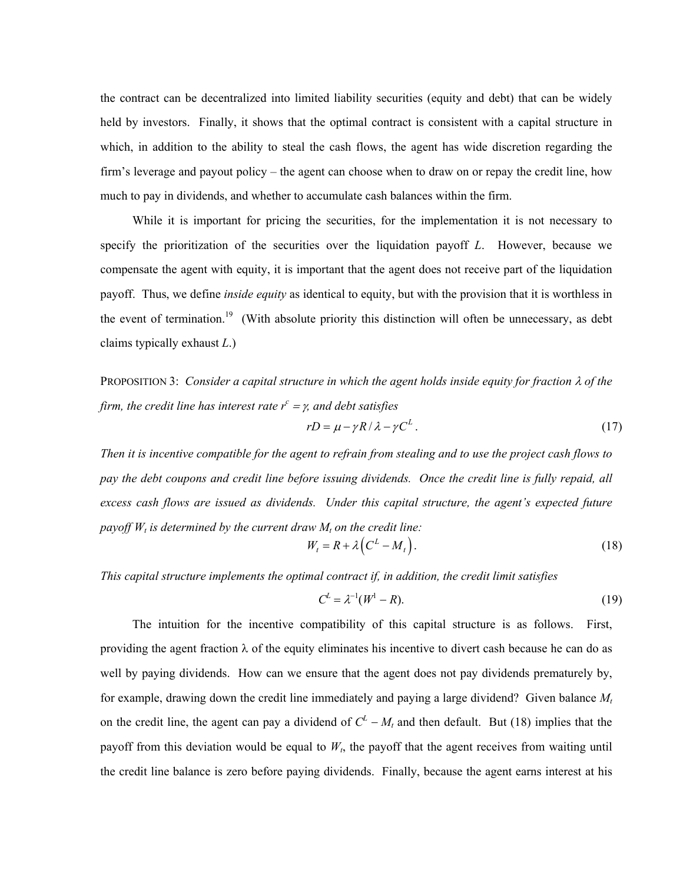the contract can be decentralized into limited liability securities (equity and debt) that can be widely held by investors. Finally, it shows that the optimal contract is consistent with a capital structure in which, in addition to the ability to steal the cash flows, the agent has wide discretion regarding the firm's leverage and payout policy – the agent can choose when to draw on or repay the credit line, how much to pay in dividends, and whether to accumulate cash balances within the firm.

While it is important for pricing the securities, for the implementation it is not necessary to specify the prioritization of the securities over the liquidation payoff $L$. However, because we compensate the agent with equity, it is important that the agent does not receive part of the liquidation payoff. Thus, we define *inside equity* as identical to equity, but with the provision that it is worthless in the event of termination.[19] (With absolute priority this distinction will often be unnecessary, as debt claims typically exhaust $L$.)

PROPOSITION 3: *Consider a capital structure in which the agent holds inside equity for fraction $\lambda$ of the firm, the credit line has interest rate $r^c = \gamma$, and debt satisfies*

$$rD = \mu - \gamma R / \lambda - \gamma C^L. \tag{17}$$

*Then it is incentive compatible for the agent to refrain from stealing and to use the project cash flows to pay the debt coupons and credit line before issuing dividends. Once the credit line is fully repaid, all excess cash flows are issued as dividends. Under this capital structure, the agent's expected future payoff $W_t$ is determined by the current draw $M_t$ on the credit line:*

$$W_t = R + \lambda \left( C^L - M_t \right). \tag{18}$$

*This capital structure implements the optimal contract if, in addition, the credit limit satisfies*

$$C^L = \lambda^{-1}(W^1 - R). \tag{19}$$

The intuition for the incentive compatibility of this capital structure is as follows. First, providing the agent fraction $\lambda$ of the equity eliminates his incentive to divert cash because he can do as well by paying dividends. How can we ensure that the agent does not pay dividends prematurely by, for example, drawing down the credit line immediately and paying a large dividend? Given balance $M_t$ on the credit line, the agent can pay a dividend of $C^L - M_t$ and then default. But (18) implies that the payoff from this deviation would be equal to $W_t$, the payoff that the agent receives from waiting until the credit line balance is zero before paying dividends. Finally, because the agent earns interest at his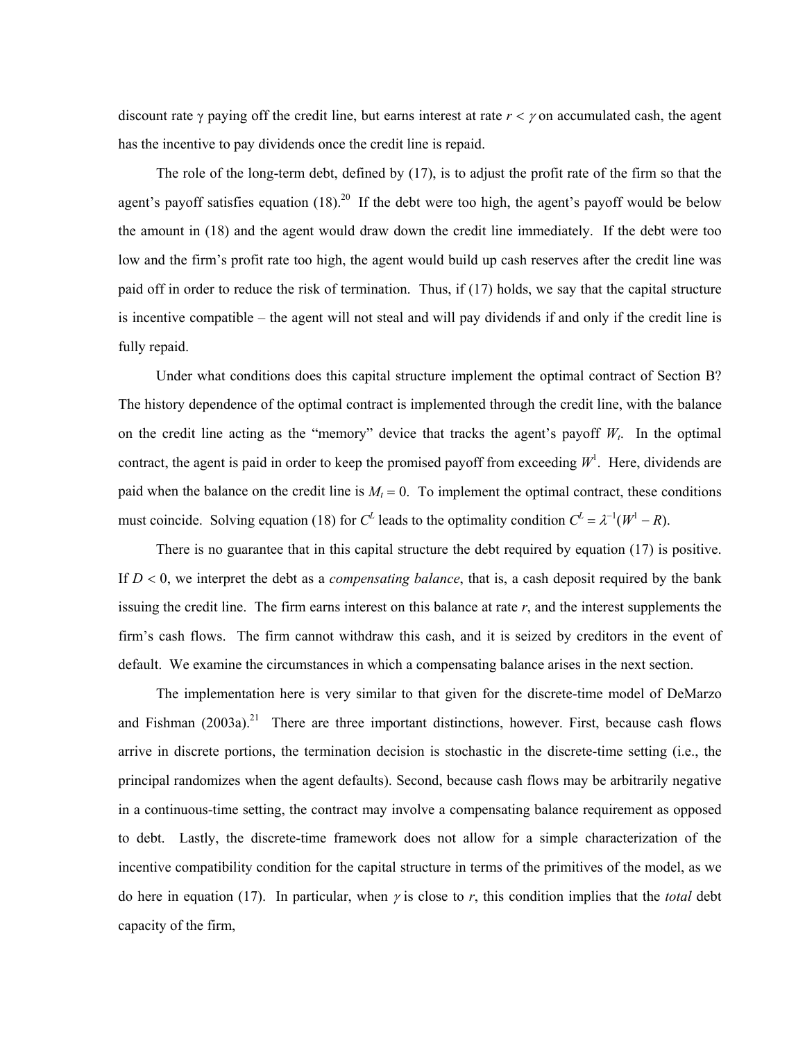discount rate $\gamma$ paying off the credit line, but earns interest at rate $r < \gamma$ on accumulated cash, the agent has the incentive to pay dividends once the credit line is repaid.

The role of the long-term debt, defined by (17), is to adjust the profit rate of the firm so that the agent's payoff satisfies equation (18).[20] If the debt were too high, the agent's payoff would be below the amount in (18) and the agent would draw down the credit line immediately. If the debt were too low and the firm's profit rate too high, the agent would build up cash reserves after the credit line was paid off in order to reduce the risk of termination. Thus, if (17) holds, we say that the capital structure is incentive compatible – the agent will not steal and will pay dividends if and only if the credit line is fully repaid.

Under what conditions does this capital structure implement the optimal contract of Section B? The history dependence of the optimal contract is implemented through the credit line, with the balance on the credit line acting as the "memory" device that tracks the agent's payoff $W_t$. In the optimal contract, the agent is paid in order to keep the promised payoff from exceeding $W^1$. Here, dividends are paid when the balance on the credit line is $M_t = 0$. To implement the optimal contract, these conditions must coincide. Solving equation (18) for $C^L$ leads to the optimality condition $C^L = \lambda^{-1}(W^1 - R)$.

There is no guarantee that in this capital structure the debt required by equation (17) is positive. If $D < 0$, we interpret the debt as a *compensating balance*, that is, a cash deposit required by the bank issuing the credit line. The firm earns interest on this balance at rate $r$, and the interest supplements the firm's cash flows. The firm cannot withdraw this cash, and it is seized by creditors in the event of default. We examine the circumstances in which a compensating balance arises in the next section.

The implementation here is very similar to that given for the discrete-time model of DeMarzo and Fishman (2003a).[21] There are three important distinctions, however. First, because cash flows arrive in discrete portions, the termination decision is stochastic in the discrete-time setting (i.e., the principal randomizes when the agent defaults). Second, because cash flows may be arbitrarily negative in a continuous-time setting, the contract may involve a compensating balance requirement as opposed to debt. Lastly, the discrete-time framework does not allow for a simple characterization of the incentive compatibility condition for the capital structure in terms of the primitives of the model, as we do here in equation (17). In particular, when $\gamma$ is close to $r$, this condition implies that the *total* debt capacity of the firm,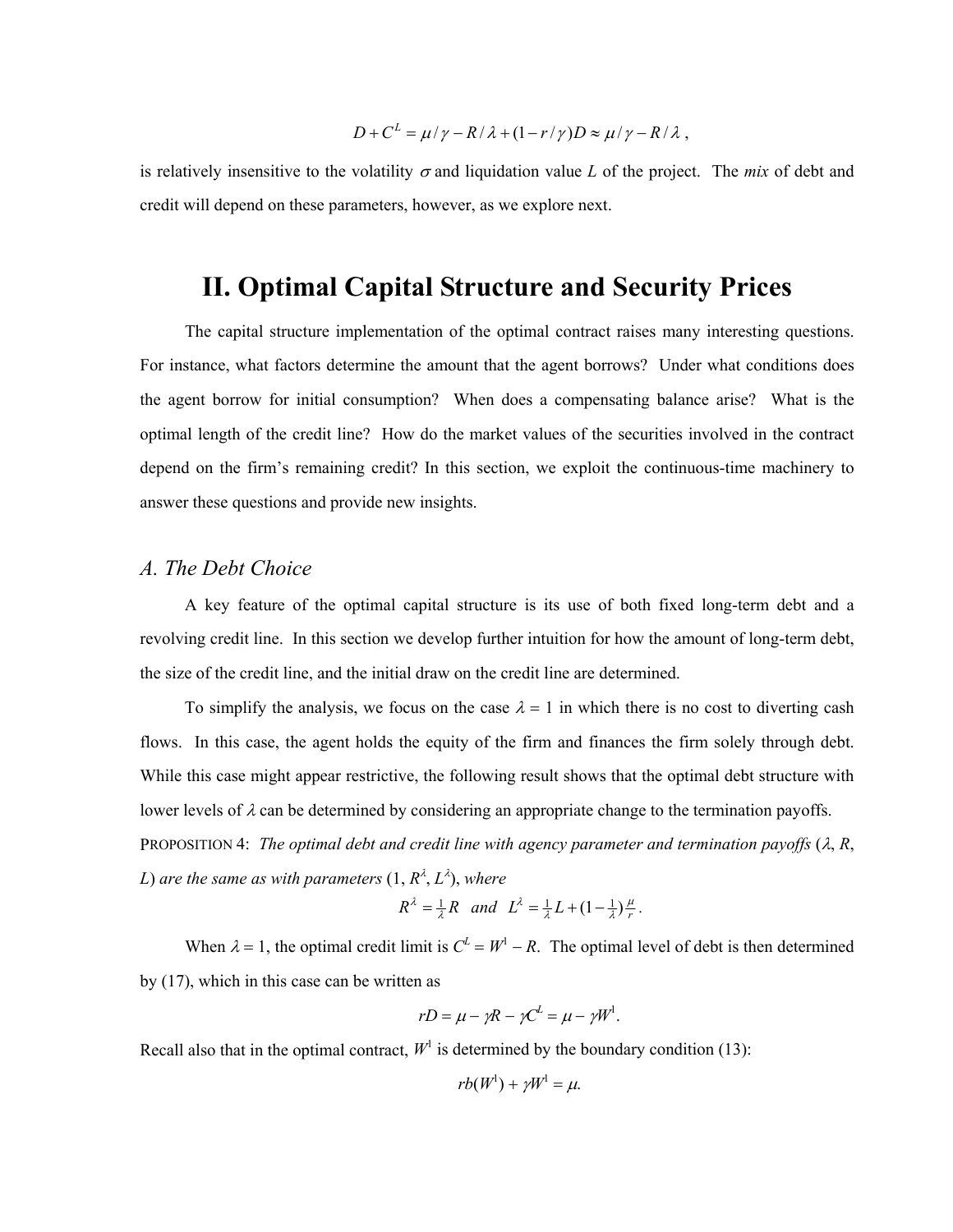$$D + C^L = \mu/\gamma - R/\lambda + (1 - r/\gamma)D \approx \mu/\gamma - R/\lambda ,$$

is relatively insensitive to the volatility $\sigma$ and liquidation value $L$ of the project. The *mix* of debt and credit will depend on these parameters, however, as we explore next.

# II. Optimal Capital Structure and Security Prices

The capital structure implementation of the optimal contract raises many interesting questions. For instance, what factors determine the amount that the agent borrows? Under what conditions does the agent borrow for initial consumption? When does a compensating balance arise? What is the optimal length of the credit line? How do the market values of the securities involved in the contract depend on the firm's remaining credit? In this section, we exploit the continuous-time machinery to answer these questions and provide new insights.

## *A. The Debt Choice*

A key feature of the optimal capital structure is its use of both fixed long-term debt and a revolving credit line. In this section we develop further intuition for how the amount of long-term debt, the size of the credit line, and the initial draw on the credit line are determined.

To simplify the analysis, we focus on the case $\lambda = 1$ in which there is no cost to diverting cash flows. In this case, the agent holds the equity of the firm and finances the firm solely through debt. While this case might appear restrictive, the following result shows that the optimal debt structure with lower levels of $\lambda$ can be determined by considering an appropriate change to the termination payoffs.

PROPOSITION 4: *The optimal debt and credit line with agency parameter and termination payoffs* ($\lambda$, $R$, $L$) *are the same as with parameters* ($1$, $R^\lambda$, $L^\lambda$), *where*

$$R^\lambda = \tfrac{1}{\lambda} R \quad and \quad L^\lambda = \tfrac{1}{\lambda} L + (1 - \tfrac{1}{\lambda})\tfrac{\mu}{r}.$$

When $\lambda = 1$, the optimal credit limit is $C^L = W^1 - R$. The optimal level of debt is then determined by (17), which in this case can be written as

$$rD = \mu - \gamma R - \gamma C^L = \mu - \gamma W^1.$$

Recall also that in the optimal contract, $W^1$ is determined by the boundary condition (13):

$$rb(W^1) + \gamma W^1 = \mu.$$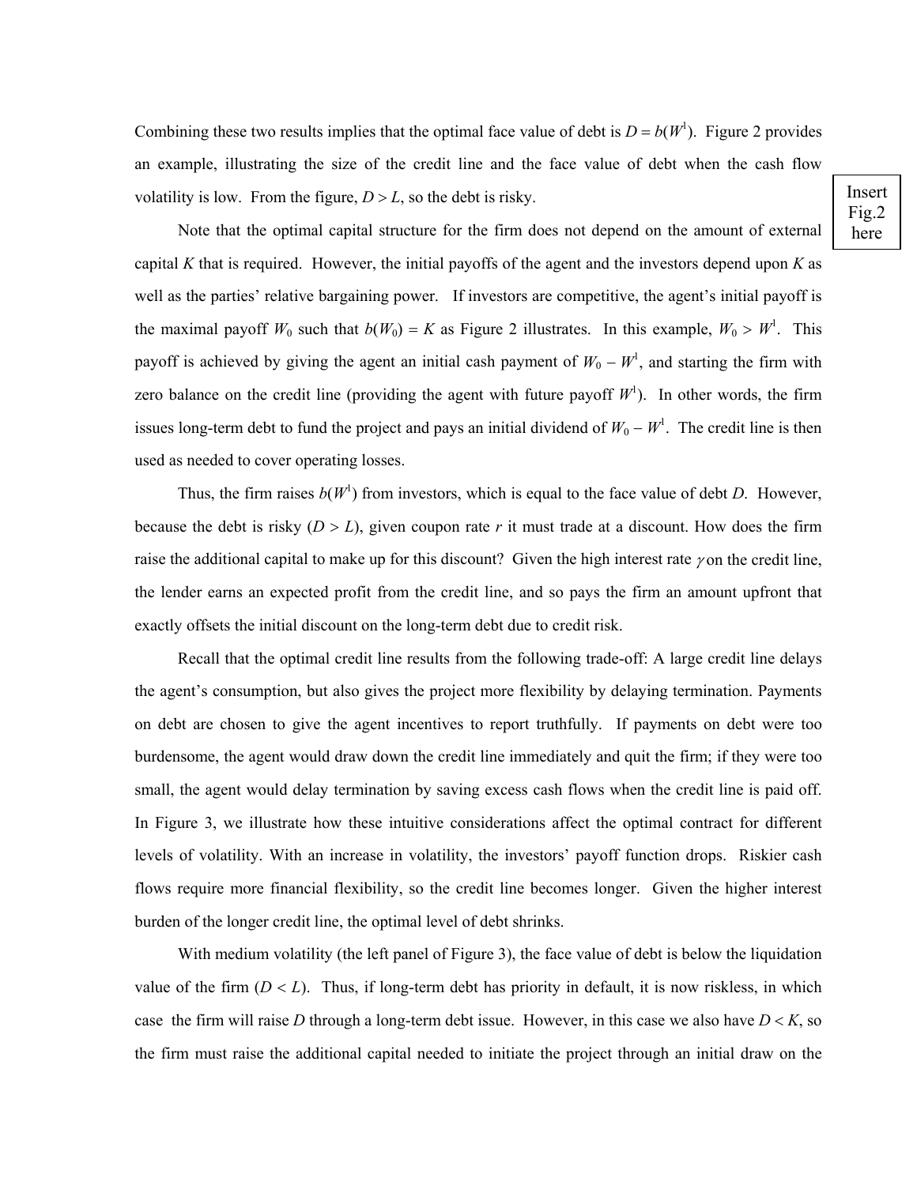Combining these two results implies that the optimal face value of debt is $D = b(W^1)$. Figure 2 provides an example, illustrating the size of the credit line and the face value of debt when the cash flow volatility is low. From the figure, $D > L$, so the debt is risky.

Insert Fig.2 here

Note that the optimal capital structure for the firm does not depend on the amount of external capital $K$ that is required. However, the initial payoffs of the agent and the investors depend upon $K$ as well as the parties' relative bargaining power. If investors are competitive, the agent's initial payoff is the maximal payoff $W_0$ such that $b(W_0) = K$ as Figure 2 illustrates. In this example, $W_0 > W^1$. This payoff is achieved by giving the agent an initial cash payment of $W_0 - W^1$, and starting the firm with zero balance on the credit line (providing the agent with future payoff $W^1$). In other words, the firm issues long-term debt to fund the project and pays an initial dividend of $W_0 - W^1$. The credit line is then used as needed to cover operating losses.

Thus, the firm raises $b(W^1)$ from investors, which is equal to the face value of debt $D$. However, because the debt is risky ($D > L$), given coupon rate $r$ it must trade at a discount. How does the firm raise the additional capital to make up for this discount? Given the high interest rate $\gamma$ on the credit line, the lender earns an expected profit from the credit line, and so pays the firm an amount upfront that exactly offsets the initial discount on the long-term debt due to credit risk.

Recall that the optimal credit line results from the following trade-off: A large credit line delays the agent's consumption, but also gives the project more flexibility by delaying termination. Payments on debt are chosen to give the agent incentives to report truthfully. If payments on debt were too burdensome, the agent would draw down the credit line immediately and quit the firm; if they were too small, the agent would delay termination by saving excess cash flows when the credit line is paid off. In Figure 3, we illustrate how these intuitive considerations affect the optimal contract for different levels of volatility. With an increase in volatility, the investors' payoff function drops. Riskier cash flows require more financial flexibility, so the credit line becomes longer. Given the higher interest burden of the longer credit line, the optimal level of debt shrinks.

With medium volatility (the left panel of Figure 3), the face value of debt is below the liquidation value of the firm ($D < L$). Thus, if long-term debt has priority in default, it is now riskless, in which case the firm will raise $D$ through a long-term debt issue. However, in this case we also have $D < K$, so the firm must raise the additional capital needed to initiate the project through an initial draw on the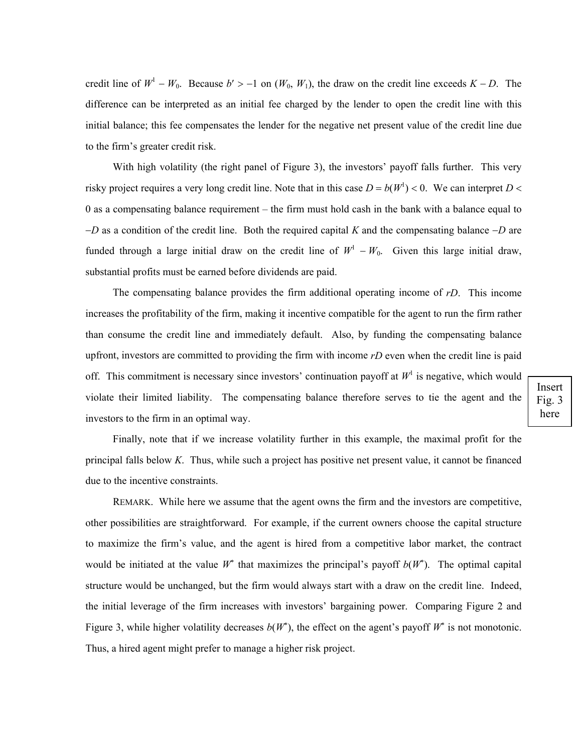credit line of $W^1 - W_0$. Because $b' > -1$ on $(W_0, W_1)$, the draw on the credit line exceeds $K - D$. The difference can be interpreted as an initial fee charged by the lender to open the credit line with this initial balance; this fee compensates the lender for the negative net present value of the credit line due to the firm's greater credit risk.

With high volatility (the right panel of Figure 3), the investors' payoff falls further. This very risky project requires a very long credit line. Note that in this case $D = b(W^1) < 0$. We can interpret $D < 0$ as a compensating balance requirement – the firm must hold cash in the bank with a balance equal to $-D$ as a condition of the credit line. Both the required capital $K$ and the compensating balance $-D$ are funded through a large initial draw on the credit line of $W^1 - W_0$. Given this large initial draw, substantial profits must be earned before dividends are paid.

The compensating balance provides the firm additional operating income of $rD$. This income increases the profitability of the firm, making it incentive compatible for the agent to run the firm rather than consume the credit line and immediately default. Also, by funding the compensating balance upfront, investors are committed to providing the firm with income $rD$ even when the credit line is paid off. This commitment is necessary since investors' continuation payoff at $W^1$ is negative, which would violate their limited liability. The compensating balance therefore serves to tie the agent and the investors to the firm in an optimal way.

Insert Fig. 3 here

Finally, note that if we increase volatility further in this example, the maximal profit for the principal falls below $K$. Thus, while such a project has positive net present value, it cannot be financed due to the incentive constraints.

REMARK. While here we assume that the agent owns the firm and the investors are competitive, other possibilities are straightforward. For example, if the current owners choose the capital structure to maximize the firm's value, and the agent is hired from a competitive labor market, the contract would be initiated at the value $W^*$ that maximizes the principal's payoff $b(W^*)$. The optimal capital structure would be unchanged, but the firm would always start with a draw on the credit line. Indeed, the initial leverage of the firm increases with investors' bargaining power. Comparing Figure 2 and Figure 3, while higher volatility decreases $b(W^*)$, the effect on the agent's payoff $W^*$ is not monotonic. Thus, a hired agent might prefer to manage a higher risk project.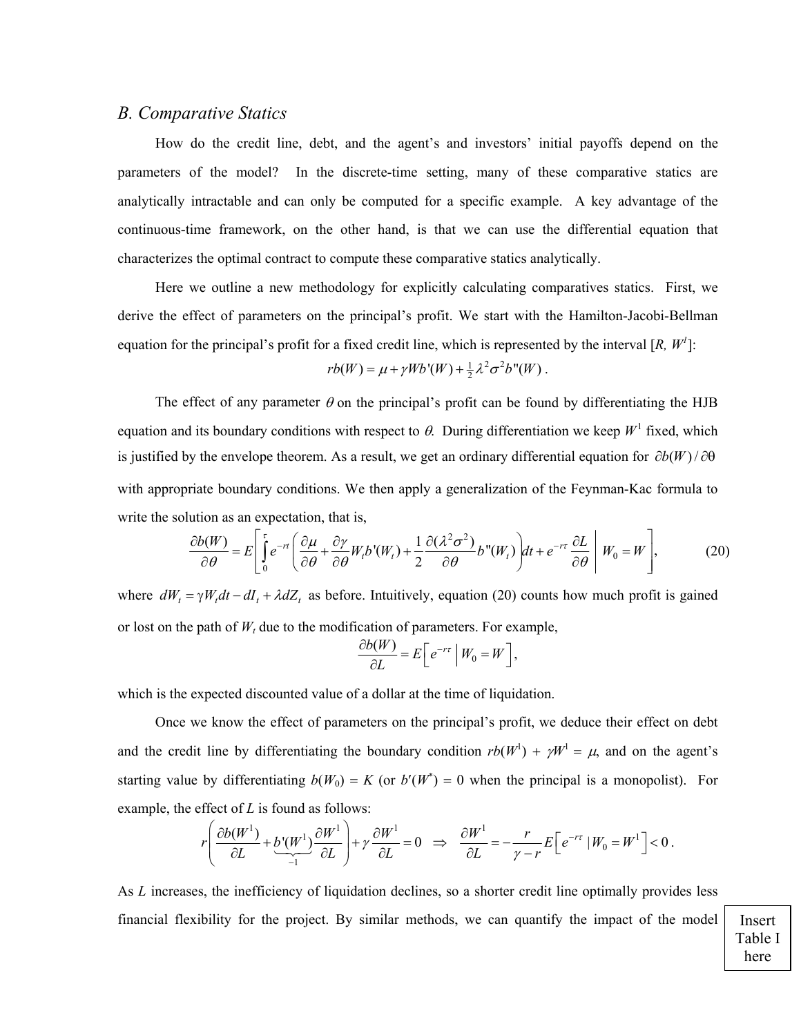### *B. Comparative Statics*

How do the credit line, debt, and the agent's and investors' initial payoffs depend on the parameters of the model? In the discrete-time setting, many of these comparative statics are analytically intractable and can only be computed for a specific example. A key advantage of the continuous-time framework, on the other hand, is that we can use the differential equation that characterizes the optimal contract to compute these comparative statics analytically.

Here we outline a new methodology for explicitly calculating comparatives statics. First, we derive the effect of parameters on the principal's profit. We start with the Hamilton-Jacobi-Bellman equation for the principal's profit for a fixed credit line, which is represented by the interval $[R, W^1]$:

$$rb(W) = \mu + \gamma W b'(W) + \tfrac{1}{2}\lambda^2\sigma^2 b''(W) \, .$$

The effect of any parameter $\theta$ on the principal's profit can be found by differentiating the HJB equation and its boundary conditions with respect to $\theta$. During differentiation we keep $W^1$ fixed, which is justified by the envelope theorem. As a result, we get an ordinary differential equation for $\partial b(W)/\partial\theta$ with appropriate boundary conditions. We then apply a generalization of the Feynman-Kac formula to write the solution as an expectation, that is,

$$\frac{\partial b(W)}{\partial \theta} = E\left[\int_0^{\tau} e^{-rt}\left(\frac{\partial \mu}{\partial \theta} + \frac{\partial \gamma}{\partial \theta} W_t b'(W_t) + \frac{1}{2}\frac{\partial(\lambda^2\sigma^2)}{\partial \theta} b''(W_t)\right)dt + e^{-r\tau}\frac{\partial L}{\partial \theta} \;\middle|\; W_0 = W\right], \tag{20}$$

where $dW_t = \gamma W_t dt - dI_t + \lambda dZ_t$ as before. Intuitively, equation (20) counts how much profit is gained or lost on the path of $W_t$ due to the modification of parameters. For example,

$$\frac{\partial b(W)}{\partial L} = E\left[e^{-r\tau} \;\middle|\; W_0 = W\right],$$

which is the expected discounted value of a dollar at the time of liquidation.

Once we know the effect of parameters on the principal's profit, we deduce their effect on debt and the credit line by differentiating the boundary condition $rb(W^1) + \gamma W^1 = \mu$, and on the agent's starting value by differentiating $b(W_0) = K$ (or $b'(W^*) = 0$ when the principal is a monopolist). For example, the effect of $L$ is found as follows:

$$r\left(\frac{\partial b(W^1)}{\partial L} + \underbrace{b'(W^1)}_{-1}\frac{\partial W^1}{\partial L}\right) + \gamma\frac{\partial W^1}{\partial L} = 0 \;\;\Rightarrow\;\; \frac{\partial W^1}{\partial L} = -\frac{r}{\gamma - r}E\left[e^{-r\tau} \mid W_0 = W^1\right] < 0 \, .$$

As $L$ increases, the inefficiency of liquidation declines, so a shorter credit line optimally provides less financial flexibility for the project. By similar methods, we can quantify the impact of the model

Insert Table I here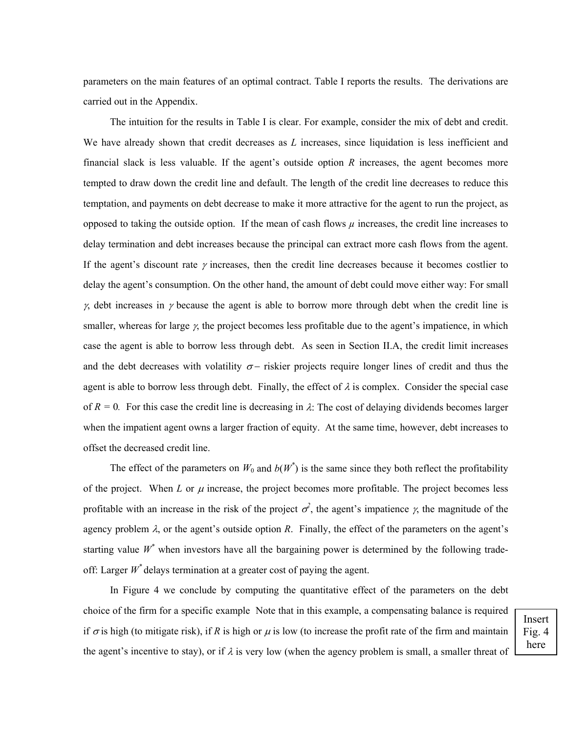parameters on the main features of an optimal contract. Table I reports the results. The derivations are carried out in the Appendix.

The intuition for the results in Table I is clear. For example, consider the mix of debt and credit. We have already shown that credit decreases as $L$ increases, since liquidation is less inefficient and financial slack is less valuable. If the agent's outside option $R$ increases, the agent becomes more tempted to draw down the credit line and default. The length of the credit line decreases to reduce this temptation, and payments on debt decrease to make it more attractive for the agent to run the project, as opposed to taking the outside option. If the mean of cash flows $\mu$ increases, the credit line increases to delay termination and debt increases because the principal can extract more cash flows from the agent. If the agent's discount rate $\gamma$ increases, then the credit line decreases because it becomes costlier to delay the agent's consumption. On the other hand, the amount of debt could move either way: For small $\gamma$, debt increases in $\gamma$ because the agent is able to borrow more through debt when the credit line is smaller, whereas for large $\gamma$, the project becomes less profitable due to the agent's impatience, in which case the agent is able to borrow less through debt. As seen in Section II.A, the credit limit increases and the debt decreases with volatility $\sigma$ – riskier projects require longer lines of credit and thus the agent is able to borrow less through debt. Finally, the effect of $\lambda$ is complex. Consider the special case of $R = 0$. For this case the credit line is decreasing in $\lambda$: The cost of delaying dividends becomes larger when the impatient agent owns a larger fraction of equity. At the same time, however, debt increases to offset the decreased credit line.

The effect of the parameters on $W_0$ and $b(W^*)$ is the same since they both reflect the profitability of the project. When $L$ or $\mu$ increase, the project becomes more profitable. The project becomes less profitable with an increase in the risk of the project $\sigma^2$, the agent's impatience $\gamma$, the magnitude of the agency problem $\lambda$, or the agent's outside option $R$. Finally, the effect of the parameters on the agent's starting value $W^*$ when investors have all the bargaining power is determined by the following trade-off: Larger $W^*$ delays termination at a greater cost of paying the agent.

In Figure 4 we conclude by computing the quantitative effect of the parameters on the debt choice of the firm for a specific example Note that in this example, a compensating balance is required if $\sigma$ is high (to mitigate risk), if $R$ is high or $\mu$ is low (to increase the profit rate of the firm and maintain the agent's incentive to stay), or if $\lambda$ is very low (when the agency problem is small, a smaller threat of

Insert Fig. 4 here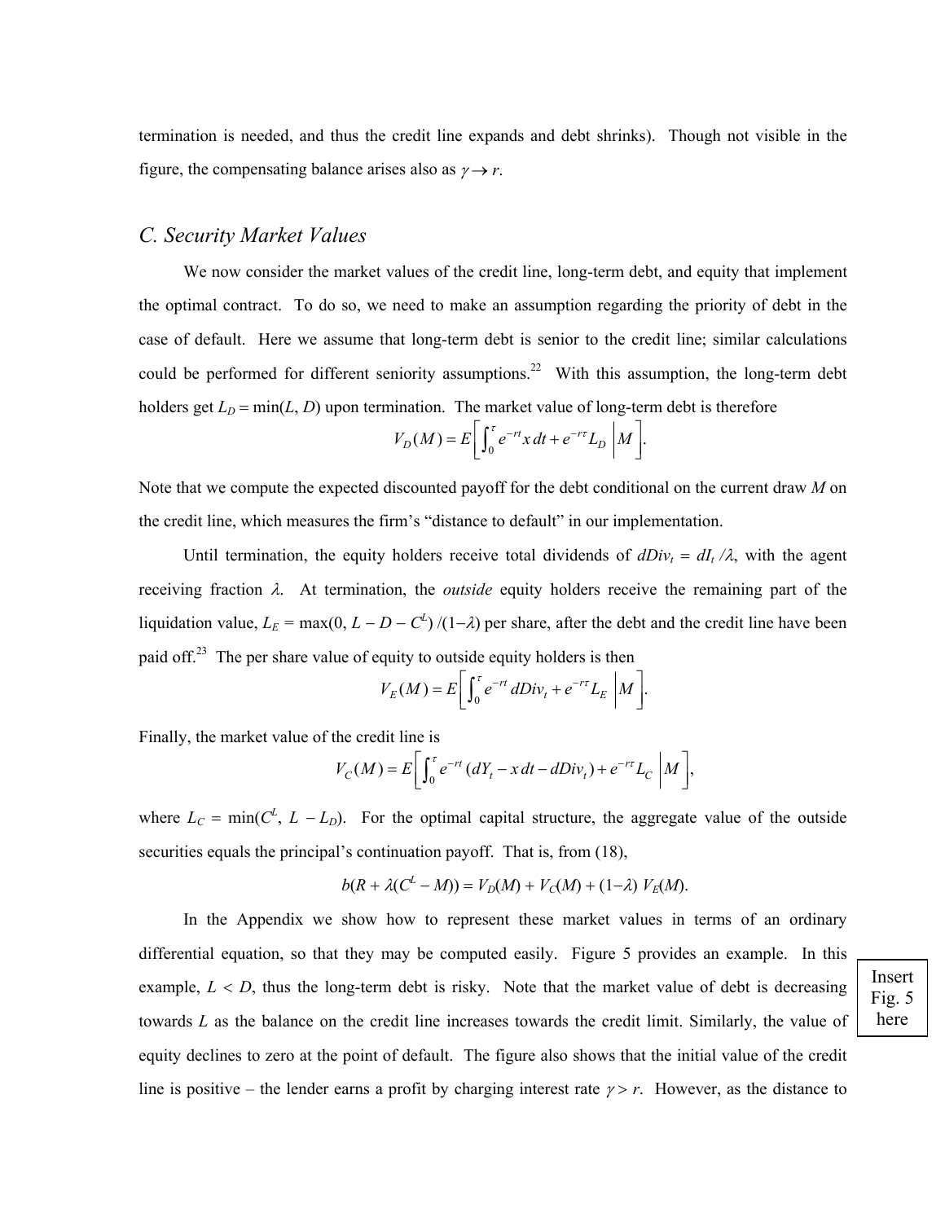termination is needed, and thus the credit line expands and debt shrinks). Though not visible in the figure, the compensating balance arises also as $\gamma \to r$.

### *C. Security Market Values*

We now consider the market values of the credit line, long-term debt, and equity that implement the optimal contract. To do so, we need to make an assumption regarding the priority of debt in the case of default. Here we assume that long-term debt is senior to the credit line; similar calculations could be performed for different seniority assumptions.[22] With this assumption, the long-term debt holders get $L_D = \min(L, D)$ upon termination. The market value of long-term debt is therefore

$$V_D(M) = E\left[\int_0^\tau e^{-rt} x\, dt + e^{-r\tau} L_D \,\middle|\, M\right].$$

Note that we compute the expected discounted payoff for the debt conditional on the current draw $M$ on the credit line, which measures the firm's "distance to default" in our implementation.

Until termination, the equity holders receive total dividends of $dDiv_t = dI_t/\lambda$, with the agent receiving fraction $\lambda$. At termination, the *outside* equity holders receive the remaining part of the liquidation value, $L_E = \max(0, L - D - C^L)/(1-\lambda)$ per share, after the debt and the credit line have been paid off.[23] The per share value of equity to outside equity holders is then

$$V_E(M) = E\left[\int_0^\tau e^{-rt}\, dDiv_t + e^{-r\tau} L_E \,\middle|\, M\right].$$

Finally, the market value of the credit line is

$$V_C(M) = E\left[\int_0^\tau e^{-rt}(dY_t - x\, dt - dDiv_t) + e^{-r\tau} L_C \,\middle|\, M\right],$$

where $L_C = \min(C^L, L - L_D)$. For the optimal capital structure, the aggregate value of the outside securities equals the principal's continuation payoff. That is, from (18),

$$b(R + \lambda(C^L - M)) = V_D(M) + V_C(M) + (1-\lambda)\, V_E(M).$$

In the Appendix we show how to represent these market values in terms of an ordinary differential equation, so that they may be computed easily. Figure 5 provides an example. In this example, $L < D$, thus the long-term debt is risky. Note that the market value of debt is decreasing towards $L$ as the balance on the credit line increases towards the credit limit. Similarly, the value of equity declines to zero at the point of default. The figure also shows that the initial value of the credit line is positive – the lender earns a profit by charging interest rate $\gamma > r$. However, as the distance to

Insert Fig. 5 here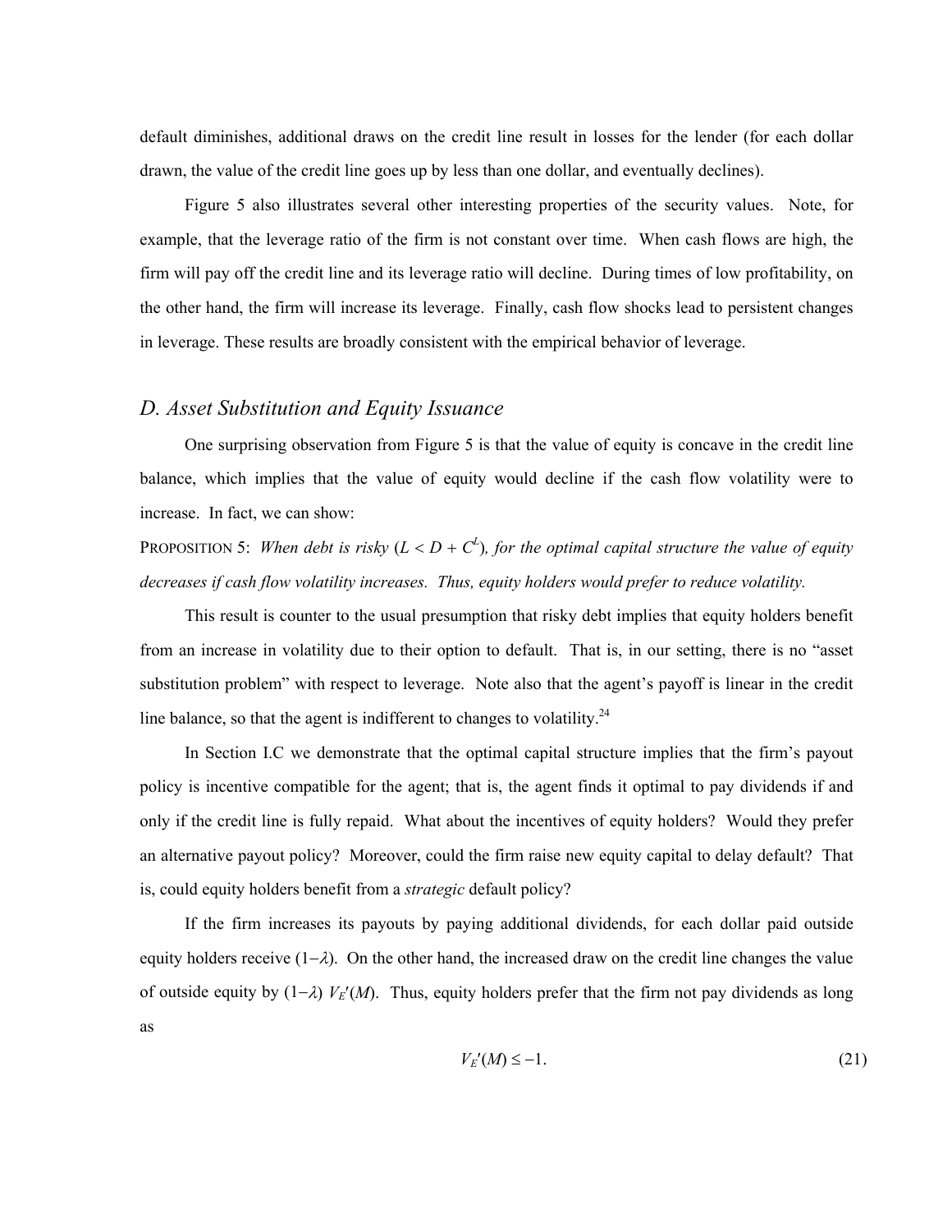default diminishes, additional draws on the credit line result in losses for the lender (for each dollar drawn, the value of the credit line goes up by less than one dollar, and eventually declines).

Figure 5 also illustrates several other interesting properties of the security values. Note, for example, that the leverage ratio of the firm is not constant over time. When cash flows are high, the firm will pay off the credit line and its leverage ratio will decline. During times of low profitability, on the other hand, the firm will increase its leverage. Finally, cash flow shocks lead to persistent changes in leverage. These results are broadly consistent with the empirical behavior of leverage.

## *D. Asset Substitution and Equity Issuance*

One surprising observation from Figure 5 is that the value of equity is concave in the credit line balance, which implies that the value of equity would decline if the cash flow volatility were to increase. In fact, we can show:

PROPOSITION 5: *When debt is risky* ($L < D + C^L$)*, for the optimal capital structure the value of equity decreases if cash flow volatility increases. Thus, equity holders would prefer to reduce volatility.*

This result is counter to the usual presumption that risky debt implies that equity holders benefit from an increase in volatility due to their option to default. That is, in our setting, there is no "asset substitution problem" with respect to leverage. Note also that the agent's payoff is linear in the credit line balance, so that the agent is indifferent to changes to volatility.[24]

In Section I.C we demonstrate that the optimal capital structure implies that the firm's payout policy is incentive compatible for the agent; that is, the agent finds it optimal to pay dividends if and only if the credit line is fully repaid. What about the incentives of equity holders? Would they prefer an alternative payout policy? Moreover, could the firm raise new equity capital to delay default? That is, could equity holders benefit from a *strategic* default policy?

If the firm increases its payouts by paying additional dividends, for each dollar paid outside equity holders receive $(1-\lambda)$. On the other hand, the increased draw on the credit line changes the value of outside equity by $(1-\lambda)\, V_E'(M)$. Thus, equity holders prefer that the firm not pay dividends as long as

$$V_E'(M) \le -1. \tag{21}$$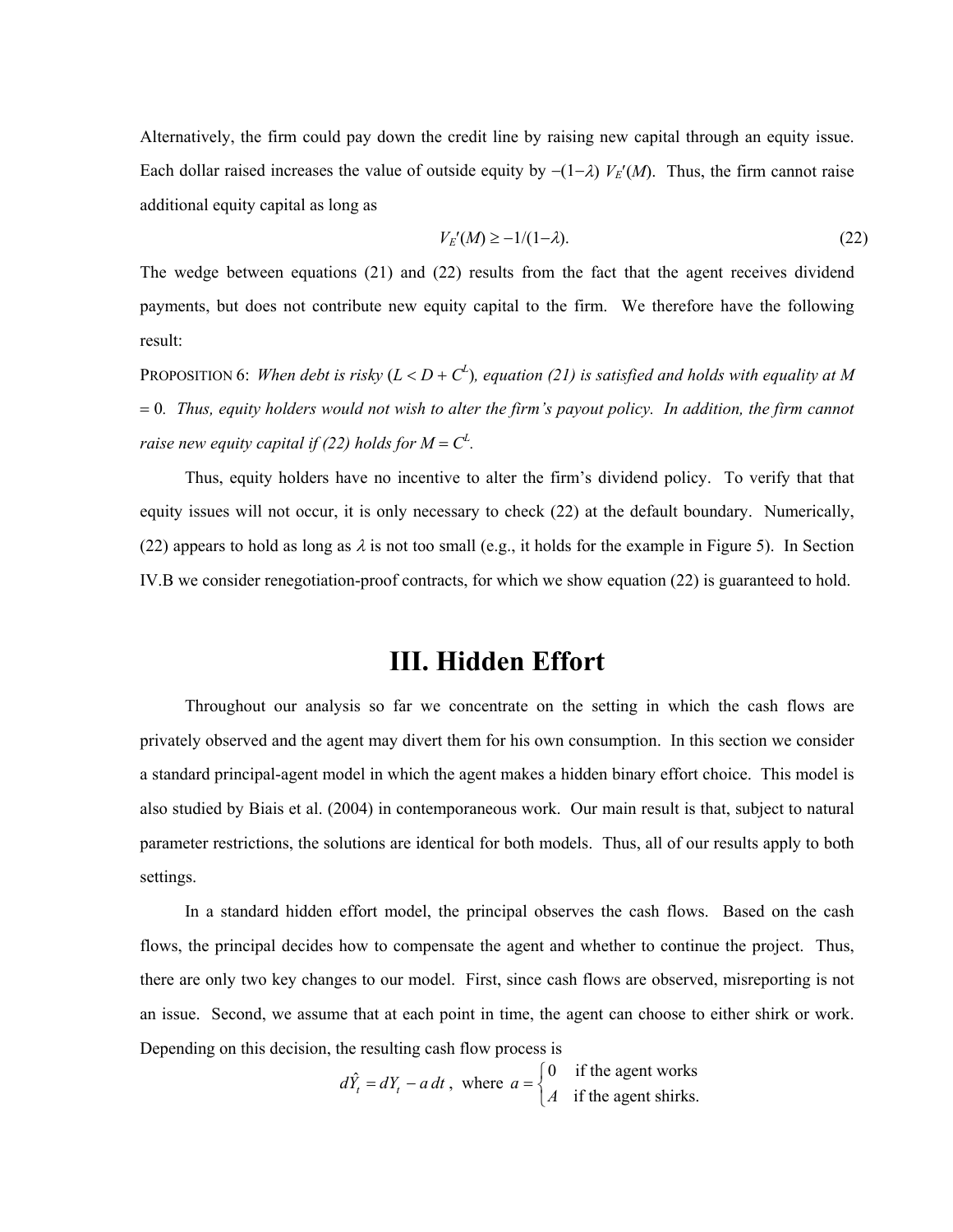Alternatively, the firm could pay down the credit line by raising new capital through an equity issue. Each dollar raised increases the value of outside equity by $-(1-\lambda)\, V_E'(M)$. Thus, the firm cannot raise additional equity capital as long as

$$V_E'(M) \geq -1/(1-\lambda). \tag{22}$$

The wedge between equations (21) and (22) results from the fact that the agent receives dividend payments, but does not contribute new equity capital to the firm. We therefore have the following result:

PROPOSITION 6: *When debt is risky ($L < D + C^L$), equation (21) is satisfied and holds with equality at $M = 0$. Thus, equity holders would not wish to alter the firm's payout policy. In addition, the firm cannot raise new equity capital if (22) holds for $M = C^L$.*

Thus, equity holders have no incentive to alter the firm's dividend policy. To verify that that equity issues will not occur, it is only necessary to check (22) at the default boundary. Numerically, (22) appears to hold as long as $\lambda$ is not too small (e.g., it holds for the example in Figure 5). In Section IV.B we consider renegotiation-proof contracts, for which we show equation (22) is guaranteed to hold.

# III. Hidden Effort

Throughout our analysis so far we concentrate on the setting in which the cash flows are privately observed and the agent may divert them for his own consumption. In this section we consider a standard principal-agent model in which the agent makes a hidden binary effort choice. This model is also studied by Biais et al. (2004) in contemporaneous work. Our main result is that, subject to natural parameter restrictions, the solutions are identical for both models. Thus, all of our results apply to both settings.

In a standard hidden effort model, the principal observes the cash flows. Based on the cash flows, the principal decides how to compensate the agent and whether to continue the project. Thus, there are only two key changes to our model. First, since cash flows are observed, misreporting is not an issue. Second, we assume that at each point in time, the agent can choose to either shirk or work. Depending on this decision, the resulting cash flow process is

$$d\hat{Y}_t = dY_t - a\,dt\,, \text{ where } a = \begin{cases} 0 & \text{if the agent works} \\ A & \text{if the agent shirks.} \end{cases}$$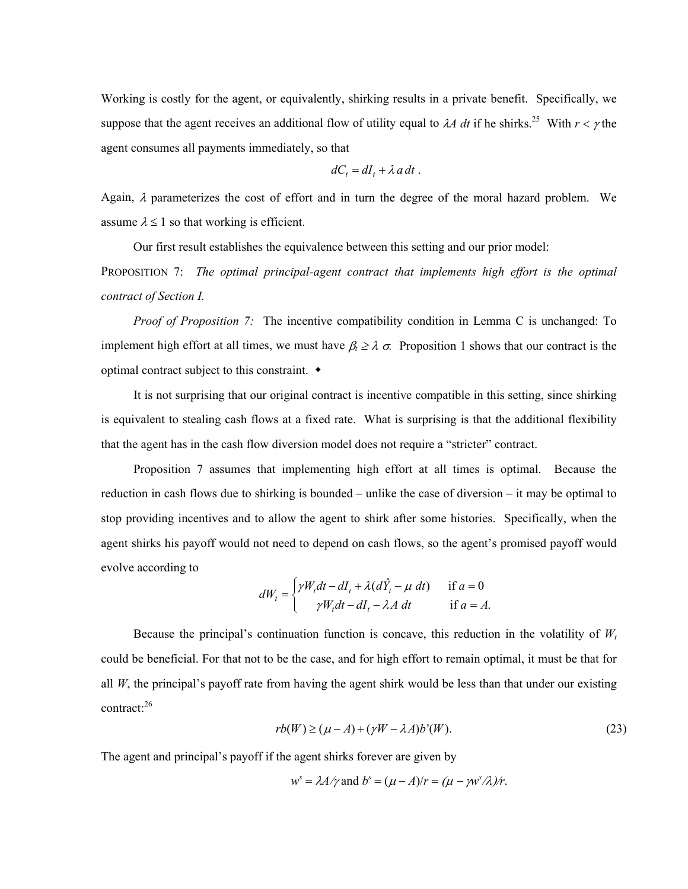Working is costly for the agent, or equivalently, shirking results in a private benefit. Specifically, we suppose that the agent receives an additional flow of utility equal to $\lambda A\ dt$ if he shirks.[25] With $r < \gamma$ the agent consumes all payments immediately, so that

$$dC_t = dI_t + \lambda\, a\, dt\ .$$

Again, $\lambda$ parameterizes the cost of effort and in turn the degree of the moral hazard problem. We assume $\lambda \leq 1$ so that working is efficient.

Our first result establishes the equivalence between this setting and our prior model:

PROPOSITION 7: *The optimal principal-agent contract that implements high effort is the optimal contract of Section I.*

*Proof of Proposition 7:* The incentive compatibility condition in Lemma C is unchanged: To implement high effort at all times, we must have $\beta_t \geq \lambda\ \sigma$. Proposition 1 shows that our contract is the optimal contract subject to this constraint. ◆

It is not surprising that our original contract is incentive compatible in this setting, since shirking is equivalent to stealing cash flows at a fixed rate. What is surprising is that the additional flexibility that the agent has in the cash flow diversion model does not require a "stricter" contract.

Proposition 7 assumes that implementing high effort at all times is optimal. Because the reduction in cash flows due to shirking is bounded – unlike the case of diversion – it may be optimal to stop providing incentives and to allow the agent to shirk after some histories. Specifically, when the agent shirks his payoff would not need to depend on cash flows, so the agent's promised payoff would evolve according to

$$dW_t = \begin{cases} \gamma W_t dt - dI_t + \lambda(d\hat{Y}_t - \mu\ dt) & \text{if } a = 0 \\ \gamma W_t dt - dI_t - \lambda A\ dt & \text{if } a = A. \end{cases}$$

Because the principal's continuation function is concave, this reduction in the volatility of $W_t$ could be beneficial. For that not to be the case, and for high effort to remain optimal, it must be that for all $W$, the principal's payoff rate from having the agent shirk would be less than that under our existing contract:[26]

$$rb(W) \geq (\mu - A) + (\gamma W - \lambda A)b'(W). \tag{23}$$

The agent and principal's payoff if the agent shirks forever are given by

$$w^s = \lambda A/\gamma \text{ and } b^s = (\mu - A)/r = (\mu - \gamma w^s/\lambda)/r.$$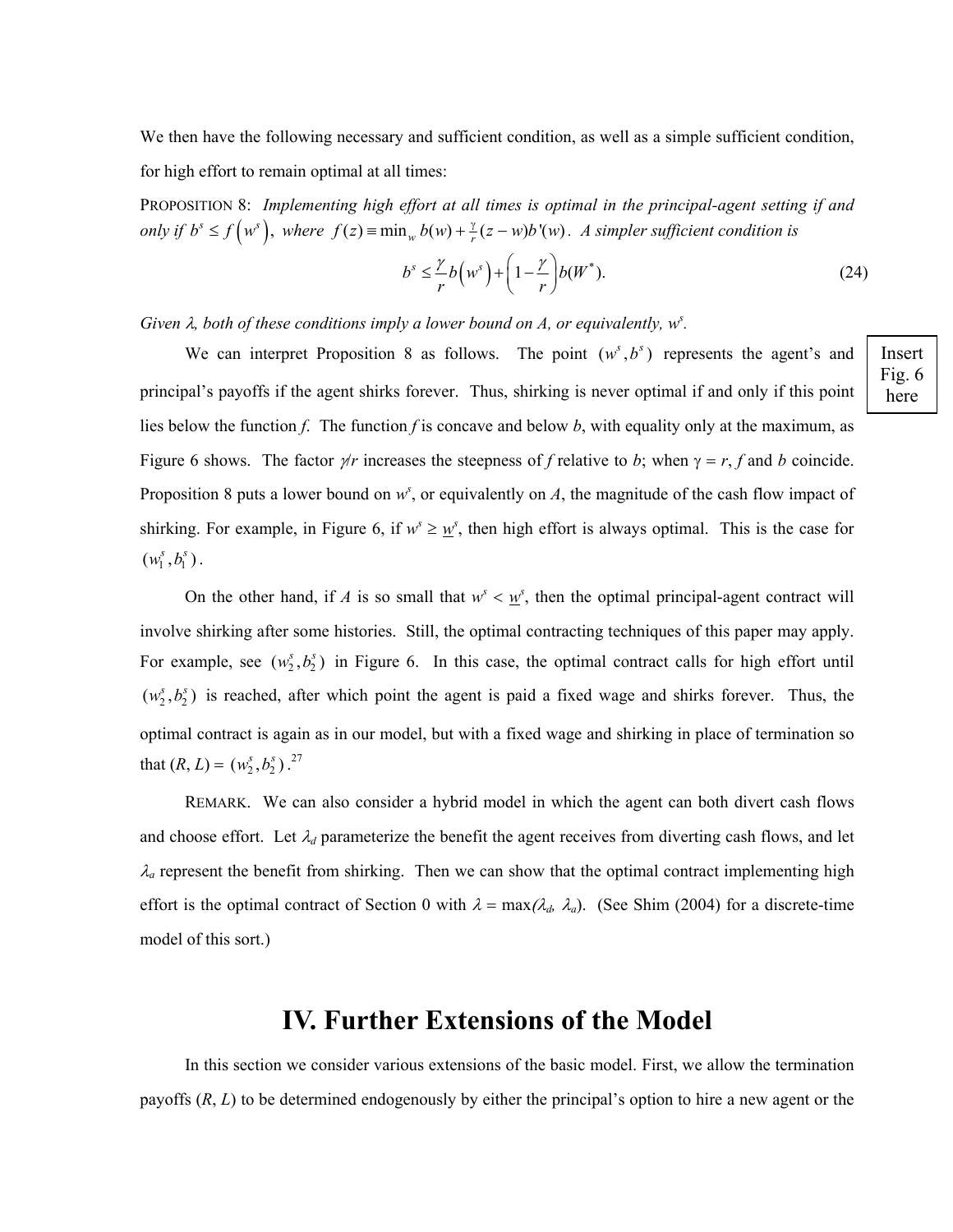We then have the following necessary and sufficient condition, as well as a simple sufficient condition, for high effort to remain optimal at all times:

PROPOSITION 8: *Implementing high effort at all times is optimal in the principal-agent setting if and only if* $b^s \le f\left(w^s\right)$, *where* $f(z) \equiv \min_w b(w) + \frac{\gamma}{r}(z-w)b'(w)$. *A simpler sufficient condition is*

$$b^s \le \frac{\gamma}{r} b\left(w^s\right) + \left(1 - \frac{\gamma}{r}\right) b(W^*). \tag{24}$$

*Given* $\lambda$*, both of these conditions imply a lower bound on A, or equivalently,* $w^s$.

Insert Fig. 6 here

We can interpret Proposition 8 as follows. The point $(w^s, b^s)$ represents the agent's and principal's payoffs if the agent shirks forever. Thus, shirking is never optimal if and only if this point lies below the function $f$. The function $f$ is concave and below $b$, with equality only at the maximum, as Figure 6 shows. The factor $\gamma/r$ increases the steepness of $f$ relative to $b$; when $\gamma = r$, $f$ and $b$ coincide. Proposition 8 puts a lower bound on $w^s$, or equivalently on $A$, the magnitude of the cash flow impact of shirking. For example, in Figure 6, if $w^s \ge \underline{w}^s$, then high effort is always optimal. This is the case for $(w_1^s, b_1^s)$.

On the other hand, if $A$ is so small that $w^s < \underline{w}^s$, then the optimal principal-agent contract will involve shirking after some histories. Still, the optimal contracting techniques of this paper may apply. For example, see $(w_2^s, b_2^s)$ in Figure 6. In this case, the optimal contract calls for high effort until $(w_2^s, b_2^s)$ is reached, after which point the agent is paid a fixed wage and shirks forever. Thus, the optimal contract is again as in our model, but with a fixed wage and shirking in place of termination so that $(R, L) = (w_2^s, b_2^s)$.[27]

REMARK. We can also consider a hybrid model in which the agent can both divert cash flows and choose effort. Let $\lambda_d$ parameterize the benefit the agent receives from diverting cash flows, and let $\lambda_a$ represent the benefit from shirking. Then we can show that the optimal contract implementing high effort is the optimal contract of Section 0 with $\lambda = \max(\lambda_d, \lambda_a)$. (See Shim (2004) for a discrete-time model of this sort.)

# IV. Further Extensions of the Model

In this section we consider various extensions of the basic model. First, we allow the termination payoffs $(R, L)$ to be determined endogenously by either the principal's option to hire a new agent or the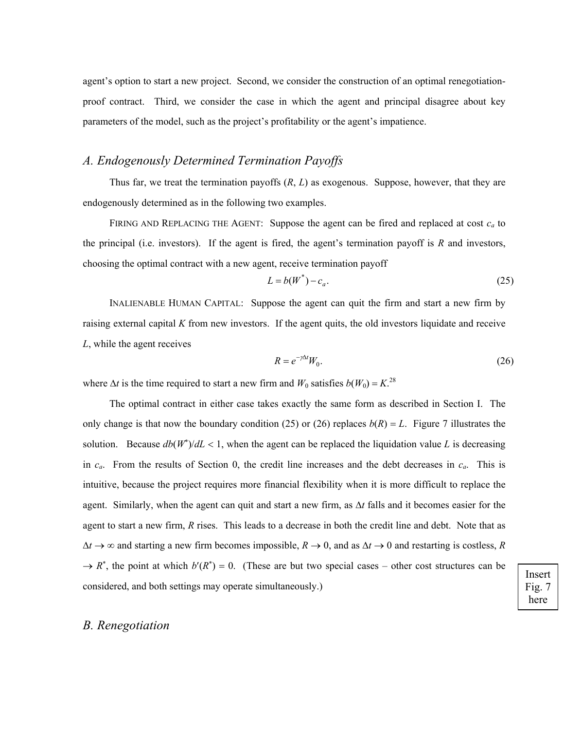agent's option to start a new project. Second, we consider the construction of an optimal renegotiation-proof contract. Third, we consider the case in which the agent and principal disagree about key parameters of the model, such as the project's profitability or the agent's impatience.

## *A. Endogenously Determined Termination Payoffs*

Thus far, we treat the termination payoffs ($R$, $L$) as exogenous. Suppose, however, that they are endogenously determined as in the following two examples.

FIRING AND REPLACING THE AGENT: Suppose the agent can be fired and replaced at cost $c_a$ to the principal (i.e. investors). If the agent is fired, the agent's termination payoff is $R$ and investors, choosing the optimal contract with a new agent, receive termination payoff

$$L = b(W^*) - c_a. \tag{25}$$

INALIENABLE HUMAN CAPITAL: Suppose the agent can quit the firm and start a new firm by raising external capital $K$ from new investors. If the agent quits, the old investors liquidate and receive $L$, while the agent receives

$$R = e^{-\gamma \Delta t} W_0. \tag{26}$$

where $\Delta t$ is the time required to start a new firm and $W_0$ satisfies $b(W_0) = K$.[28]

The optimal contract in either case takes exactly the same form as described in Section I. The only change is that now the boundary condition (25) or (26) replaces $b(R) = L$. Figure 7 illustrates the solution. Because $db(W^*)/dL < 1$, when the agent can be replaced the liquidation value $L$ is decreasing in $c_a$. From the results of Section 0, the credit line increases and the debt decreases in $c_a$. This is intuitive, because the project requires more financial flexibility when it is more difficult to replace the agent. Similarly, when the agent can quit and start a new firm, as $\Delta t$ falls and it becomes easier for the agent to start a new firm, $R$ rises. This leads to a decrease in both the credit line and debt. Note that as $\Delta t \to \infty$ and starting a new firm becomes impossible, $R \to 0$, and as $\Delta t \to 0$ and restarting is costless, $R \to R^*$, the point at which $b'(R^*) = 0$. (These are but two special cases – other cost structures can be considered, and both settings may operate simultaneously.)

Insert Fig. 7 here

## *B. Renegotiation*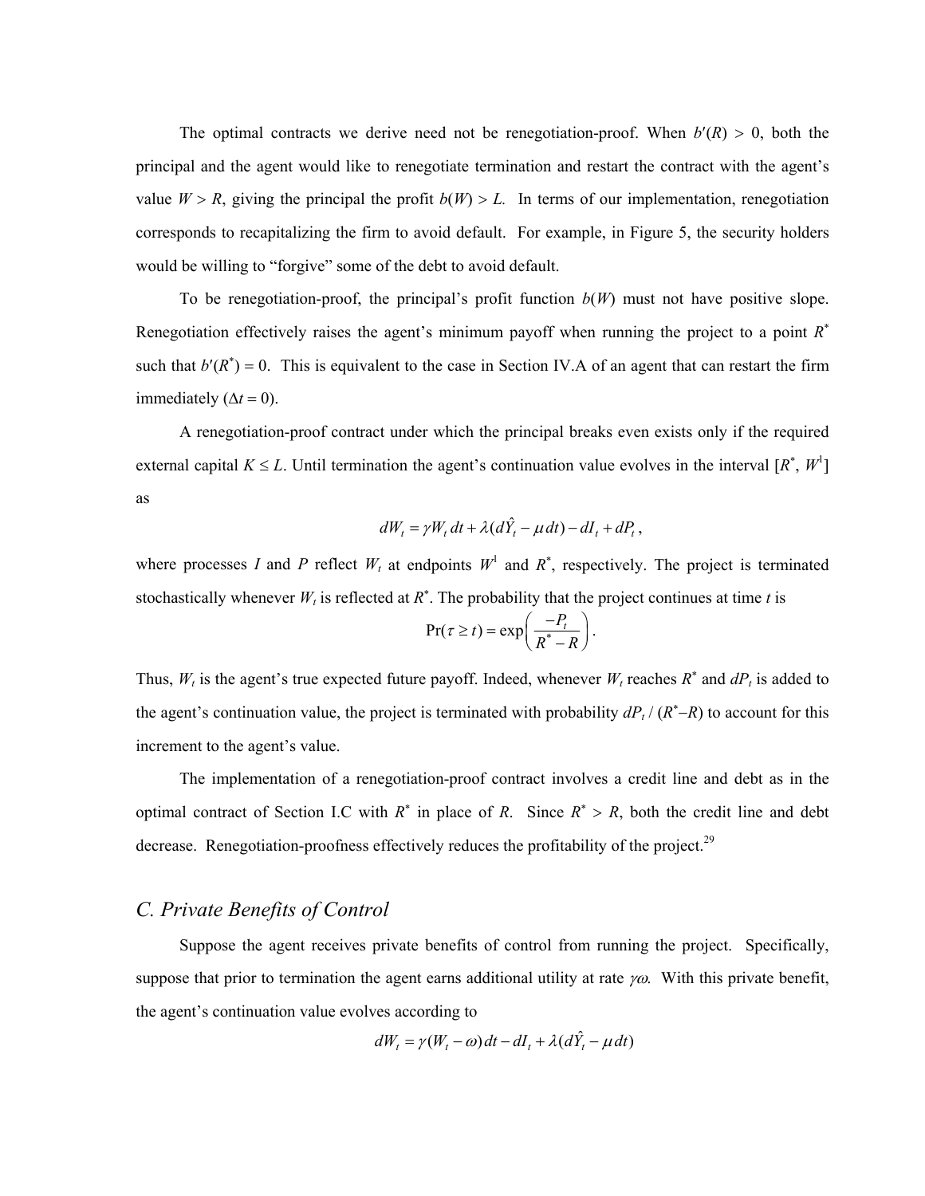The optimal contracts we derive need not be renegotiation-proof. When $b'(R) > 0$, both the principal and the agent would like to renegotiate termination and restart the contract with the agent's value $W > R$, giving the principal the profit $b(W) > L$. In terms of our implementation, renegotiation corresponds to recapitalizing the firm to avoid default. For example, in Figure 5, the security holders would be willing to "forgive" some of the debt to avoid default.

To be renegotiation-proof, the principal's profit function $b(W)$ must not have positive slope. Renegotiation effectively raises the agent's minimum payoff when running the project to a point $R^*$ such that $b'(R^*) = 0$. This is equivalent to the case in Section IV.A of an agent that can restart the firm immediately ($\Delta t = 0$).

A renegotiation-proof contract under which the principal breaks even exists only if the required external capital $K \leq L$. Until termination the agent's continuation value evolves in the interval $[R^*, W^1]$ as

$$dW_t = \gamma W_t \, dt + \lambda (d\hat{Y}_t - \mu \, dt) - dI_t + dP_t \,,$$

where processes $I$ and $P$ reflect $W_t$ at endpoints $W^1$ and $R^*$, respectively. The project is terminated stochastically whenever $W_t$ is reflected at $R^*$. The probability that the project continues at time $t$ is

$$\Pr(\tau \geq t) = \exp\left( \frac{-P_t}{R^* - R} \right).$$

Thus, $W_t$ is the agent's true expected future payoff. Indeed, whenever $W_t$ reaches $R^*$ and $dP_t$ is added to the agent's continuation value, the project is terminated with probability $dP_t / (R^* - R)$ to account for this increment to the agent's value.

The implementation of a renegotiation-proof contract involves a credit line and debt as in the optimal contract of Section I.C with $R^*$ in place of $R$. Since $R^* > R$, both the credit line and debt decrease. Renegotiation-proofness effectively reduces the profitability of the project.[29]

## *C. Private Benefits of Control*

Suppose the agent receives private benefits of control from running the project. Specifically, suppose that prior to termination the agent earns additional utility at rate $\gamma\omega$. With this private benefit, the agent's continuation value evolves according to

$$dW_t = \gamma (W_t - \omega) \, dt - dI_t + \lambda (d\hat{Y}_t - \mu \, dt)$$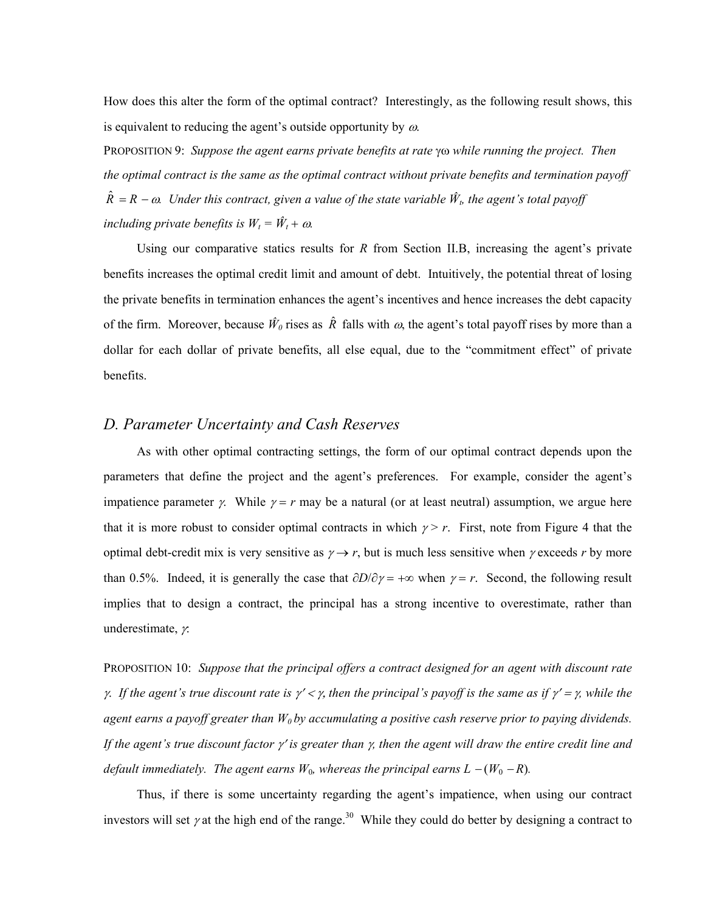How does this alter the form of the optimal contract? Interestingly, as the following result shows, this is equivalent to reducing the agent's outside opportunity by $\omega$.

PROPOSITION 9: *Suppose the agent earns private benefits at rate $\gamma\omega$ while running the project. Then the optimal contract is the same as the optimal contract without private benefits and termination payoff $\hat{R} = R - \omega$. Under this contract, given a value of the state variable $\hat{W}_t$, the agent's total payoff including private benefits is $W_t = \hat{W}_t + \omega$.*

Using our comparative statics results for $R$ from Section II.B, increasing the agent's private benefits increases the optimal credit limit and amount of debt. Intuitively, the potential threat of losing the private benefits in termination enhances the agent's incentives and hence increases the debt capacity of the firm. Moreover, because $\hat{W}_0$ rises as $\hat{R}$ falls with $\omega$, the agent's total payoff rises by more than a dollar for each dollar of private benefits, all else equal, due to the "commitment effect" of private benefits.

## *D. Parameter Uncertainty and Cash Reserves*

As with other optimal contracting settings, the form of our optimal contract depends upon the parameters that define the project and the agent's preferences. For example, consider the agent's impatience parameter $\gamma$. While $\gamma = r$ may be a natural (or at least neutral) assumption, we argue here that it is more robust to consider optimal contracts in which $\gamma > r$. First, note from Figure 4 that the optimal debt-credit mix is very sensitive as $\gamma \to r$, but is much less sensitive when $\gamma$ exceeds $r$ by more than 0.5%. Indeed, it is generally the case that $\partial D/\partial\gamma = +\infty$ when $\gamma = r$. Second, the following result implies that to design a contract, the principal has a strong incentive to overestimate, rather than underestimate, $\gamma$.

PROPOSITION 10: *Suppose that the principal offers a contract designed for an agent with discount rate $\gamma$. If the agent's true discount rate is $\gamma' < \gamma$, then the principal's payoff is the same as if $\gamma' = \gamma$, while the agent earns a payoff greater than $W_0$ by accumulating a positive cash reserve prior to paying dividends. If the agent's true discount factor $\gamma'$ is greater than $\gamma$, then the agent will draw the entire credit line and default immediately. The agent earns $W_0$, whereas the principal earns $L - (W_0 - R)$.*

Thus, if there is some uncertainty regarding the agent's impatience, when using our contract investors will set $\gamma$ at the high end of the range.[30] While they could do better by designing a contract to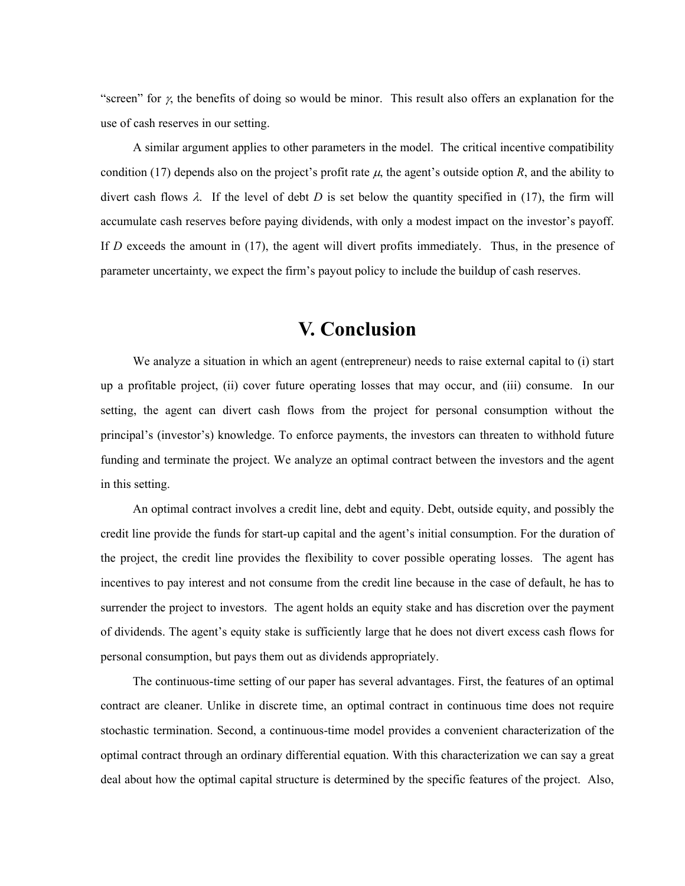"screen" for $\gamma$, the benefits of doing so would be minor. This result also offers an explanation for the use of cash reserves in our setting.

A similar argument applies to other parameters in the model. The critical incentive compatibility condition (17) depends also on the project's profit rate $\mu$, the agent's outside option $R$, and the ability to divert cash flows $\lambda$. If the level of debt $D$ is set below the quantity specified in (17), the firm will accumulate cash reserves before paying dividends, with only a modest impact on the investor's payoff. If $D$ exceeds the amount in (17), the agent will divert profits immediately. Thus, in the presence of parameter uncertainty, we expect the firm's payout policy to include the buildup of cash reserves.

# V. Conclusion

We analyze a situation in which an agent (entrepreneur) needs to raise external capital to (i) start up a profitable project, (ii) cover future operating losses that may occur, and (iii) consume. In our setting, the agent can divert cash flows from the project for personal consumption without the principal's (investor's) knowledge. To enforce payments, the investors can threaten to withhold future funding and terminate the project. We analyze an optimal contract between the investors and the agent in this setting.

An optimal contract involves a credit line, debt and equity. Debt, outside equity, and possibly the credit line provide the funds for start-up capital and the agent's initial consumption. For the duration of the project, the credit line provides the flexibility to cover possible operating losses. The agent has incentives to pay interest and not consume from the credit line because in the case of default, he has to surrender the project to investors. The agent holds an equity stake and has discretion over the payment of dividends. The agent's equity stake is sufficiently large that he does not divert excess cash flows for personal consumption, but pays them out as dividends appropriately.

The continuous-time setting of our paper has several advantages. First, the features of an optimal contract are cleaner. Unlike in discrete time, an optimal contract in continuous time does not require stochastic termination. Second, a continuous-time model provides a convenient characterization of the optimal contract through an ordinary differential equation. With this characterization we can say a great deal about how the optimal capital structure is determined by the specific features of the project. Also,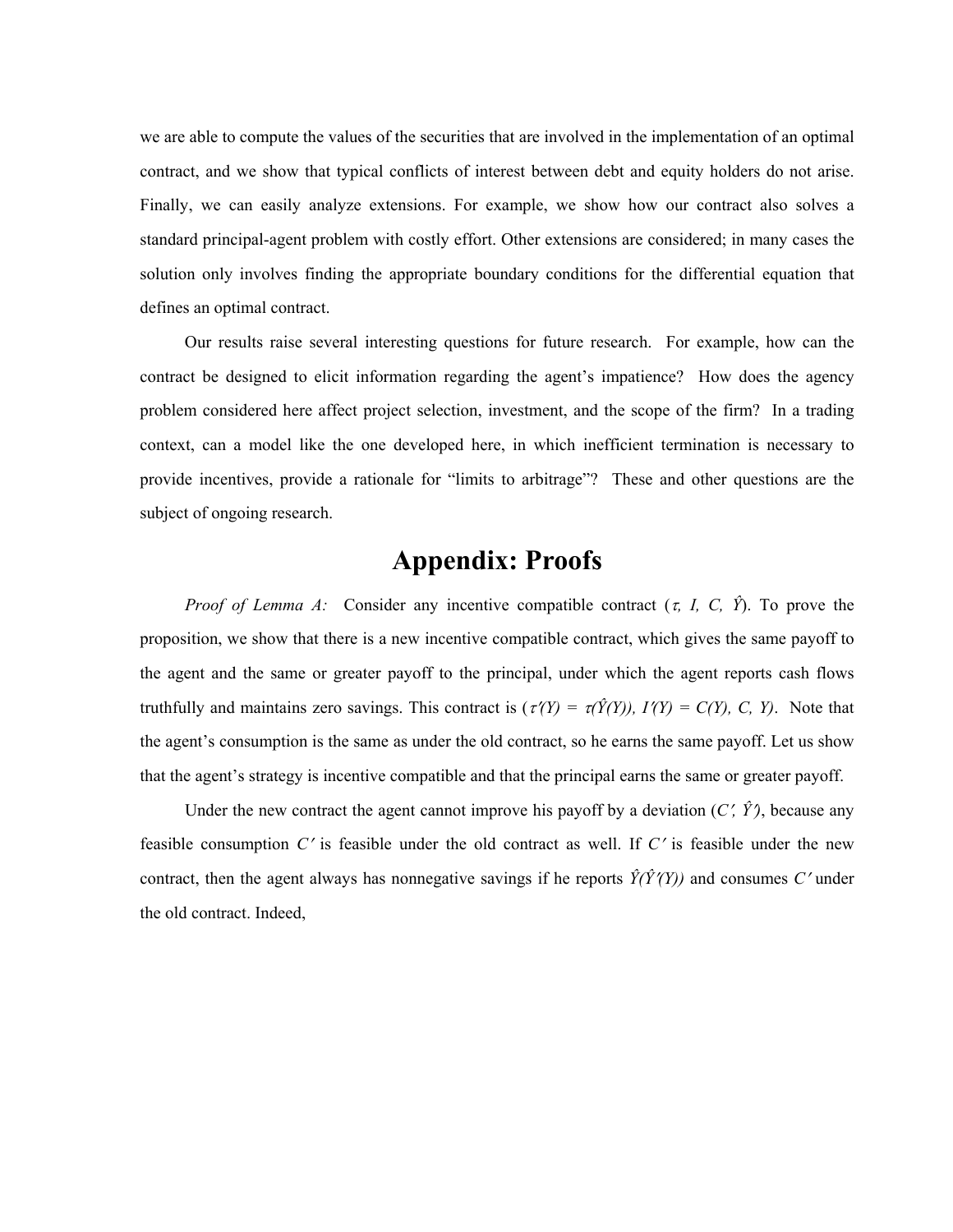we are able to compute the values of the securities that are involved in the implementation of an optimal contract, and we show that typical conflicts of interest between debt and equity holders do not arise. Finally, we can easily analyze extensions. For example, we show how our contract also solves a standard principal-agent problem with costly effort. Other extensions are considered; in many cases the solution only involves finding the appropriate boundary conditions for the differential equation that defines an optimal contract.

Our results raise several interesting questions for future research. For example, how can the contract be designed to elicit information regarding the agent's impatience? How does the agency problem considered here affect project selection, investment, and the scope of the firm? In a trading context, can a model like the one developed here, in which inefficient termination is necessary to provide incentives, provide a rationale for "limits to arbitrage"? These and other questions are the subject of ongoing research.

# Appendix: Proofs

*Proof of Lemma A:* Consider any incentive compatible contract ($\tau$, $I$, $C$, $\hat{Y}$). To prove the proposition, we show that there is a new incentive compatible contract, which gives the same payoff to the agent and the same or greater payoff to the principal, under which the agent reports cash flows truthfully and maintains zero savings. This contract is ($\tau'(Y) = \tau(\hat{Y}(Y))$, $I'(Y) = C(Y)$, $C$, $Y$). Note that the agent's consumption is the same as under the old contract, so he earns the same payoff. Let us show that the agent's strategy is incentive compatible and that the principal earns the same or greater payoff.

Under the new contract the agent cannot improve his payoff by a deviation ($C'$, $\hat{Y}'$), because any feasible consumption $C'$ is feasible under the old contract as well. If $C'$ is feasible under the new contract, then the agent always has nonnegative savings if he reports $\hat{Y}(\hat{Y}'(Y))$ and consumes $C'$ under the old contract. Indeed,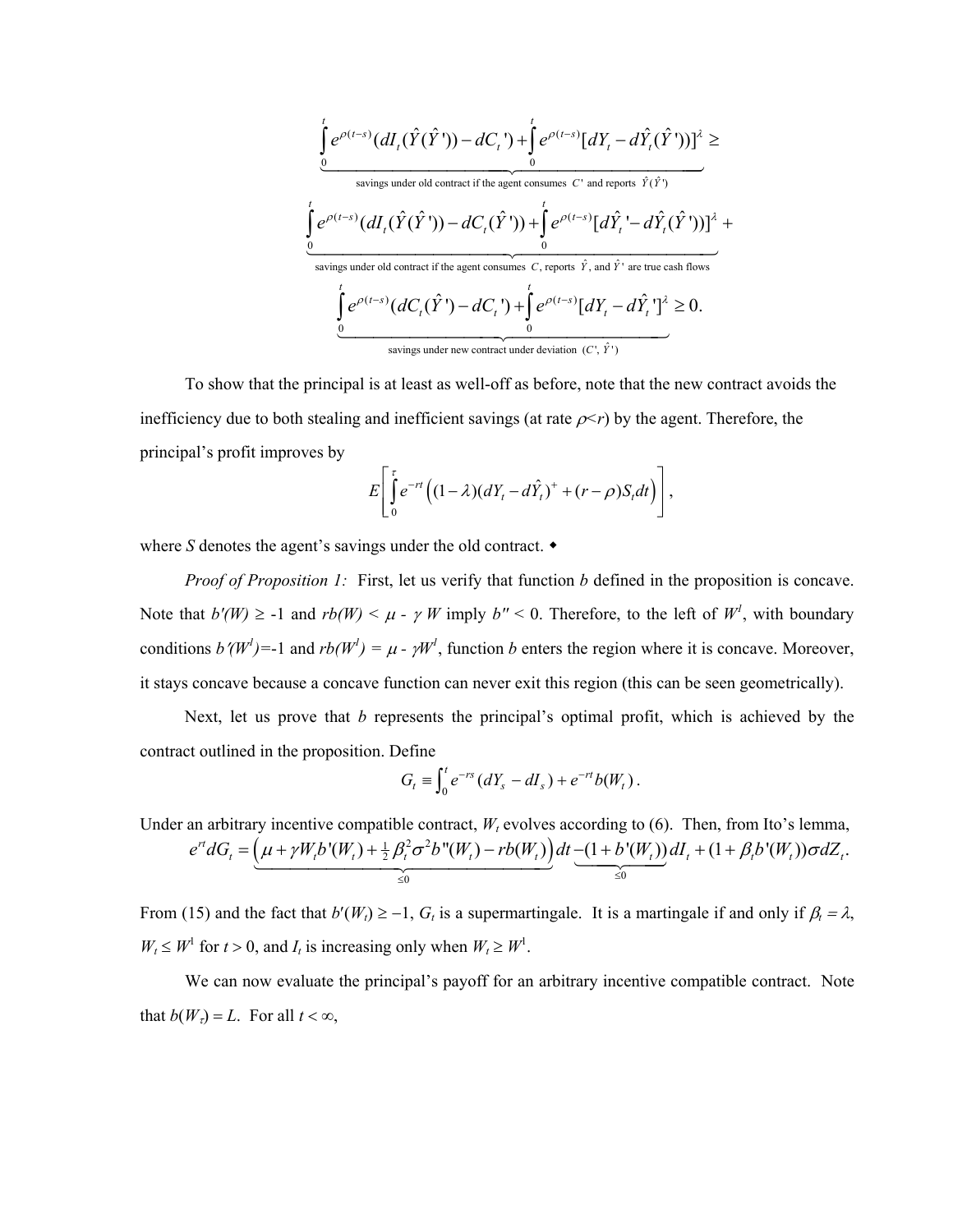$$\underbrace{\int_0^t e^{\rho(t-s)}(dI_t(\hat{Y}(\hat{Y}')) - dC_t') + \int_0^t e^{\rho(t-s)}[dY_t - d\hat{Y}_t(\hat{Y}')]^{\lambda}}_{\text{savings under old contract if the agent consumes } C' \text{ and reports } \hat{Y}(\hat{Y}')} \geq$$

$$\underbrace{\int_0^t e^{\rho(t-s)}(dI_t(\hat{Y}(\hat{Y}')) - dC_t(\hat{Y}')) + \int_0^t e^{\rho(t-s)}[d\hat{Y}_t' - d\hat{Y}_t(\hat{Y}')]^{\lambda}}_{\text{savings under old contract if the agent consumes } C\text{, reports } \hat{Y}\text{, and } \hat{Y}' \text{ are true cash flows}} +$$

$$\underbrace{\int_0^t e^{\rho(t-s)}(dC_t(\hat{Y}') - dC_t') + \int_0^t e^{\rho(t-s)}[dY_t - d\hat{Y}_t']^{\lambda}}_{\text{savings under new contract under deviation } (C', \hat{Y}')} \geq 0.$$

To show that the principal is at least as well-off as before, note that the new contract avoids the inefficiency due to both stealing and inefficient savings (at rate $\rho<r$) by the agent. Therefore, the principal's profit improves by

$$E\left[\int_0^\tau e^{-rt}\left((1-\lambda)(dY_t - d\hat{Y}_t)^+ + (r-\rho)S_t dt\right)\right],$$

where $S$ denotes the agent's savings under the old contract. ◆

*Proof of Proposition 1:* First, let us verify that function $b$ defined in the proposition is concave. Note that $b'(W) \geq -1$ and $rb(W) < \mu - \gamma W$ imply $b'' < 0$. Therefore, to the left of $W^1$, with boundary conditions $b'(W^1)=-1$ and $rb(W^1) = \mu - \gamma W^1$, function $b$ enters the region where it is concave. Moreover, it stays concave because a concave function can never exit this region (this can be seen geometrically).

Next, let us prove that $b$ represents the principal's optimal profit, which is achieved by the contract outlined in the proposition. Define

$$G_t \equiv \int_0^t e^{-rs}(dY_s - dI_s) + e^{-rt}b(W_t).$$

Under an arbitrary incentive compatible contract, $W_t$ evolves according to (6). Then, from Ito's lemma,

$$e^{rt}dG_t = \underbrace{\left(\mu + \gamma W_t b'(W_t) + \tfrac{1}{2}\beta_t^2\sigma^2 b''(W_t) - rb(W_t)\right)}_{\leq 0} dt \underbrace{-(1+b'(W_t))}_{\leq 0} dI_t + (1+\beta_t b'(W_t))\sigma dZ_t.$$

From (15) and the fact that $b'(W_t) \geq -1$, $G_t$ is a supermartingale. It is a martingale if and only if $\beta_t = \lambda$, $W_t \leq W^1$ for $t > 0$, and $I_t$ is increasing only when $W_t \geq W^1$.

We can now evaluate the principal's payoff for an arbitrary incentive compatible contract. Note that $b(W_\tau) = L$. For all $t < \infty$,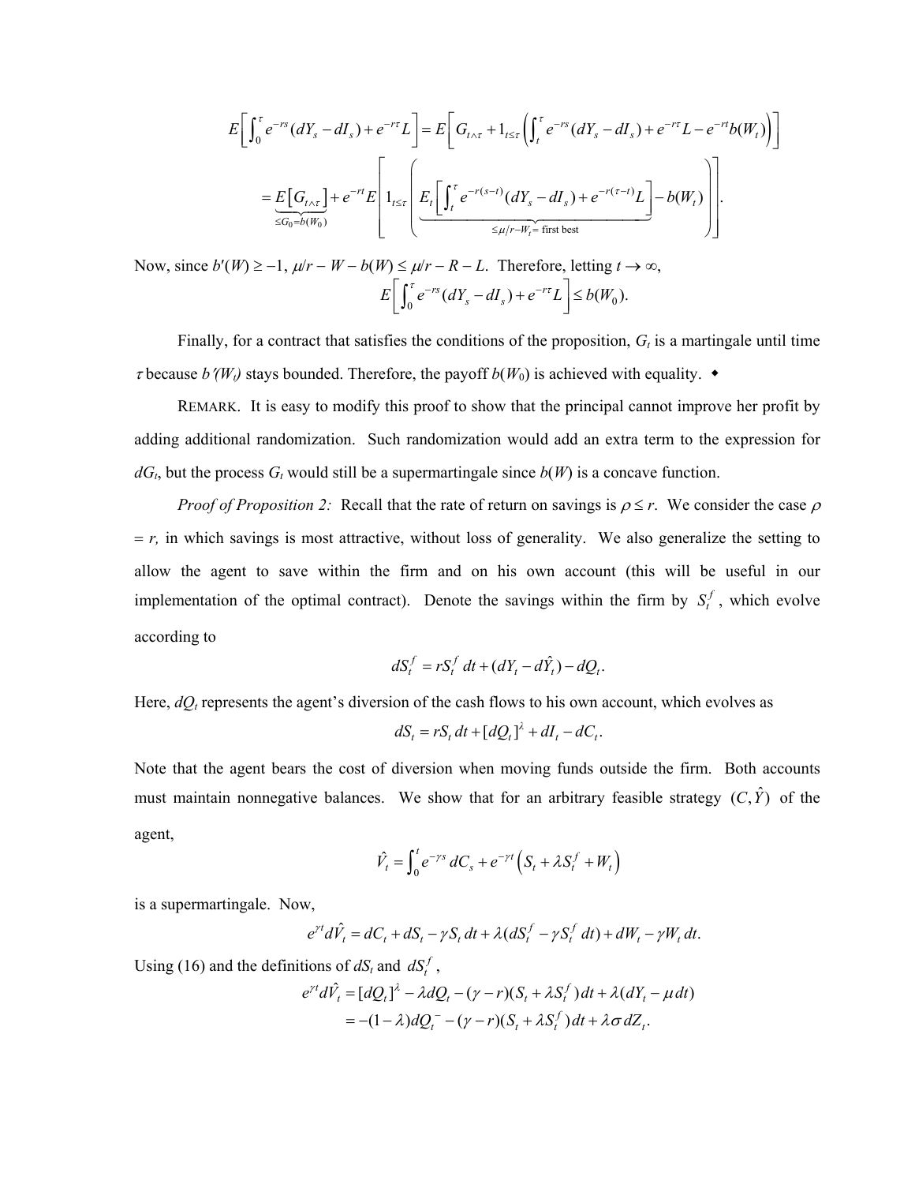$$E\left[\int_0^\tau e^{-rs}(dY_s - dI_s) + e^{-r\tau}L\right] = E\left[G_{t\wedge\tau} + 1_{t\le\tau}\left(\int_t^\tau e^{-rs}(dY_s - dI_s) + e^{-r\tau}L - e^{-rt}b(W_t)\right)\right]$$

$$= \underbrace{E\left[G_{t\wedge\tau}\right]}_{\le G_0 = b(W_0)} + e^{-rt}E\left[1_{t\le\tau}\left(\underbrace{E_t\left[\int_t^\tau e^{-r(s-t)}(dY_s - dI_s) + e^{-r(\tau-t)}L\right]}_{\le \mu/r - W_t = \text{ first best}} - b(W_t)\right)\right].$$

Now, since $b'(W) \ge -1$, $\mu/r - W - b(W) \le \mu/r - R - L$. Therefore, letting $t \to \infty$,

$$E\left[\int_0^\tau e^{-rs}(dY_s - dI_s) + e^{-r\tau}L\right] \le b(W_0).$$

Finally, for a contract that satisfies the conditions of the proposition, $G_t$ is a martingale until time $\tau$ because $b'(W_t)$ stays bounded. Therefore, the payoff $b(W_0)$ is achieved with equality. ◆

REMARK. It is easy to modify this proof to show that the principal cannot improve her profit by adding additional randomization. Such randomization would add an extra term to the expression for $dG_t$, but the process $G_t$ would still be a supermartingale since $b(W)$ is a concave function.

*Proof of Proposition 2:* Recall that the rate of return on savings is $\rho \le r$. We consider the case $\rho = r$, in which savings is most attractive, without loss of generality. We also generalize the setting to allow the agent to save within the firm and on his own account (this will be useful in our implementation of the optimal contract). Denote the savings within the firm by $S_t^f$, which evolve according to

$$dS_t^f = rS_t^f\, dt + (dY_t - d\hat{Y}_t) - dQ_t.$$

Here, $dQ_t$ represents the agent's diversion of the cash flows to his own account, which evolves as

$$dS_t = rS_t\, dt + [dQ_t]^\lambda + dI_t - dC_t.$$

Note that the agent bears the cost of diversion when moving funds outside the firm. Both accounts must maintain nonnegative balances. We show that for an arbitrary feasible strategy $(C, \hat{Y})$ of the agent,

$$\hat{V}_t = \int_0^t e^{-\gamma s}\, dC_s + e^{-\gamma t}\left(S_t + \lambda S_t^f + W_t\right)$$

is a supermartingale. Now,

$$e^{\gamma t} d\hat{V}_t = dC_t + dS_t - \gamma S_t\, dt + \lambda(dS_t^f - \gamma S_t^f\, dt) + dW_t - \gamma W_t\, dt.$$

Using (16) and the definitions of $dS_t$ and $dS_t^f$,

$$e^{\gamma t} d\hat{V}_t = [dQ_t]^\lambda - \lambda dQ_t - (\gamma - r)(S_t + \lambda S_t^f)\,dt + \lambda(dY_t - \mu\, dt)$$
$$= -(1-\lambda)dQ_t^- - (\gamma - r)(S_t + \lambda S_t^f)\,dt + \lambda\sigma\, dZ_t.$$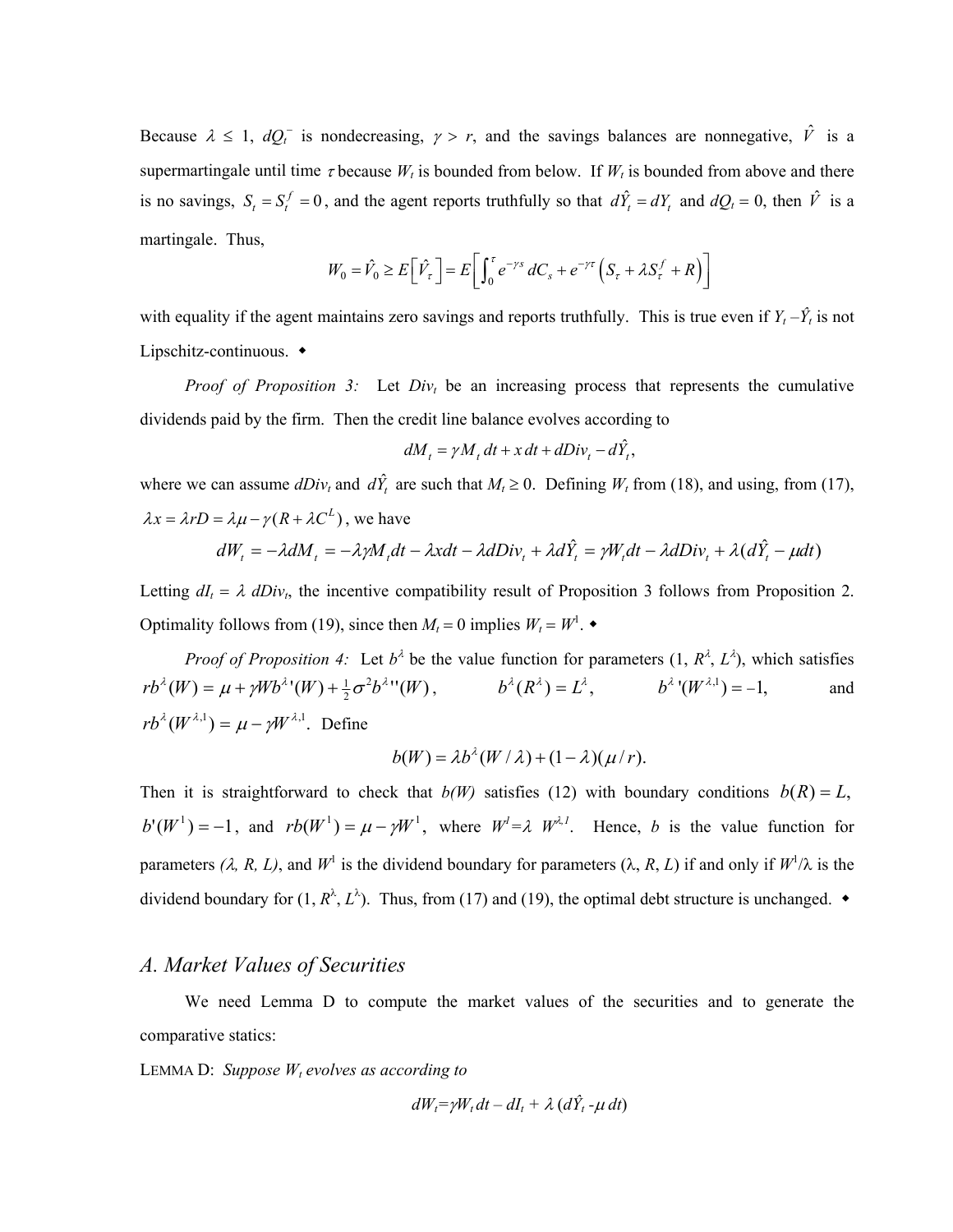Because $\lambda \leq 1$, $dQ_t^-$ is nondecreasing, $\gamma > r$, and the savings balances are nonnegative, $\hat{V}$ is a supermartingale until time $\tau$ because $W_t$ is bounded from below. If $W_t$ is bounded from above and there is no savings, $S_t = S_t^f = 0$, and the agent reports truthfully so that $d\hat{Y}_t = dY_t$ and $dQ_t = 0$, then $\hat{V}$ is a martingale. Thus,

$$W_0 = \hat{V}_0 \geq E\left[\hat{V}_\tau\right] = E\left[\int_0^\tau e^{-\gamma s}\, dC_s + e^{-\gamma\tau}\left(S_\tau + \lambda S_\tau^f + R\right)\right]$$

with equality if the agent maintains zero savings and reports truthfully. This is true even if $Y_t - \hat{Y}_t$ is not Lipschitz-continuous. ◆

*Proof of Proposition 3:* Let $Div_t$ be an increasing process that represents the cumulative dividends paid by the firm. Then the credit line balance evolves according to

$$dM_t = \gamma M_t\, dt + x\, dt + dDiv_t - d\hat{Y}_t,$$

where we can assume $dDiv_t$ and $d\hat{Y}_t$ are such that $M_t \geq 0$. Defining $W_t$ from (18), and using, from (17), $\lambda x = \lambda r D = \lambda\mu - \gamma(R + \lambda C^L)$, we have

$$dW_t = -\lambda dM_t = -\lambda\gamma M_t dt - \lambda x dt - \lambda dDiv_t + \lambda d\hat{Y}_t = \gamma W_t dt - \lambda dDiv_t + \lambda(d\hat{Y}_t - \mu dt)$$

Letting $dI_t = \lambda\, dDiv_t$, the incentive compatibility result of Proposition 3 follows from Proposition 2. Optimality follows from (19), since then $M_t = 0$ implies $W_t = W^1$. ◆

*Proof of Proposition 4:* Let $b^\lambda$ be the value function for parameters $(1, R^\lambda, L^\lambda)$, which satisfies $rb^\lambda(W) = \mu + \gamma W b^{\lambda\prime}(W) + \tfrac{1}{2}\sigma^2 b^{\lambda\prime\prime}(W)$, $\quad b^\lambda(R^\lambda) = L^\lambda$, $\quad b^{\lambda\prime}(W^{\lambda,1}) = -1$, and $rb^\lambda(W^{\lambda,1}) = \mu - \gamma W^{\lambda,1}$. Define

$$b(W) = \lambda b^\lambda(W/\lambda) + (1-\lambda)(\mu/r).$$

Then it is straightforward to check that $b(W)$ satisfies (12) with boundary conditions $b(R) = L$, $b'(W^1) = -1$, and $rb(W^1) = \mu - \gamma W^1$, where $W^1 = \lambda\ W^{\lambda,1}$. Hence, $b$ is the value function for parameters $(\lambda, R, L)$, and $W^1$ is the dividend boundary for parameters $(\lambda, R, L)$ if and only if $W^1/\lambda$ is the dividend boundary for $(1, R^\lambda, L^\lambda)$. Thus, from (17) and (19), the optimal debt structure is unchanged. ◆

## *A. Market Values of Securities*

We need Lemma D to compute the market values of the securities and to generate the comparative statics:

LEMMA D: *Suppose $W_t$ evolves as according to*

$$dW_t = \gamma W_t\, dt - dI_t + \lambda\,(d\hat{Y}_t - \mu\, dt)$$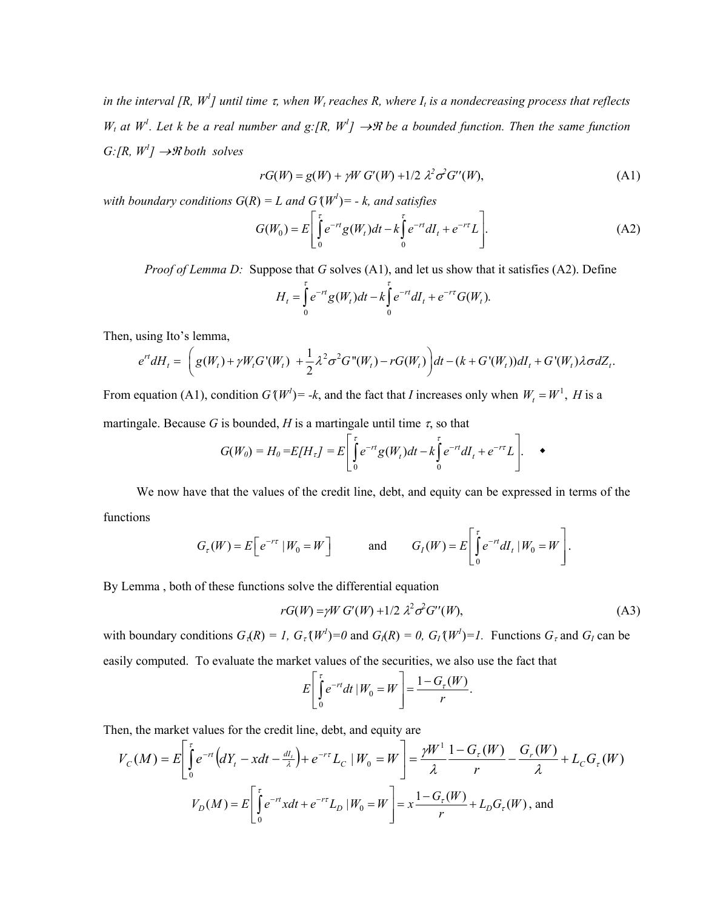*in the interval [R, $W^1$] until time $\tau$, when $W_t$ reaches R, where $I_t$ is a nondecreasing process that reflects $W_t$ at $W^1$. Let k be a real number and $g:[R, W^1] \to \Re$ be a bounded function. Then the same function $G:[R, W^1] \to \Re$ both solves*

$$rG(W) = g(W) + \gamma W\, G'(W) + 1/2\, \lambda^2 \sigma^2 G''(W), \tag{A1}$$

*with boundary conditions $G(R) = L$ and $G'(W^1) = -k$, and satisfies*

$$G(W_0) = E\left[\int_0^\tau e^{-rt} g(W_t)dt - k\int_0^\tau e^{-rt} dI_t + e^{-r\tau} L\right]. \tag{A2}$$

*Proof of Lemma D:* Suppose that $G$ solves (A1), and let us show that it satisfies (A2). Define

$$H_t = \int_0^\tau e^{-rt} g(W_t)dt - k\int_0^\tau e^{-rt} dI_t + e^{-r\tau} G(W_t).$$

Then, using Ito's lemma,

$$e^{rt} dH_t = \left(g(W_t) + \gamma W_t G'(W_t) + \frac{1}{2}\lambda^2\sigma^2 G''(W_t) - rG(W_t)\right)dt - (k + G'(W_t))dI_t + G'(W_t)\lambda\sigma dZ_t.$$

From equation (A1), condition $G'(W^1) = -k$, and the fact that $I$ increases only when $W_t = W^1$, $H$ is a martingale. Because $G$ is bounded, $H$ is a martingale until time $\tau$, so that

$$G(W_0) = H_0 = E[H_\tau] = E\left[\int_0^\tau e^{-rt} g(W_t)dt - k\int_0^\tau e^{-rt} dI_t + e^{-r\tau} L\right]. \quad \blacklozenge$$

We now have that the values of the credit line, debt, and equity can be expressed in terms of the functions

$$G_\tau(W) = E\left[e^{-r\tau} \mid W_0 = W\right] \qquad \text{and} \qquad G_I(W) = E\left[\int_0^\tau e^{-rt} dI_t \mid W_0 = W\right].$$

By Lemma , both of these functions solve the differential equation

$$rG(W) = \gamma W\, G'(W) + 1/2\, \lambda^2 \sigma^2 G''(W), \tag{A3}$$

with boundary conditions $G_\tau(R) = 1$, $G_\tau'(W^1) = 0$ and $G_I(R) = 0$, $G_I'(W^1) = 1$. Functions $G_\tau$ and $G_I$ can be easily computed. To evaluate the market values of the securities, we also use the fact that

$$E\left[\int_0^\tau e^{-rt} dt \mid W_0 = W\right] = \frac{1 - G_\tau(W)}{r}.$$

Then, the market values for the credit line, debt, and equity are

$$V_C(M) = E\left[\int_0^\tau e^{-rt}\left(dY_t - xdt - \tfrac{dI_t}{\lambda}\right) + e^{-r\tau} L_C \mid W_0 = W\right] = \frac{\gamma W^1}{\lambda}\frac{1 - G_\tau(W)}{r} - \frac{G_r(W)}{\lambda} + L_C G_\tau(W)$$

$$V_D(M) = E\left[\int_0^\tau e^{-rt} x dt + e^{-r\tau} L_D \mid W_0 = W\right] = x\frac{1 - G_\tau(W)}{r} + L_D G_\tau(W), \text{ and}$$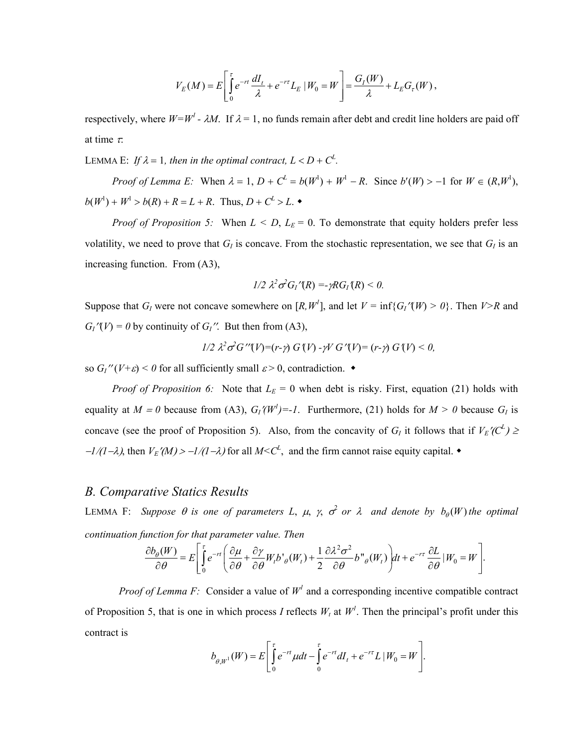$$V_E(M) = E\left[\int_0^\tau e^{-rt}\frac{dI_t}{\lambda} + e^{-r\tau}L_E \mid W_0 = W\right] = \frac{G_I(W)}{\lambda} + L_E G_\tau(W),$$

respectively, where $W=W^1 - \lambda M$. If $\lambda = 1$, no funds remain after debt and credit line holders are paid off at time $\tau$.

LEMMA E: *If $\lambda = 1$, then in the optimal contract, $L < D + C^L$.*

*Proof of Lemma E:* When $\lambda = 1$, $D + C^L = b(W^1) + W^1 - R$. Since $b'(W) > -1$ for $W \in (R,W^1)$, $b(W^1) + W^1 > b(R) + R = L + R$. Thus, $D + C^L > L$. ◆

*Proof of Proposition 5:* When $L < D$, $L_E = 0$. To demonstrate that equity holders prefer less volatility, we need to prove that $G_I$ is concave. From the stochastic representation, we see that $G_I$ is an increasing function. From (A3),

$$1/2\ \lambda^2\sigma^2 G_I''(R) = -\gamma R G_I'(R) < 0.$$

Suppose that $G_I$ were not concave somewhere on $[R,W^1]$, and let $V = \inf\{G_I''(W) > 0\}$. Then $V>R$ and $G_I''(V) = 0$ by continuity of $G_I''$. But then from (A3),

$$1/2\ \lambda^2\sigma^2 G'''(V) = (r-\gamma)\ G'(V) - \gamma V\ G''(V) = (r-\gamma)\ G'(V) < 0,$$

so $G_I''(V+\varepsilon) < 0$ for all sufficiently small $\varepsilon > 0$, contradiction. ◆

*Proof of Proposition 6:* Note that $L_E = 0$ when debt is risky. First, equation (21) holds with equality at $M = 0$ because from (A3), $G_I'(W^1) = -1$. Furthermore, (21) holds for $M > 0$ because $G_I$ is concave (see the proof of Proposition 5). Also, from the concavity of $G_I$ it follows that if $V_E'(C^L) \geq -1/(1-\lambda)$, then $V_E'(M) > -1/(1-\lambda)$ for all $M<C^L$, and the firm cannot raise equity capital. ◆

## *B. Comparative Statics Results*

LEMMA F: *Suppose $\theta$ is one of parameters $L$, $\mu$, $\gamma$, $\sigma^2$ or $\lambda$ and denote by $b_\theta(W)$ the optimal continuation function for that parameter value. Then*

$$\frac{\partial b_\theta(W)}{\partial\theta} = E\left[\int_0^\tau e^{-rt}\left(\frac{\partial\mu}{\partial\theta} + \frac{\partial\gamma}{\partial\theta}W_t b'_\theta(W_t) + \frac{1}{2}\frac{\partial\lambda^2\sigma^2}{\partial\theta}b''_\theta(W_t)\right)dt + e^{-r\tau}\frac{\partial L}{\partial\theta} \mid W_0 = W\right].$$

*Proof of Lemma F:* Consider a value of $W^1$ and a corresponding incentive compatible contract of Proposition 5, that is one in which process $I$ reflects $W_t$ at $W^1$. Then the principal's profit under this contract is

$$b_{\theta,W^1}(W) = E\left[\int_0^\tau e^{-rt}\mu dt - \int_0^\tau e^{-rt}dI_t + e^{-r\tau}L \mid W_0 = W\right].$$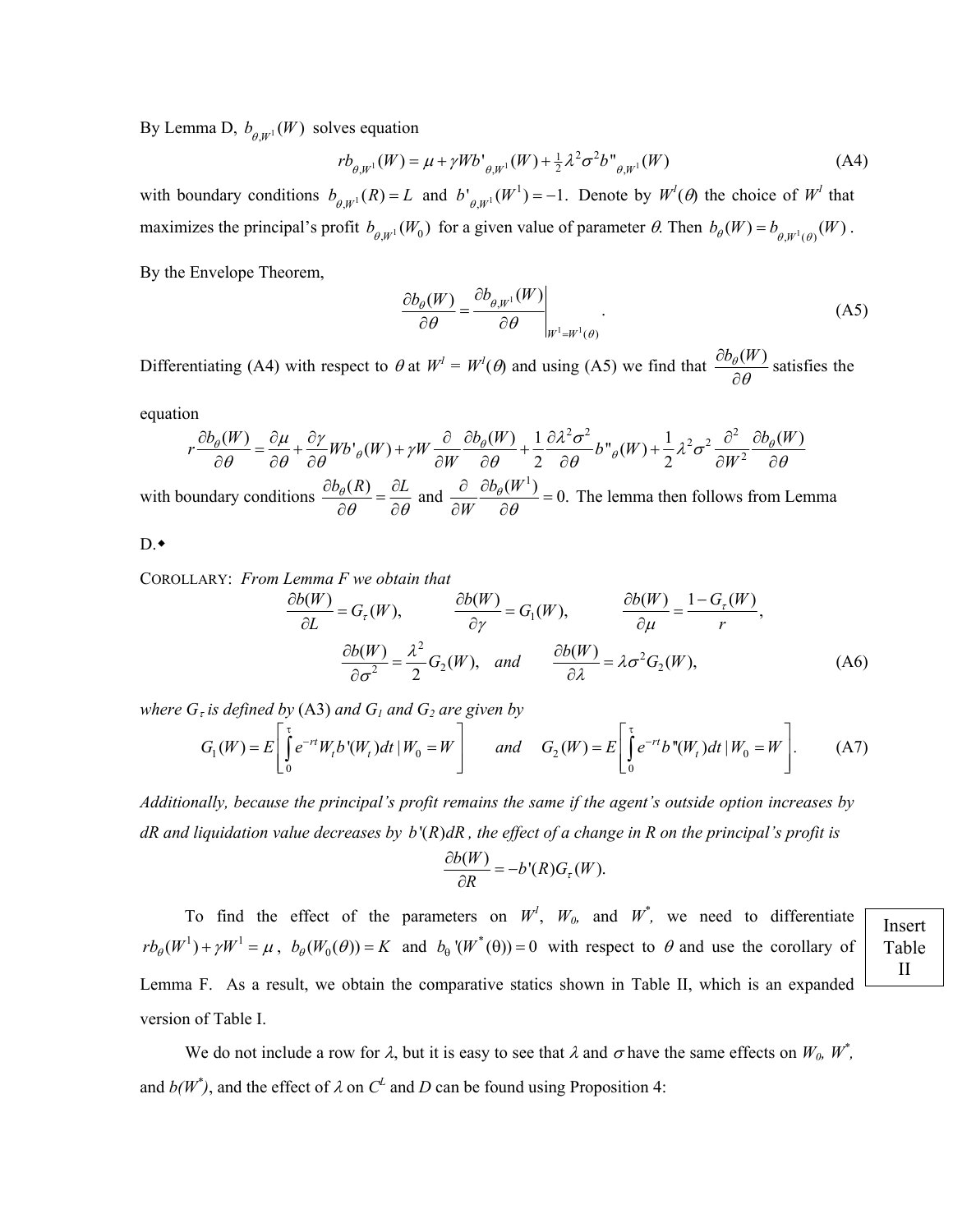By Lemma D, $b_{\theta,W^1}(W)$ solves equation

$$r b_{\theta,W^1}(W) = \mu + \gamma W b'_{\theta,W^1}(W) + \tfrac{1}{2}\lambda^2\sigma^2 b''_{\theta,W^1}(W) \tag{A4}$$

with boundary conditions $b_{\theta,W^1}(R) = L$ and $b'_{\theta,W^1}(W^1) = -1$. Denote by $W^1(\theta)$ the choice of $W^1$ that maximizes the principal's profit $b_{\theta,W^1}(W_0)$ for a given value of parameter $\theta$. Then $b_\theta(W) = b_{\theta,W^1(\theta)}(W)$.

By the Envelope Theorem,

$$\frac{\partial b_\theta(W)}{\partial \theta} = \left.\frac{\partial b_{\theta,W^1}(W)}{\partial \theta}\right|_{W^1 = W^1(\theta)}. \tag{A5}$$

Differentiating (A4) with respect to $\theta$ at $W^1 = W^1(\theta)$ and using (A5) we find that $\frac{\partial b_\theta(W)}{\partial \theta}$ satisfies the equation

$$r\frac{\partial b_\theta(W)}{\partial \theta} = \frac{\partial \mu}{\partial \theta} + \frac{\partial \gamma}{\partial \theta} W b'_\theta(W) + \gamma W \frac{\partial}{\partial W}\frac{\partial b_\theta(W)}{\partial \theta} + \frac{1}{2}\frac{\partial \lambda^2\sigma^2}{\partial \theta} b''_\theta(W) + \frac{1}{2}\lambda^2\sigma^2 \frac{\partial^2}{\partial W^2}\frac{\partial b_\theta(W)}{\partial \theta}$$

with boundary conditions $\frac{\partial b_\theta(R)}{\partial \theta} = \frac{\partial L}{\partial \theta}$ and $\frac{\partial}{\partial W}\frac{\partial b_\theta(W^1)}{\partial \theta} = 0$. The lemma then follows from Lemma D.◆

COROLLARY: *From Lemma F we obtain that*

$$\frac{\partial b(W)}{\partial L} = G_\tau(W), \qquad \frac{\partial b(W)}{\partial \gamma} = G_1(W), \qquad \frac{\partial b(W)}{\partial \mu} = \frac{1 - G_\tau(W)}{r},$$

$$\frac{\partial b(W)}{\partial \sigma^2} = \frac{\lambda^2}{2} G_2(W), \quad \text{and} \qquad \frac{\partial b(W)}{\partial \lambda} = \lambda\sigma^2 G_2(W), \tag{A6}$$

*where $G_\tau$ is defined by* (A3) *and $G_1$ and $G_2$ are given by*

$$G_1(W) = E\left[\int_0^\tau e^{-rt} W_t b'(W_t)\,dt \mid W_0 = W\right] \qquad \text{and} \qquad G_2(W) = E\left[\int_0^\tau e^{-rt} b''(W_t)\,dt \mid W_0 = W\right]. \tag{A7}$$

*Additionally, because the principal's profit remains the same if the agent's outside option increases by dR and liquidation value decreases by $b'(R)dR$, the effect of a change in R on the principal's profit is*

$$\frac{\partial b(W)}{\partial R} = -b'(R) G_\tau(W).$$

To find the effect of the parameters on $W^1$, $W_0$, and $W^*$, we need to differentiate $r b_\theta(W^1) + \gamma W^1 = \mu$, $b_\theta(W_0(\theta)) = K$ and $b_\theta'(W^*(\theta)) = 0$ with respect to $\theta$ and use the corollary of Lemma F. As a result, we obtain the comparative statics shown in Table II, which is an expanded version of Table I.

Insert Table II

We do not include a row for $\lambda$, but it is easy to see that $\lambda$ and $\sigma$ have the same effects on $W_0$, $W^*$, and $b(W^*)$, and the effect of $\lambda$ on $C^L$ and $D$ can be found using Proposition 4: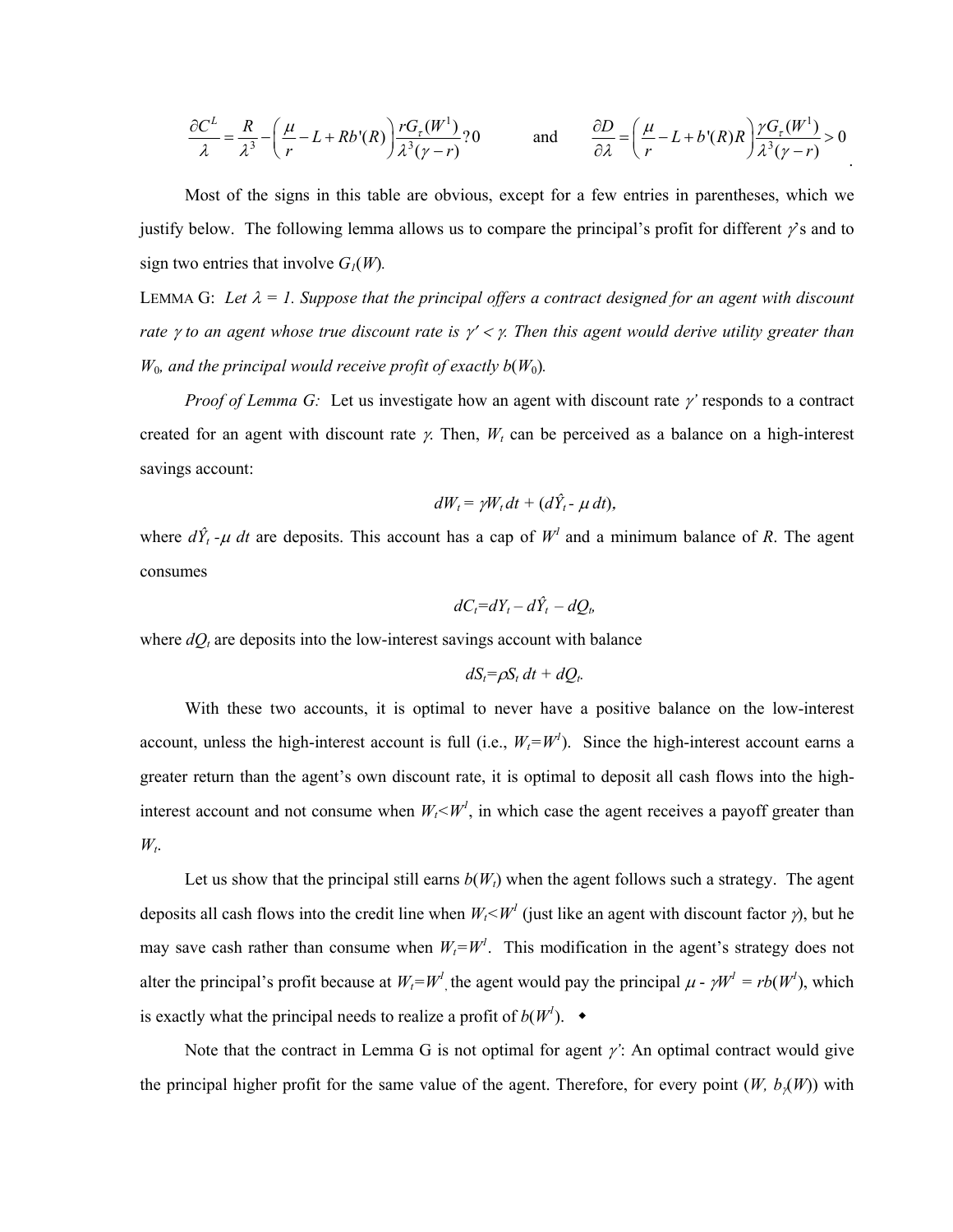$$\frac{\partial C^L}{\lambda} = \frac{R}{\lambda^3} - \left(\frac{\mu}{r} - L + Rb'(R)\right)\frac{rG_\tau(W^1)}{\lambda^3(\gamma - r)} ? 0 \qquad \text{and} \qquad \frac{\partial D}{\partial \lambda} = \left(\frac{\mu}{r} - L + b'(R)R\right)\frac{\gamma G_\tau(W^1)}{\lambda^3(\gamma - r)} > 0$$

Most of the signs in this table are obvious, except for a few entries in parentheses, which we justify below. The following lemma allows us to compare the principal's profit for different $\gamma$'s and to sign two entries that involve $G_1(W)$.

LEMMA G: *Let $\lambda = 1$. Suppose that the principal offers a contract designed for an agent with discount rate $\gamma$ to an agent whose true discount rate is $\gamma' < \gamma$. Then this agent would derive utility greater than $W_0$, and the principal would receive profit of exactly $b(W_0)$.*

*Proof of Lemma G:* Let us investigate how an agent with discount rate $\gamma'$ responds to a contract created for an agent with discount rate $\gamma$. Then, $W_t$ can be perceived as a balance on a high-interest savings account:

$$dW_t = \gamma W_t\, dt + (d\hat{Y}_t - \mu\, dt),$$

where $d\hat{Y}_t - \mu\, dt$ are deposits. This account has a cap of $W^1$ and a minimum balance of $R$. The agent consumes

$$dC_t = dY_t - d\hat{Y}_t - dQ_t,$$

where $dQ_t$ are deposits into the low-interest savings account with balance

$$dS_t = \rho S_t\, dt + dQ_t.$$

With these two accounts, it is optimal to never have a positive balance on the low-interest account, unless the high-interest account is full (i.e., $W_t = W^1$). Since the high-interest account earns a greater return than the agent's own discount rate, it is optimal to deposit all cash flows into the high-interest account and not consume when $W_t < W^1$, in which case the agent receives a payoff greater than $W_t$.

Let us show that the principal still earns $b(W_t)$ when the agent follows such a strategy. The agent deposits all cash flows into the credit line when $W_t < W^1$ (just like an agent with discount factor $\gamma$), but he may save cash rather than consume when $W_t = W^1$. This modification in the agent's strategy does not alter the principal's profit because at $W_t = W^1$, the agent would pay the principal $\mu - \gamma W^1 = rb(W^1)$, which is exactly what the principal needs to realize a profit of $b(W^1)$. ◆

Note that the contract in Lemma G is not optimal for agent $\gamma'$: An optimal contract would give the principal higher profit for the same value of the agent. Therefore, for every point $(W, b_\gamma(W))$ with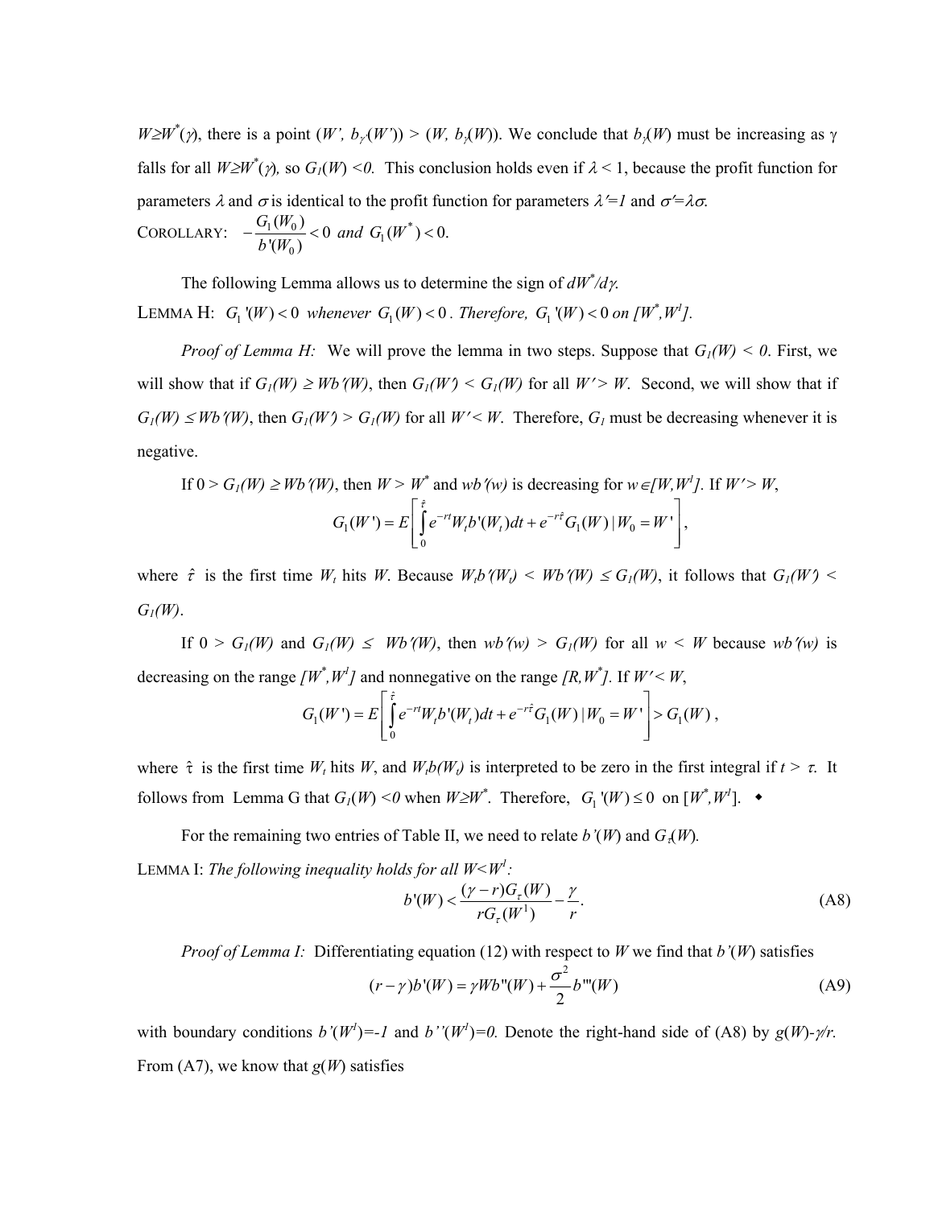$W \geq W^*(\gamma)$, there is a point $(W', b_{\gamma'}(W')) > (W, b_\gamma(W))$. We conclude that $b_\gamma(W)$ must be increasing as γ falls for all $W \geq W^*(\gamma)$, so $G_1(W) < 0$. This conclusion holds even if $\lambda < 1$, because the profit function for parameters $\lambda$ and $\sigma$ is identical to the profit function for parameters $\lambda' = 1$ and $\sigma' = \lambda\sigma$.

COROLLARY: $-\dfrac{G_1(W_0)}{b'(W_0)} < 0$ *and* $G_1(W^*) < 0.$

The following Lemma allows us to determine the sign of $dW^*/d\gamma$.

LEMMA H: *$G_1'(W) < 0$ whenever $G_1(W) < 0$. Therefore, $G_1'(W) < 0$ on $[W^*, W^1]$.*

*Proof of Lemma H:* We will prove the lemma in two steps. Suppose that $G_1(W) < 0$. First, we will show that if $G_1(W) \geq Wb'(W)$, then $G_1(W') < G_1(W)$ for all $W' > W$. Second, we will show that if $G_1(W) \leq Wb'(W)$, then $G_1(W') > G_1(W)$ for all $W' < W$. Therefore, $G_1$ must be decreasing whenever it is negative.

If $0 > G_1(W) \geq Wb'(W)$, then $W > W^*$ and $wb'(w)$ is decreasing for $w \in [W, W^1]$. If $W' > W$,

$$G_1(W') = E\left[\int_0^{\hat{\tau}} e^{-rt} W_t b'(W_t)\,dt + e^{-r\hat{\tau}} G_1(W) \mid W_0 = W'\right],$$

where $\hat{\tau}$ is the first time $W_t$ hits $W$. Because $W_t b'(W_t) < Wb'(W) \leq G_1(W)$, it follows that $G_1(W') < G_1(W)$.

If $0 > G_1(W)$ and $G_1(W) \leq Wb'(W)$, then $wb'(w) > G_1(W)$ for all $w < W$ because $wb'(w)$ is decreasing on the range $[W^*, W^1]$ and nonnegative on the range $[R, W^*]$. If $W' < W$,

$$G_1(W') = E\left[\int_0^{\hat{\tau}} e^{-rt} W_t b'(W_t)\,dt + e^{-r\hat{\tau}} G_1(W) \mid W_0 = W'\right] > G_1(W),$$

where $\hat{\tau}$ is the first time $W_t$ hits $W$, and $W_t b(W_t)$ is interpreted to be zero in the first integral if $t > \tau$. It follows from Lemma G that $G_1(W) < 0$ when $W \geq W^*$. Therefore, $G_1'(W) \leq 0$ on $[W^*, W^1]$. ◆

For the remaining two entries of Table II, we need to relate $b'(W)$ and $G_\tau(W)$.

LEMMA I: *The following inequality holds for all $W < W^1$:*

$$b'(W) < \frac{(\gamma - r)G_\tau(W)}{rG_\tau(W^1)} - \frac{\gamma}{r}. \tag{A8}$$

*Proof of Lemma I:* Differentiating equation (12) with respect to $W$ we find that $b'(W)$ satisfies

$$(r - \gamma)b'(W) = \gamma W b''(W) + \frac{\sigma^2}{2} b'''(W) \tag{A9}$$

with boundary conditions $b'(W^1) = -1$ and $b''(W^1) = 0$. Denote the right-hand side of (A8) by $g(W) - \gamma/r$. From (A7), we know that $g(W)$ satisfies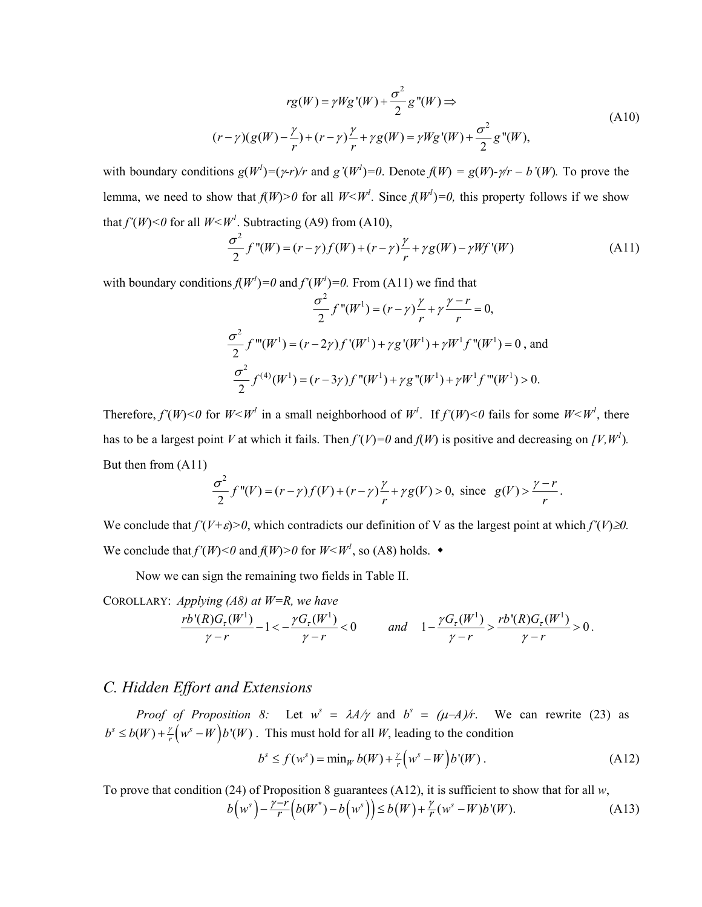$$
\begin{aligned}
& rg(W) = \gamma W g'(W) + \frac{\sigma^2}{2} g''(W) \Rightarrow \\
& (r-\gamma)(g(W) - \frac{\gamma}{r}) + (r-\gamma)\frac{\gamma}{r} + \gamma g(W) = \gamma W g'(W) + \frac{\sigma^2}{2} g''(W),
\end{aligned}
\tag{A10}
$$

with boundary conditions $g(W^1)=(\gamma-r)/r$ and $g'(W^1)=0$. Denote $f(W) = g(W)-\gamma/r - b'(W)$. To prove the lemma, we need to show that $f(W)>0$ for all $W<W^1$. Since $f(W^1)=0$, this property follows if we show that $f'(W)<0$ for all $W<W^1$. Subtracting (A9) from (A10),

$$
\frac{\sigma^2}{2} f''(W) = (r-\gamma) f(W) + (r-\gamma)\frac{\gamma}{r} + \gamma g(W) - \gamma W f'(W)
\tag{A11}
$$

with boundary conditions $f(W^1)=0$ and $f'(W^1)=0$. From (A11) we find that

$$
\frac{\sigma^2}{2} f''(W^1) = (r-\gamma)\frac{\gamma}{r} + \gamma\frac{\gamma-r}{r} = 0,
$$

$$
\frac{\sigma^2}{2} f'''(W^1) = (r-2\gamma) f'(W^1) + \gamma g'(W^1) + \gamma W^1 f''(W^1) = 0 \text{, and}
$$

$$
\frac{\sigma^2}{2} f^{(4)}(W^1) = (r-3\gamma) f''(W^1) + \gamma g''(W^1) + \gamma W^1 f'''(W^1) > 0.
$$

Therefore, $f'(W)<0$ for $W<W^1$ in a small neighborhood of $W^1$. If $f'(W)<0$ fails for some $W<W^1$, there has to be a largest point $V$ at which it fails. Then $f'(V)=0$ and $f(W)$ is positive and decreasing on $[V,W^1)$. But then from (A11)

$$
\frac{\sigma^2}{2} f''(V) = (r-\gamma) f(V) + (r-\gamma)\frac{\gamma}{r} + \gamma g(V) > 0, \text{ since } \; g(V) > \frac{\gamma-r}{r}.
$$

We conclude that $f'(V+\varepsilon)>0$, which contradicts our definition of V as the largest point at which $f'(V)\geq 0$. We conclude that $f'(W)<0$ and $f(W)>0$ for $W<W^1$, so (A8) holds. ◆

Now we can sign the remaining two fields in Table II.

COROLLARY: *Applying (A8) at W=R, we have*

$$
\frac{rb'(R)G_\tau(W^1)}{\gamma-r} - 1 < -\frac{\gamma G_\tau(W^1)}{\gamma-r} < 0 \qquad \textit{and} \quad 1 - \frac{\gamma G_\tau(W^1)}{\gamma-r} > \frac{rb'(R)G_\tau(W^1)}{\gamma-r} > 0 .
$$

## *C. Hidden Effort and Extensions*

*Proof of Proposition 8:* Let $w^s = \lambda A/\gamma$ and $b^s = (\mu-A)/r$. We can rewrite (23) as $b^s \leq b(W) + \frac{\gamma}{r}\left(w^s - W\right)b'(W)$. This must hold for all $W$, leading to the condition

$$
b^s \leq f(w^s) = \min_W b(W) + \tfrac{\gamma}{r}\left(w^s - W\right)b'(W) .
\tag{A12}
$$

To prove that condition (24) of Proposition 8 guarantees (A12), it is sufficient to show that for all $w$,

$$
b\left(w^s\right) - \tfrac{\gamma-r}{r}\left(b(W^*) - b\left(w^s\right)\right) \leq b\left(W\right) + \tfrac{\gamma}{r}(w^s - W)b'(W).
\tag{A13}
$$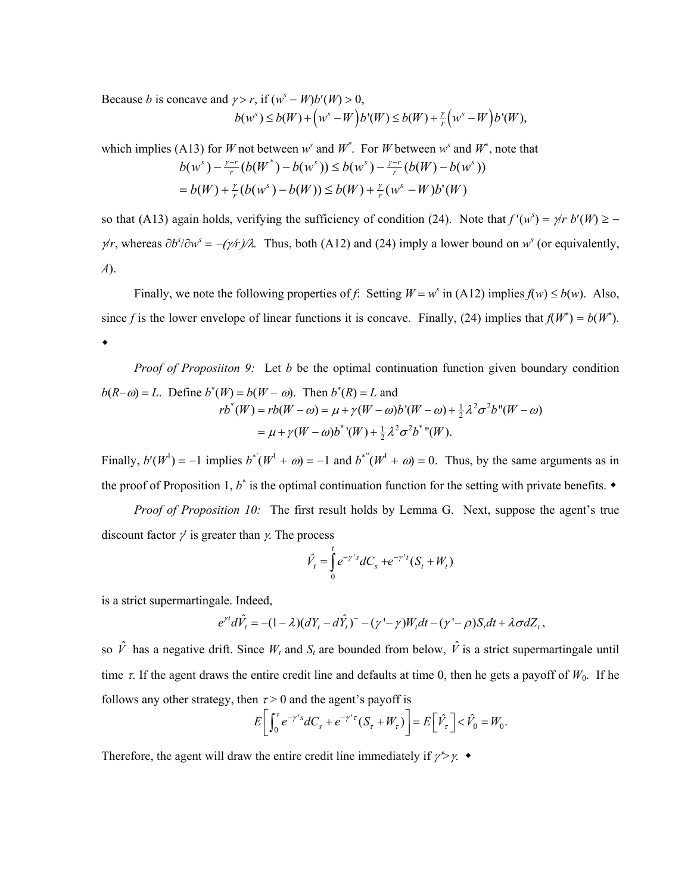Because $b$ is concave and $\gamma > r$, if $(w^s - W)b'(W) > 0$,

$$b(w^s) \le b(W) + \left(w^s - W\right)b'(W) \le b(W) + \tfrac{\gamma}{r}\left(w^s - W\right)b'(W),$$

which implies (A13) for $W$ not between $w^s$ and $W^*$. For $W$ between $w^s$ and $W^*$, note that

$$\begin{aligned} b(w^s) - \tfrac{\gamma - r}{r}(b(W^*) - b(w^s)) &\le b(w^s) - \tfrac{\gamma - r}{r}(b(W) - b(w^s)) \\ &= b(W) + \tfrac{\gamma}{r}(b(w^s) - b(W)) \le b(W) + \tfrac{\gamma}{r}(w^s - W)b'(W) \end{aligned}$$

so that (A13) again holds, verifying the sufficiency of condition (24). Note that $f'(w^s) = \gamma/r\ b'(W) \ge -\gamma/r$, whereas $\partial b^s/\partial w^s = -(\gamma/r)/\lambda$. Thus, both (A12) and (24) imply a lower bound on $w^s$ (or equivalently, $A$).

Finally, we note the following properties of $f$: Setting $W = w^s$ in (A12) implies $f(w) \le b(w)$. Also, since $f$ is the lower envelope of linear functions it is concave. Finally, (24) implies that $f(W^*) = b(W^*)$. ◆

*Proof of Propositiion 9:* Let $b$ be the optimal continuation function given boundary condition $b(R-\omega) = L$. Define $b^*(W) = b(W - \omega)$. Then $b^*(R) = L$ and

$$\begin{aligned} rb^*(W) = rb(W - \omega) &= \mu + \gamma(W - \omega)b'(W - \omega) + \tfrac{1}{2}\lambda^2\sigma^2 b''(W - \omega) \\ &= \mu + \gamma(W - \omega)b^{*}{}'(W) + \tfrac{1}{2}\lambda^2\sigma^2 b^{*}{}''(W). \end{aligned}$$

Finally, $b'(W^1) = -1$ implies $b^{*'}(W^1 + \omega) = -1$ and $b^{*''}(W^1 + \omega) = 0$. Thus, by the same arguments as in the proof of Proposition 1, $b^*$ is the optimal continuation function for the setting with private benefits. ◆

*Proof of Proposition 10:* The first result holds by Lemma G. Next, suppose the agent's true discount factor $\gamma'$ is greater than $\gamma$. The process

$$\hat{V}_t = \int_0^t e^{-\gamma' s} dC_s + e^{-\gamma' t}(S_t + W_t)$$

is a strict supermartingale. Indeed,

$$e^{\gamma' t} d\hat{V}_t = -(1-\lambda)(dY_t - d\hat{Y}_t)^- - (\gamma' - \gamma)W_t dt - (\gamma' - \rho)S_t dt + \lambda\sigma dZ_t,$$

so $\hat{V}$ has a negative drift. Since $W_t$ and $S_t$ are bounded from below, $\hat{V}$ is a strict supermartingale until time $\tau$. If the agent draws the entire credit line and defaults at time 0, then he gets a payoff of $W_0$. If he follows any other strategy, then $\tau > 0$ and the agent's payoff is

$$E\left[\int_0^\tau e^{-\gamma' s} dC_s + e^{-\gamma' \tau}(S_\tau + W_\tau)\right] = E\left[\hat{V}_\tau\right] < \hat{V}_0 = W_0.$$

Therefore, the agent will draw the entire credit line immediately if $\gamma' > \gamma$. ◆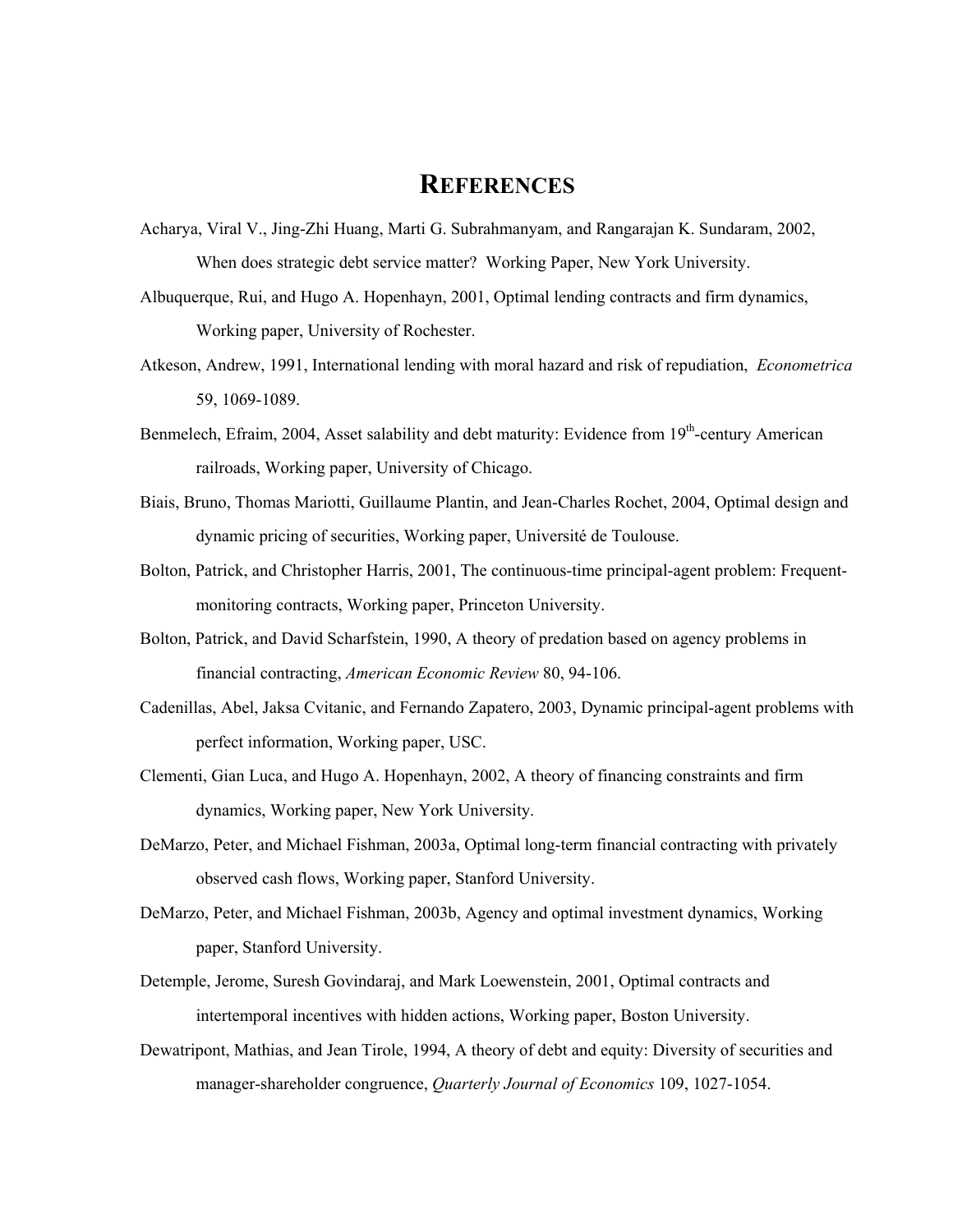# REFERENCES

Acharya, Viral V., Jing-Zhi Huang, Marti G. Subrahmanyam, and Rangarajan K. Sundaram, 2002, When does strategic debt service matter? Working Paper, New York University.

Albuquerque, Rui, and Hugo A. Hopenhayn, 2001, Optimal lending contracts and firm dynamics, Working paper, University of Rochester.

Atkeson, Andrew, 1991, International lending with moral hazard and risk of repudiation, *Econometrica* 59, 1069-1089.

Benmelech, Efraim, 2004, Asset salability and debt maturity: Evidence from 19th-century American railroads, Working paper, University of Chicago.

Biais, Bruno, Thomas Mariotti, Guillaume Plantin, and Jean-Charles Rochet, 2004, Optimal design and dynamic pricing of securities, Working paper, Université de Toulouse.

Bolton, Patrick, and Christopher Harris, 2001, The continuous-time principal-agent problem: Frequent-monitoring contracts, Working paper, Princeton University.

Bolton, Patrick, and David Scharfstein, 1990, A theory of predation based on agency problems in financial contracting, *American Economic Review* 80, 94-106.

Cadenillas, Abel, Jaksa Cvitanic, and Fernando Zapatero, 2003, Dynamic principal-agent problems with perfect information, Working paper, USC.

Clementi, Gian Luca, and Hugo A. Hopenhayn, 2002, A theory of financing constraints and firm dynamics, Working paper, New York University.

DeMarzo, Peter, and Michael Fishman, 2003a, Optimal long-term financial contracting with privately observed cash flows, Working paper, Stanford University.

DeMarzo, Peter, and Michael Fishman, 2003b, Agency and optimal investment dynamics, Working paper, Stanford University.

Detemple, Jerome, Suresh Govindaraj, and Mark Loewenstein, 2001, Optimal contracts and intertemporal incentives with hidden actions, Working paper, Boston University.

Dewatripont, Mathias, and Jean Tirole, 1994, A theory of debt and equity: Diversity of securities and manager-shareholder congruence, *Quarterly Journal of Economics* 109, 1027-1054.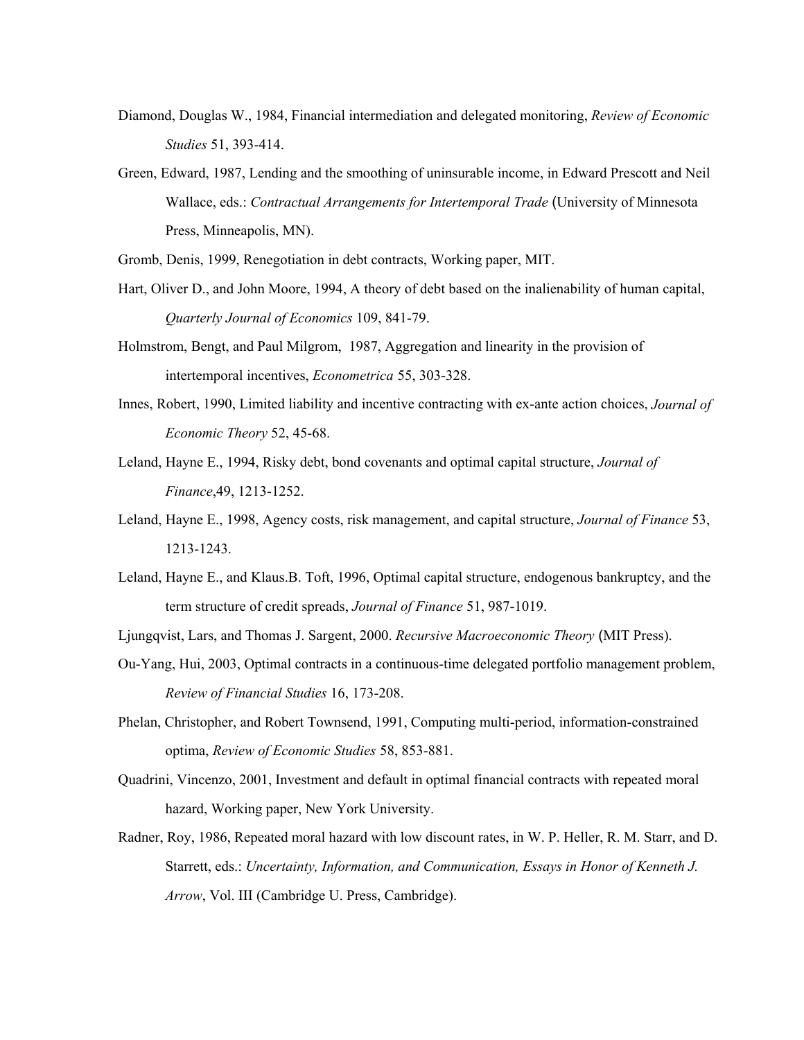Diamond, Douglas W., 1984, Financial intermediation and delegated monitoring, *Review of Economic Studies* 51, 393-414.

Green, Edward, 1987, Lending and the smoothing of uninsurable income, in Edward Prescott and Neil Wallace, eds.: *Contractual Arrangements for Intertemporal Trade* (University of Minnesota Press, Minneapolis, MN).

Gromb, Denis, 1999, Renegotiation in debt contracts, Working paper, MIT.

Hart, Oliver D., and John Moore, 1994, A theory of debt based on the inalienability of human capital, *Quarterly Journal of Economics* 109, 841-79.

Holmstrom, Bengt, and Paul Milgrom, 1987, Aggregation and linearity in the provision of intertemporal incentives, *Econometrica* 55, 303-328.

Innes, Robert, 1990, Limited liability and incentive contracting with ex-ante action choices, *Journal of Economic Theory* 52, 45-68.

Leland, Hayne E., 1994, Risky debt, bond covenants and optimal capital structure, *Journal of Finance*,49, 1213-1252.

Leland, Hayne E., 1998, Agency costs, risk management, and capital structure, *Journal of Finance* 53, 1213-1243.

Leland, Hayne E., and Klaus.B. Toft, 1996, Optimal capital structure, endogenous bankruptcy, and the term structure of credit spreads, *Journal of Finance* 51, 987-1019.

Ljungqvist, Lars, and Thomas J. Sargent, 2000. *Recursive Macroeconomic Theory* (MIT Press).

Ou-Yang, Hui, 2003, Optimal contracts in a continuous-time delegated portfolio management problem, *Review of Financial Studies* 16, 173-208.

Phelan, Christopher, and Robert Townsend, 1991, Computing multi-period, information-constrained optima, *Review of Economic Studies* 58, 853-881.

Quadrini, Vincenzo, 2001, Investment and default in optimal financial contracts with repeated moral hazard, Working paper, New York University.

Radner, Roy, 1986, Repeated moral hazard with low discount rates, in W. P. Heller, R. M. Starr, and D. Starrett, eds.: *Uncertainty, Information, and Communication, Essays in Honor of Kenneth J. Arrow*, Vol. III (Cambridge U. Press, Cambridge).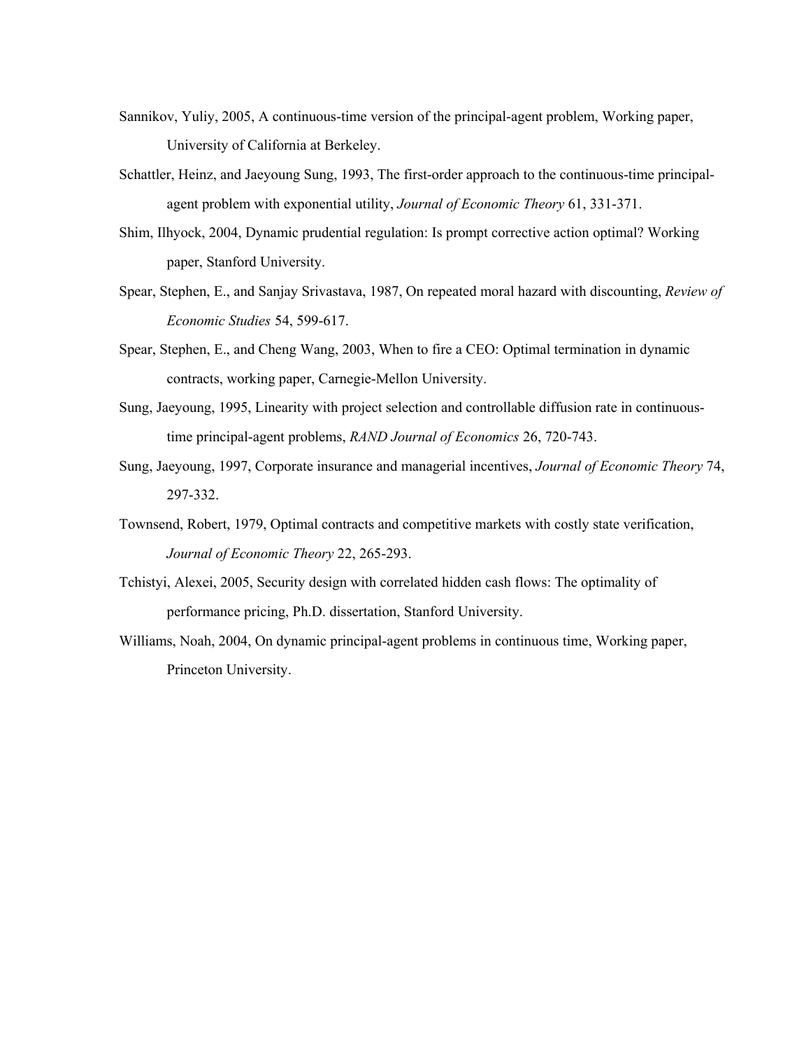Sannikov, Yuliy, 2005, A continuous-time version of the principal-agent problem, Working paper, University of California at Berkeley.

Schattler, Heinz, and Jaeyoung Sung, 1993, The first-order approach to the continuous-time principal-agent problem with exponential utility, *Journal of Economic Theory* 61, 331-371.

Shim, Ilhyock, 2004, Dynamic prudential regulation: Is prompt corrective action optimal? Working paper, Stanford University.

Spear, Stephen, E., and Sanjay Srivastava, 1987, On repeated moral hazard with discounting, *Review of Economic Studies* 54, 599-617.

Spear, Stephen, E., and Cheng Wang, 2003, When to fire a CEO: Optimal termination in dynamic contracts, working paper, Carnegie-Mellon University.

Sung, Jaeyoung, 1995, Linearity with project selection and controllable diffusion rate in continuous-time principal-agent problems, *RAND Journal of Economics* 26, 720-743.

Sung, Jaeyoung, 1997, Corporate insurance and managerial incentives, *Journal of Economic Theory* 74, 297-332.

Townsend, Robert, 1979, Optimal contracts and competitive markets with costly state verification, *Journal of Economic Theory* 22, 265-293.

Tchistyi, Alexei, 2005, Security design with correlated hidden cash flows: The optimality of performance pricing, Ph.D. dissertation, Stanford University.

Williams, Noah, 2004, On dynamic principal-agent problems in continuous time, Working paper, Princeton University.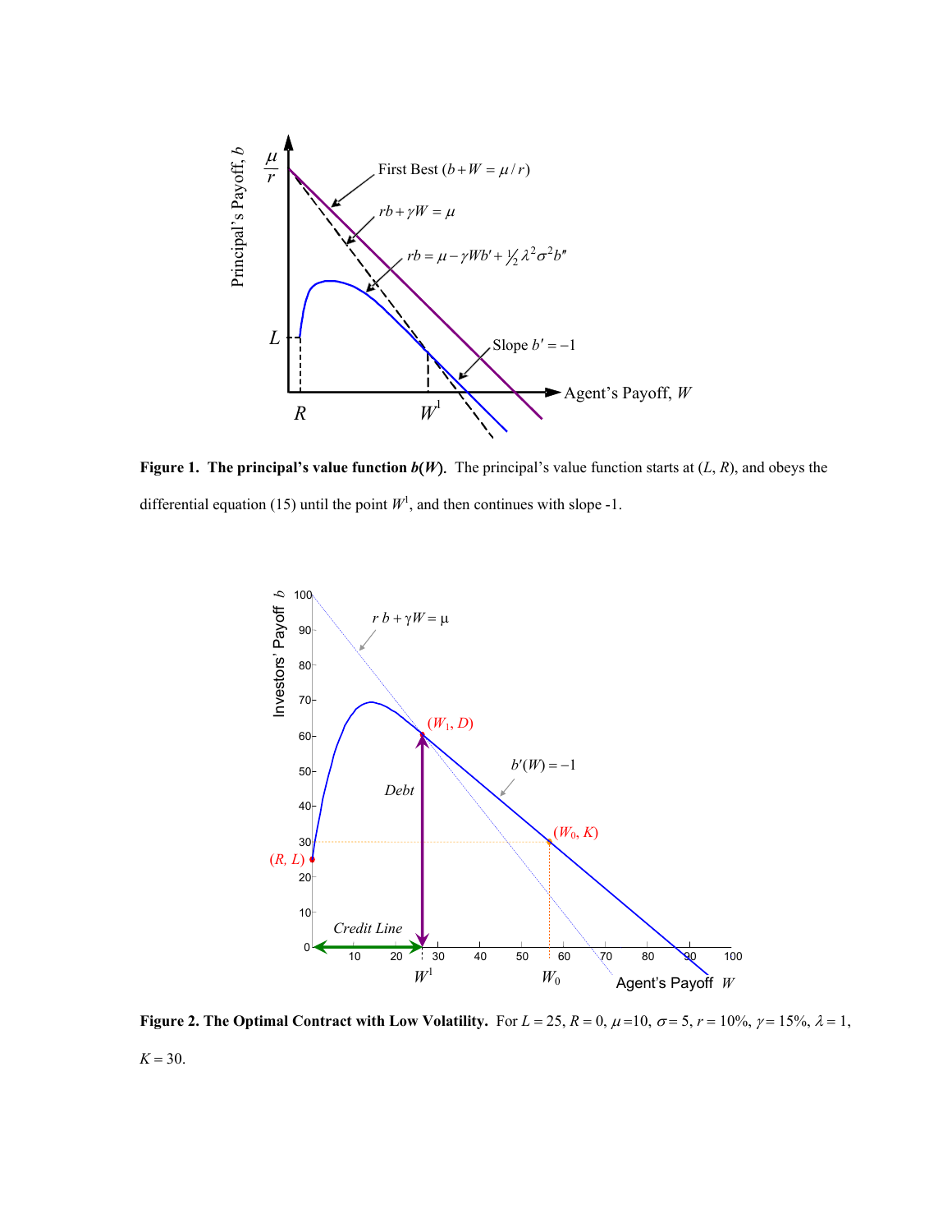**Figure 1. The principal's value function $b(W)$.** The principal's value function starts at $(L, R)$, and obeys the differential equation (15) until the point $W^1$, and then continues with slope -1.

**Figure 2. The Optimal Contract with Low Volatility.** For $L = 25$, $R = 0$, $\mu = 10$, $\sigma = 5$, $r = 10\%$, $\gamma = 15\%$, $\lambda = 1$, $K = 30$.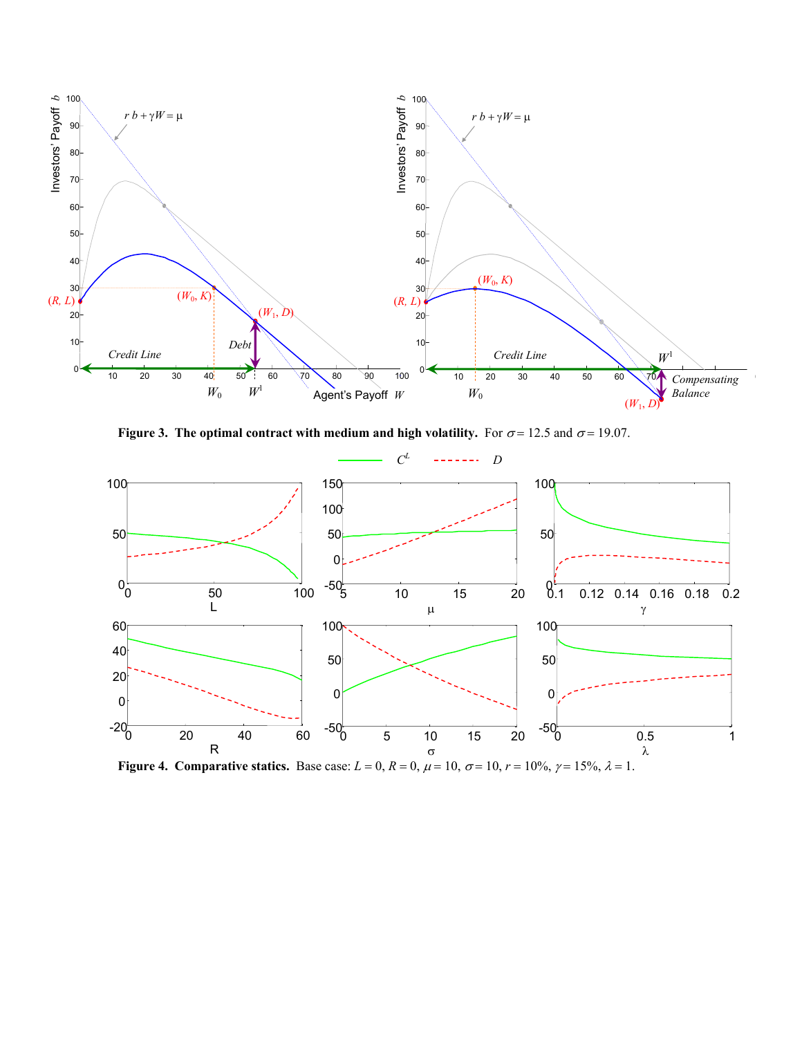**Figure 3. The optimal contract with medium and high volatility.** For $\sigma = 12.5$ and $\sigma = 19.07$.

**Figure 4. Comparative statics.** Base case: $L = 0$, $R = 0$, $\mu = 10$, $\sigma = 10$, $r = 10\%$, $\gamma = 15\%$, $\lambda = 1$.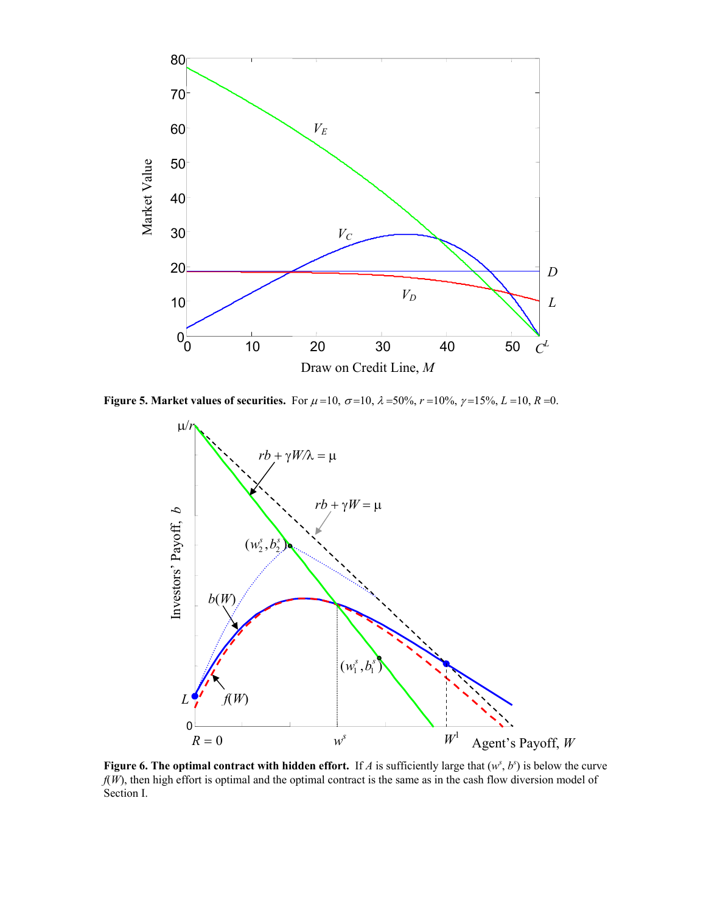**Figure 5. Market values of securities.** For $\mu = 10$, $\sigma = 10$, $\lambda = 50\%$, $r = 10\%$, $\gamma = 15\%$, $L = 10$, $R = 0$.

**Figure 6. The optimal contract with hidden effort.** If $A$ is sufficiently large that $(w^s, b^s)$ is below the curve $f(W)$, then high effort is optimal and the optimal contract is the same as in the cash flow diversion model of Section I.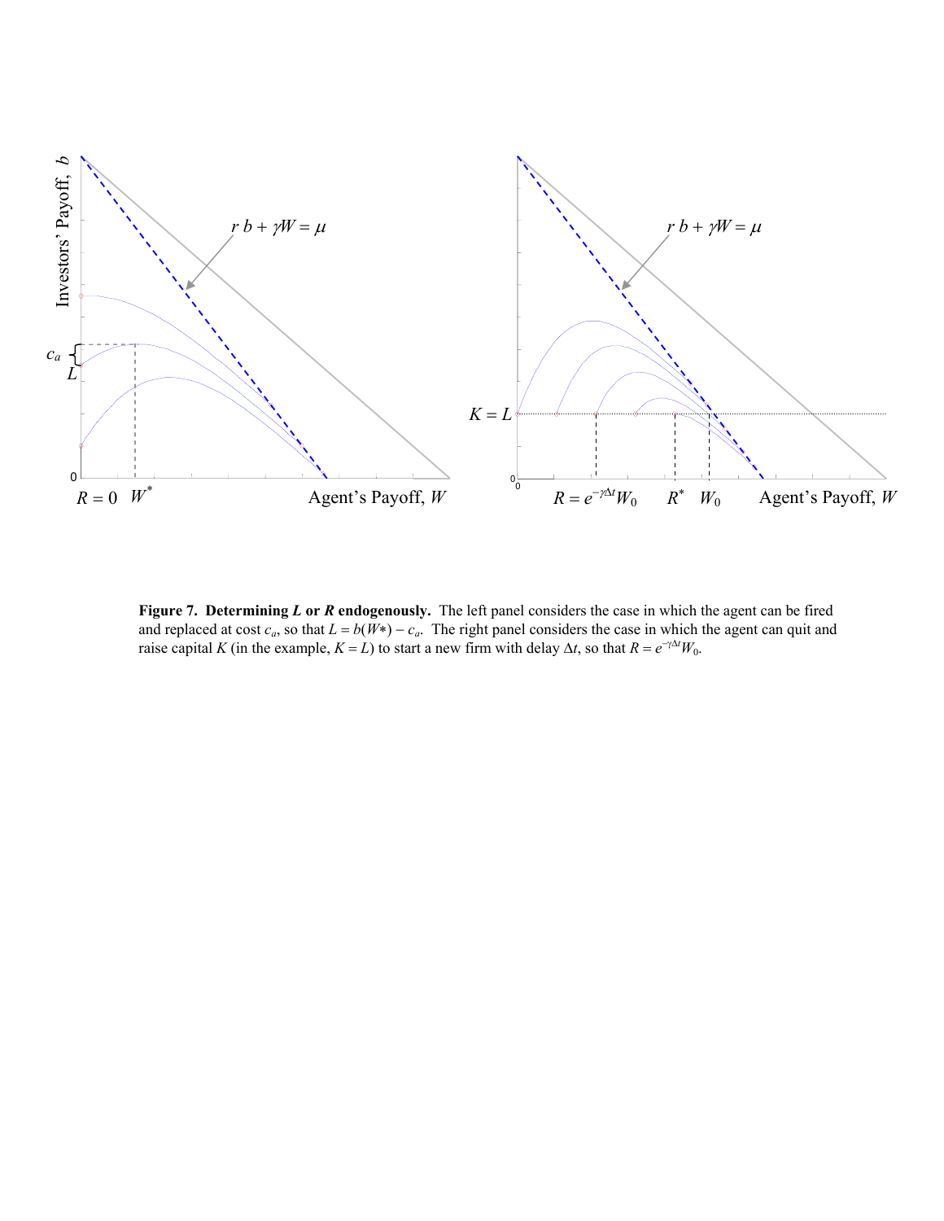**Figure 7. Determining *L* or *R* endogenously.** The left panel considers the case in which the agent can be fired and replaced at cost $c_a$, so that $L = b(W^*) - c_a$. The right panel considers the case in which the agent can quit and raise capital $K$ (in the example, $K = L$) to start a new firm with delay $\Delta t$, so that $R = e^{-\gamma \Delta t} W_0$.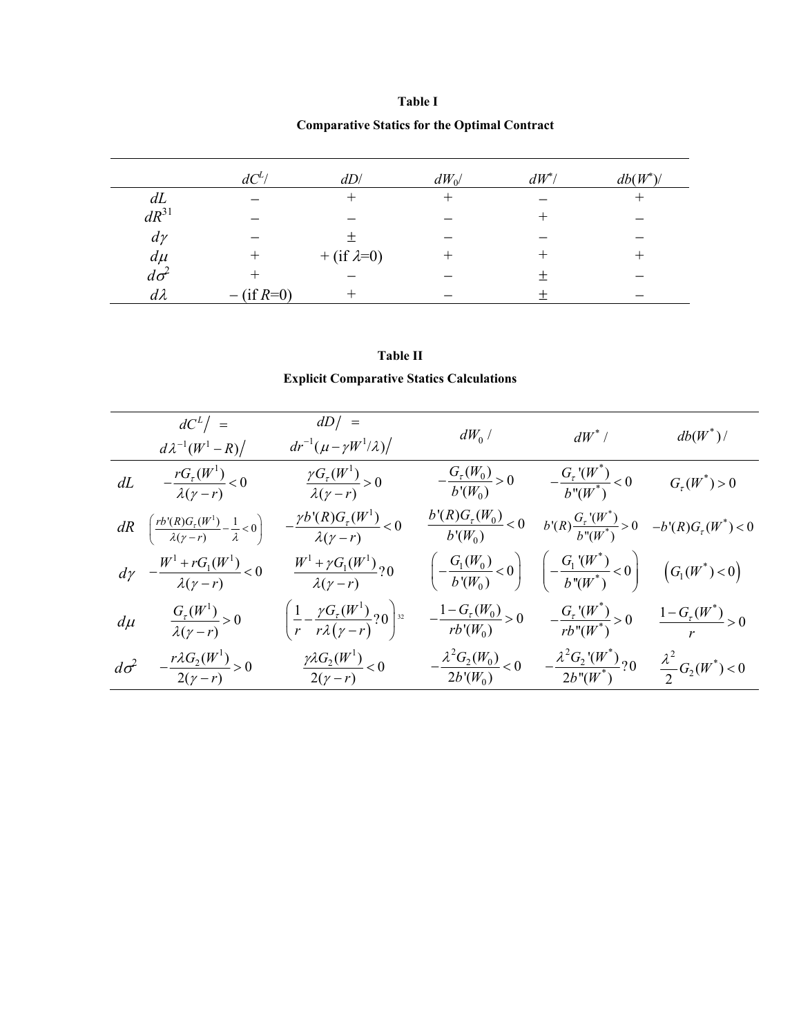**Table I**

**Comparative Statics for the Optimal Contract**

| | $dC^L/$ | $dD/$ | $dW_0/$ | $dW^*/$ | $db(W^*)/$ |
|---|---|---|---|---|---|
| $dL$ | $-$ | $+$ | $+$ | $-$ | $+$ |
| $dR$[31] | $-$ | $-$ | $-$ | $+$ | $-$ |
| $d\gamma$ | $-$ | $\pm$ | $-$ | $-$ | $-$ |
| $d\mu$ | $+$ | $+$ (if $\lambda$=0) | $+$ | $+$ | $+$ |
| $d\sigma^2$ | $+$ | $-$ | $-$ | $\pm$ | $-$ |
| $d\lambda$ | $-$ (if $R$=0) | $+$ | $-$ | $\pm$ | $-$ |

**Table II**

**Explicit Comparative Statics Calculations**

| | $dC^L/ = d\lambda^{-1}(W^1 - R)/$ | $dD/ = dr^{-1}(\mu - \gamma W^1/\lambda)/$ | $dW_0/$ | $dW^*/$ | $db(W^*)/$ |
|---|---|---|---|---|---|
| $dL$ | $-\dfrac{rG_\tau(W^1)}{\lambda(\gamma - r)} < 0$ | $\dfrac{\gamma G_\tau(W^1)}{\lambda(\gamma - r)} > 0$ | $-\dfrac{G_\tau(W_0)}{b'(W_0)} > 0$ | $-\dfrac{G_\tau{}'(W^*)}{b''(W^*)} < 0$ | $G_\tau(W^*) > 0$ |
| $dR$ | $\left(\dfrac{rb'(R)G_\tau(W^1)}{\lambda(\gamma - r)} - \dfrac{1}{\lambda} < 0\right)$ | $-\dfrac{\gamma b'(R)G_\tau(W^1)}{\lambda(\gamma - r)} < 0$ | $\dfrac{b'(R)G_\tau(W_0)}{b'(W_0)} < 0$ | $b'(R)\dfrac{G_\tau{}'(W^*)}{b''(W^*)} > 0$ | $-b'(R)G_\tau(W^*) < 0$ |
| $d\gamma$ | $-\dfrac{W^1 + rG_1(W^1)}{\lambda(\gamma - r)} < 0$ | $\dfrac{W^1 + \gamma G_1(W^1)}{\lambda(\gamma - r)} ? 0$ | $\left(-\dfrac{G_1(W_0)}{b'(W_0)} < 0\right)$ | $\left(-\dfrac{G_1{}'(W^*)}{b''(W^*)} < 0\right)$ | $\left(G_1(W^*) < 0\right)$ |
| $d\mu$ | $\dfrac{G_\tau(W^1)}{\lambda(\gamma - r)} > 0$ | $\left(\dfrac{1}{r} - \dfrac{\gamma G_\tau(W^1)}{r\lambda(\gamma - r)} ? 0\right)$[32] | $-\dfrac{1 - G_\tau(W_0)}{rb'(W_0)} > 0$ | $-\dfrac{G_\tau{}'(W^*)}{rb''(W^*)} > 0$ | $\dfrac{1 - G_\tau(W^*)}{r} > 0$ |
| $d\sigma^2$ | $-\dfrac{r\lambda G_2(W^1)}{2(\gamma - r)} > 0$ | $\dfrac{\gamma\lambda G_2(W^1)}{2(\gamma - r)} < 0$ | $-\dfrac{\lambda^2 G_2(W_0)}{2b'(W_0)} < 0$ | $-\dfrac{\lambda^2 G_2{}'(W^*)}{2b''(W^*)} ? 0$ | $\dfrac{\lambda^2}{2}G_2(W^*) < 0$ |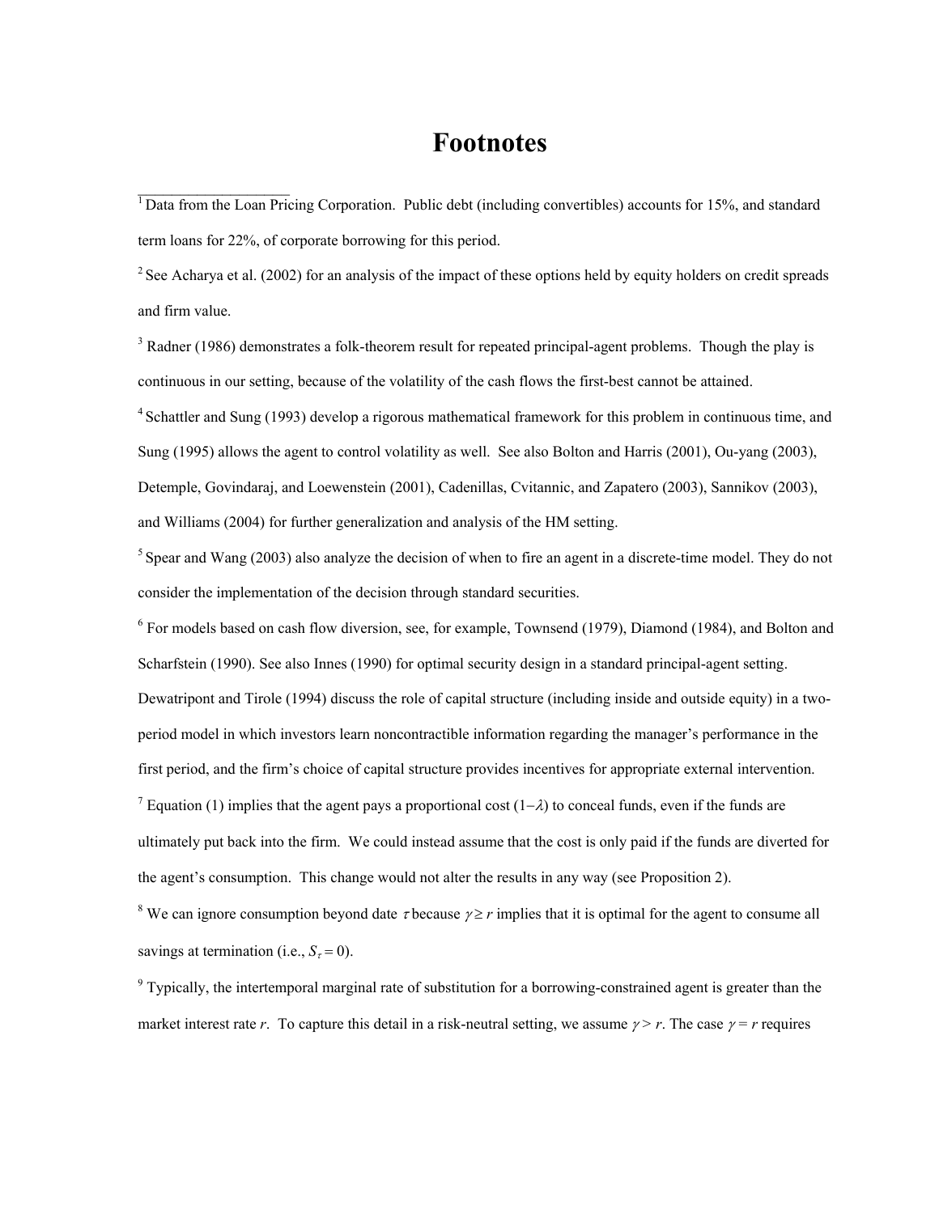# Footnotes

[1] Data from the Loan Pricing Corporation. Public debt (including convertibles) accounts for 15%, and standard term loans for 22%, of corporate borrowing for this period.

[2] See Acharya et al. (2002) for an analysis of the impact of these options held by equity holders on credit spreads and firm value.

[3] Radner (1986) demonstrates a folk-theorem result for repeated principal-agent problems. Though the play is continuous in our setting, because of the volatility of the cash flows the first-best cannot be attained.

[4] Schattler and Sung (1993) develop a rigorous mathematical framework for this problem in continuous time, and Sung (1995) allows the agent to control volatility as well. See also Bolton and Harris (2001), Ou-yang (2003), Detemple, Govindaraj, and Loewenstein (2001), Cadenillas, Cvitannic, and Zapatero (2003), Sannikov (2003), and Williams (2004) for further generalization and analysis of the HM setting.

[5] Spear and Wang (2003) also analyze the decision of when to fire an agent in a discrete-time model. They do not consider the implementation of the decision through standard securities.

[6] For models based on cash flow diversion, see, for example, Townsend (1979), Diamond (1984), and Bolton and Scharfstein (1990). See also Innes (1990) for optimal security design in a standard principal-agent setting. Dewatripont and Tirole (1994) discuss the role of capital structure (including inside and outside equity) in a two-period model in which investors learn noncontractible information regarding the manager's performance in the first period, and the firm's choice of capital structure provides incentives for appropriate external intervention.

[7] Equation (1) implies that the agent pays a proportional cost $(1-\lambda)$ to conceal funds, even if the funds are ultimately put back into the firm. We could instead assume that the cost is only paid if the funds are diverted for the agent's consumption. This change would not alter the results in any way (see Proposition 2).

[8] We can ignore consumption beyond date $\tau$ because $\gamma \geq r$ implies that it is optimal for the agent to consume all savings at termination (i.e., $S_\tau = 0$).

[9] Typically, the intertemporal marginal rate of substitution for a borrowing-constrained agent is greater than the market interest rate $r$. To capture this detail in a risk-neutral setting, we assume $\gamma > r$. The case $\gamma = r$ requires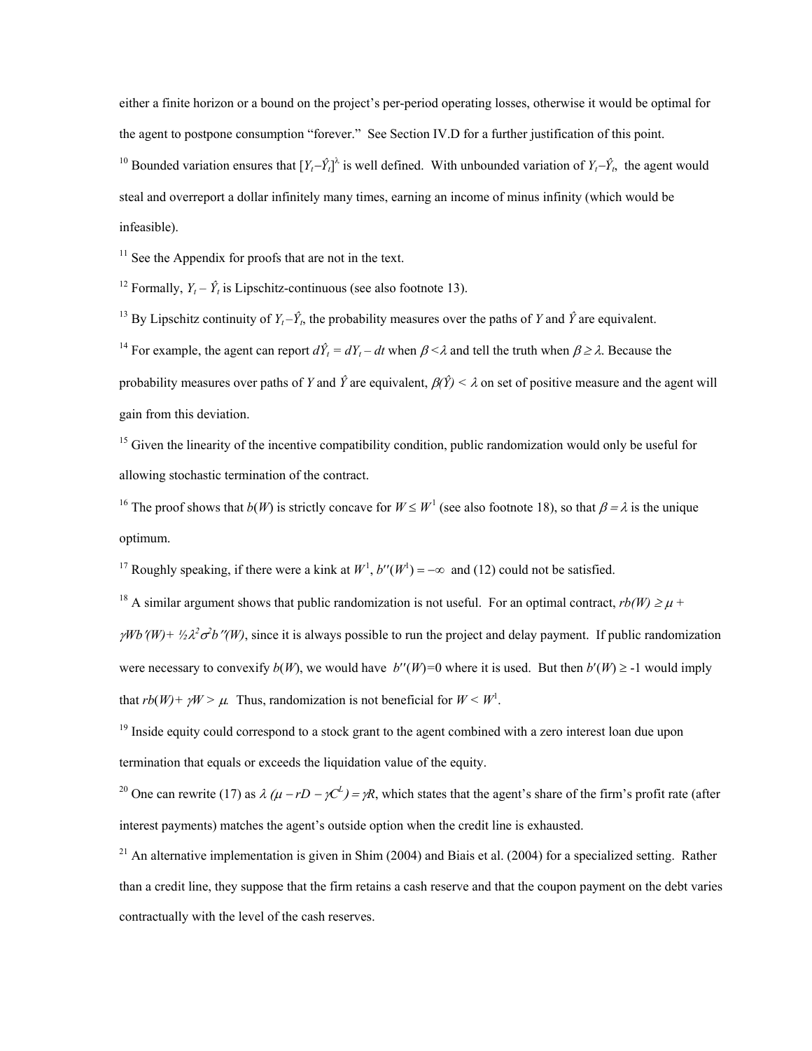either a finite horizon or a bound on the project's per-period operating losses, otherwise it would be optimal for the agent to postpone consumption "forever." See Section IV.D for a further justification of this point.

[10] Bounded variation ensures that $[Y_t - \hat{Y}_t]^{\lambda}$ is well defined. With unbounded variation of $Y_t - \hat{Y}_t$, the agent would steal and overreport a dollar infinitely many times, earning an income of minus infinity (which would be infeasible).

[11] See the Appendix for proofs that are not in the text.

[12] Formally, $Y_t - \hat{Y}_t$ is Lipschitz-continuous (see also footnote 13).

[13] By Lipschitz continuity of $Y_t - \hat{Y}_t$, the probability measures over the paths of $Y$ and $\hat{Y}$ are equivalent.

[14] For example, the agent can report $d\hat{Y}_t = dY_t - dt$ when $\beta < \lambda$ and tell the truth when $\beta \geq \lambda$. Because the probability measures over paths of $Y$ and $\hat{Y}$ are equivalent, $\beta(\hat{Y}) < \lambda$ on set of positive measure and the agent will gain from this deviation.

[15] Given the linearity of the incentive compatibility condition, public randomization would only be useful for allowing stochastic termination of the contract.

[16] The proof shows that $b(W)$ is strictly concave for $W \leq W^1$ (see also footnote 18), so that $\beta = \lambda$ is the unique optimum.

[17] Roughly speaking, if there were a kink at $W^1$, $b''(W^1) = -\infty$ and (12) could not be satisfied.

[18] A similar argument shows that public randomization is not useful. For an optimal contract, $rb(W) \geq \mu + \gamma W b'(W) + \frac{1}{2}\lambda^2\sigma^2 b''(W)$, since it is always possible to run the project and delay payment. If public randomization were necessary to convexify $b(W)$, we would have $b''(W)=0$ where it is used. But then $b'(W) \geq -1$ would imply that $rb(W) + \gamma W > \mu$. Thus, randomization is not beneficial for $W < W^1$.

[19] Inside equity could correspond to a stock grant to the agent combined with a zero interest loan due upon termination that equals or exceeds the liquidation value of the equity.

[20] One can rewrite (17) as $\lambda(\mu - rD - \gamma C^L) = \gamma R$, which states that the agent's share of the firm's profit rate (after interest payments) matches the agent's outside option when the credit line is exhausted.

[21] An alternative implementation is given in Shim (2004) and Biais et al. (2004) for a specialized setting. Rather than a credit line, they suppose that the firm retains a cash reserve and that the coupon payment on the debt varies contractually with the level of the cash reserves.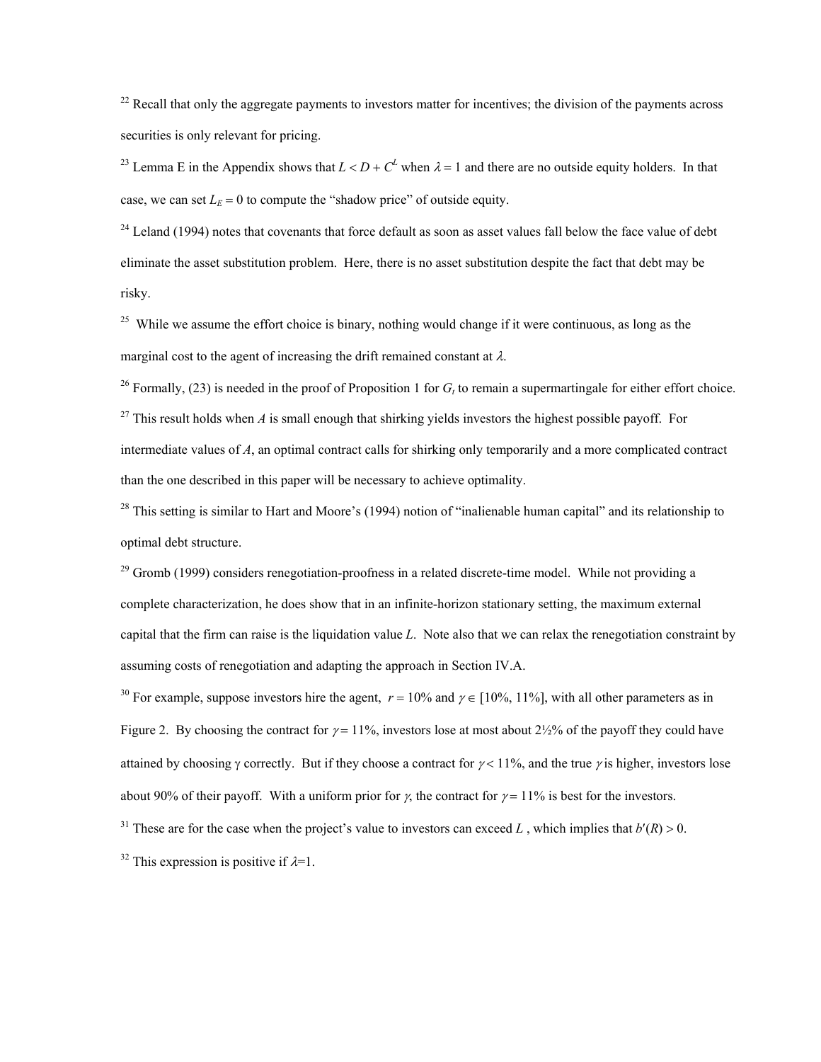[22] Recall that only the aggregate payments to investors matter for incentives; the division of the payments across securities is only relevant for pricing.

[23] Lemma E in the Appendix shows that $L < D + C^L$ when $\lambda = 1$ and there are no outside equity holders. In that case, we can set $L_E = 0$ to compute the "shadow price" of outside equity.

[24] Leland (1994) notes that covenants that force default as soon as asset values fall below the face value of debt eliminate the asset substitution problem. Here, there is no asset substitution despite the fact that debt may be risky.

[25] While we assume the effort choice is binary, nothing would change if it were continuous, as long as the marginal cost to the agent of increasing the drift remained constant at $\lambda$.

[26] Formally, (23) is needed in the proof of Proposition 1 for $G_t$ to remain a supermartingale for either effort choice.

[27] This result holds when $A$ is small enough that shirking yields investors the highest possible payoff. For intermediate values of $A$, an optimal contract calls for shirking only temporarily and a more complicated contract than the one described in this paper will be necessary to achieve optimality.

[28] This setting is similar to Hart and Moore's (1994) notion of "inalienable human capital" and its relationship to optimal debt structure.

[29] Gromb (1999) considers renegotiation-proofness in a related discrete-time model. While not providing a complete characterization, he does show that in an infinite-horizon stationary setting, the maximum external capital that the firm can raise is the liquidation value $L$. Note also that we can relax the renegotiation constraint by assuming costs of renegotiation and adapting the approach in Section IV.A.

[30] For example, suppose investors hire the agent, $r = 10\%$ and $\gamma \in [10\%, 11\%]$, with all other parameters as in Figure 2. By choosing the contract for $\gamma = 11\%$, investors lose at most about 2½% of the payoff they could have attained by choosing $\gamma$ correctly. But if they choose a contract for $\gamma < 11\%$, and the true $\gamma$ is higher, investors lose about 90% of their payoff. With a uniform prior for $\gamma$, the contract for $\gamma = 11\%$ is best for the investors.

[31] These are for the case when the project's value to investors can exceed $L$ , which implies that $b'(R) > 0$.

[32] This expression is positive if $\lambda$=1.